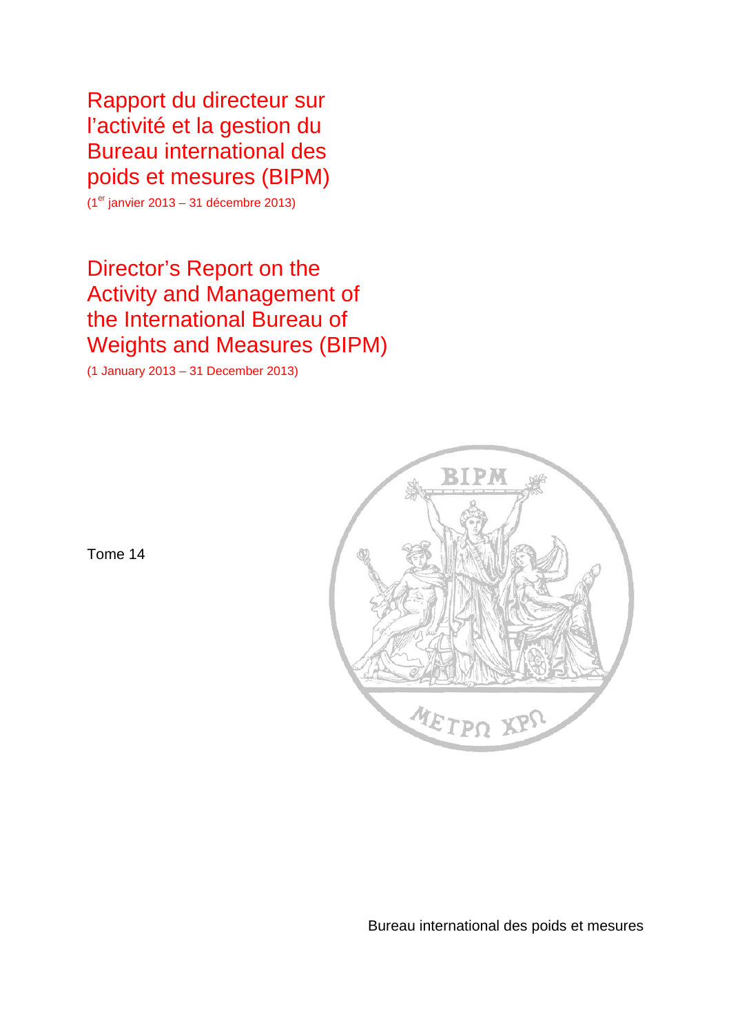# Rapport du directeur sur l'activité et la gestion du Bureau international des poids et mesures (BIPM)

(1[er] janvier 2013 – 31 décembre 2013)

# Director's Report on the Activity and Management of the International Bureau of Weights and Measures (BIPM)

(1 January 2013 – 31 December 2013)

Tome 14

Bureau international des poids et mesures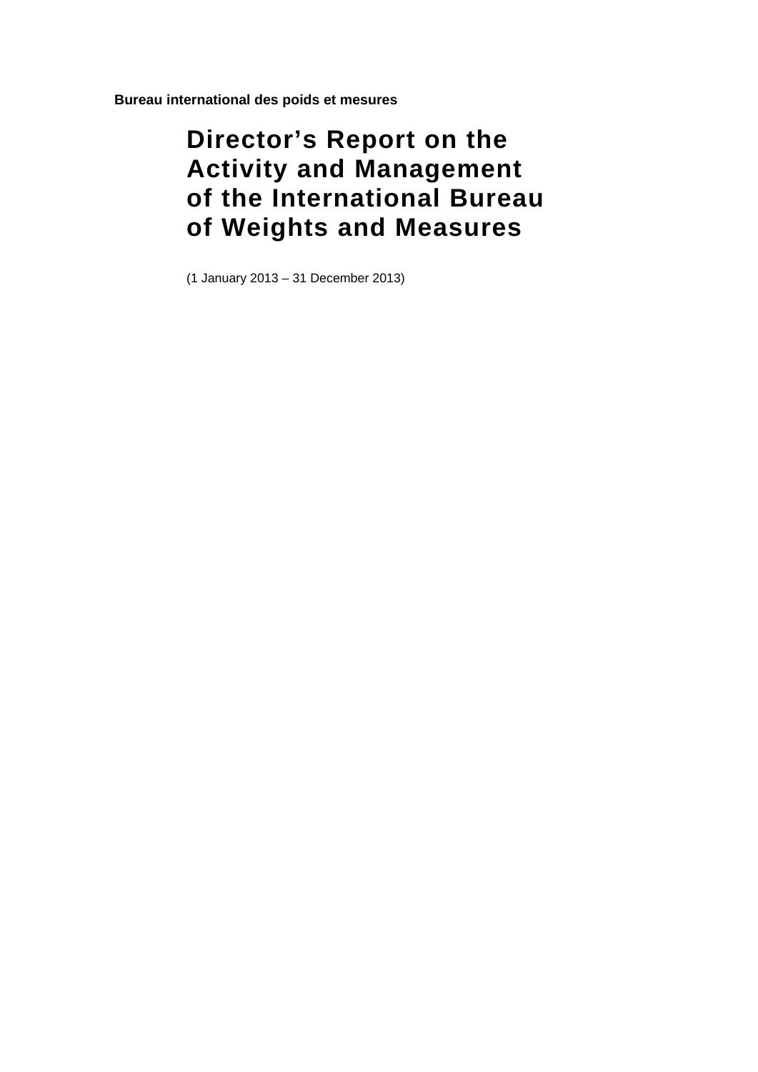**Bureau international des poids et mesures**

# Director's Report on the Activity and Management of the International Bureau of Weights and Measures

(1 January 2013 – 31 December 2013)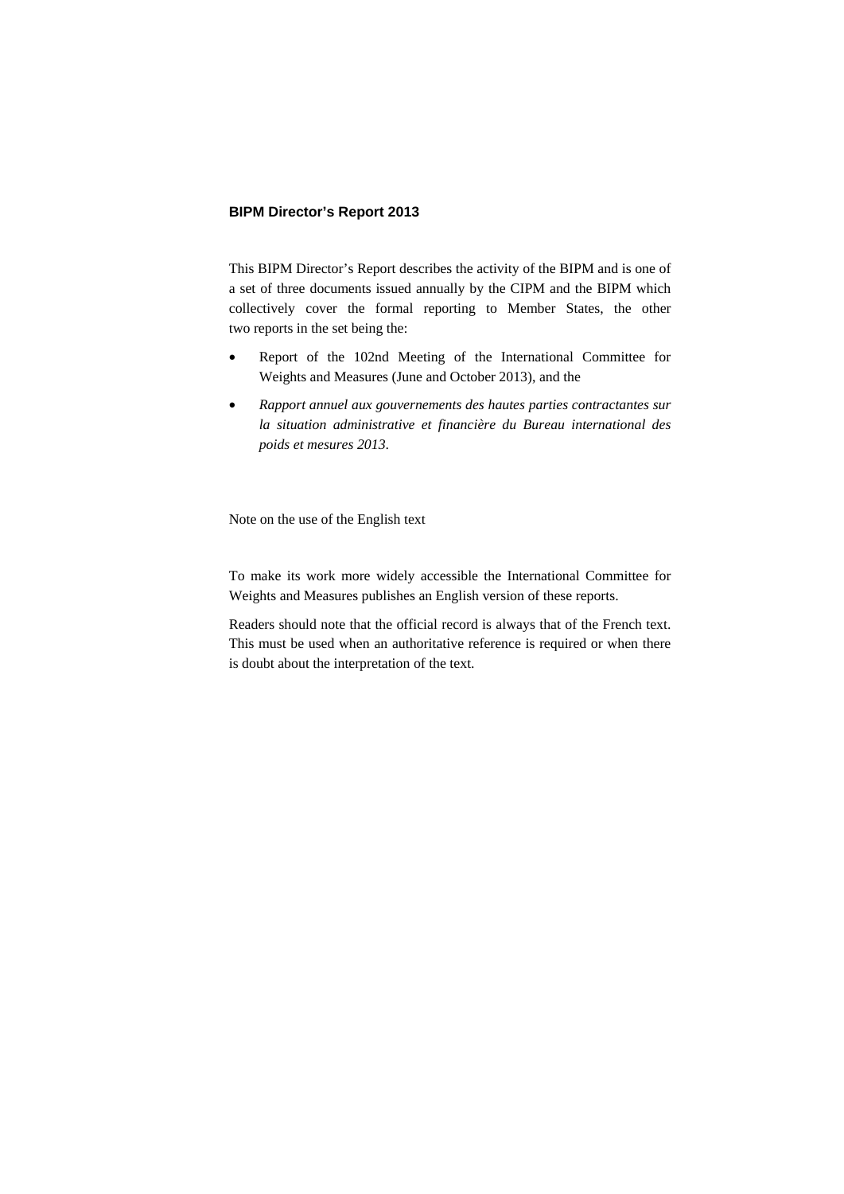**BIPM Director's Report 2013**

This BIPM Director's Report describes the activity of the BIPM and is one of a set of three documents issued annually by the CIPM and the BIPM which collectively cover the formal reporting to Member States, the other two reports in the set being the:

- Report of the 102nd Meeting of the International Committee for Weights and Measures (June and October 2013), and the
- *Rapport annuel aux gouvernements des hautes parties contractantes sur la situation administrative et financière du Bureau international des poids et mesures 2013*.

Note on the use of the English text

To make its work more widely accessible the International Committee for Weights and Measures publishes an English version of these reports.

Readers should note that the official record is always that of the French text. This must be used when an authoritative reference is required or when there is doubt about the interpretation of the text.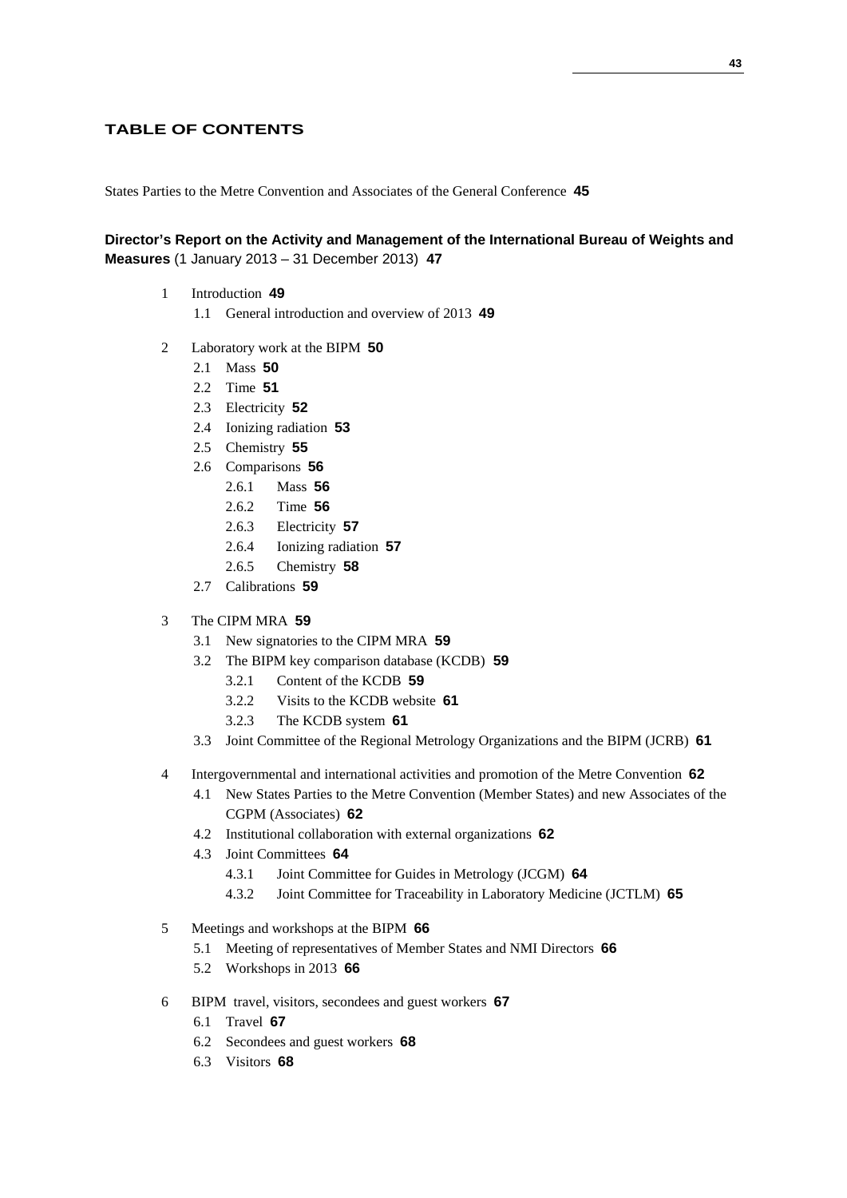## TABLE OF CONTENTS

States Parties to the Metre Convention and Associates of the General Conference **45**

**Director's Report on the Activity and Management of the International Bureau of Weights and Measures** (1 January 2013 – 31 December 2013) **47**

- 1 Introduction **49**
  - 1.1 General introduction and overview of 2013 **49**
- 2 Laboratory work at the BIPM **50**
  - 2.1 Mass **50**
  - 2.2 Time **51**
  - 2.3 Electricity **52**
  - 2.4 Ionizing radiation **53**
  - 2.5 Chemistry **55**
  - 2.6 Comparisons **56**
    - 2.6.1 Mass **56**
    - 2.6.2 Time **56**
    - 2.6.3 Electricity **57**
    - 2.6.4 Ionizing radiation **57**
    - 2.6.5 Chemistry **58**
  - 2.7 Calibrations **59**
- 3 The CIPM MRA **59**
  - 3.1 New signatories to the CIPM MRA **59**
  - 3.2 The BIPM key comparison database (KCDB) **59**
    - 3.2.1 Content of the KCDB **59**
    - 3.2.2 Visits to the KCDB website **61**
    - 3.2.3 The KCDB system **61**
  - 3.3 Joint Committee of the Regional Metrology Organizations and the BIPM (JCRB) **61**
- 4 Intergovernmental and international activities and promotion of the Metre Convention **62**
  - 4.1 New States Parties to the Metre Convention (Member States) and new Associates of the CGPM (Associates) **62**
  - 4.2 Institutional collaboration with external organizations **62**
  - 4.3 Joint Committees **64**
    - 4.3.1 Joint Committee for Guides in Metrology (JCGM) **64**
    - 4.3.2 Joint Committee for Traceability in Laboratory Medicine (JCTLM) **65**
- 5 Meetings and workshops at the BIPM **66**
  - 5.1 Meeting of representatives of Member States and NMI Directors **66**
  - 5.2 Workshops in 2013 **66**
- 6 BIPM travel, visitors, secondees and guest workers **67**
  - 6.1 Travel **67**
  - 6.2 Secondees and guest workers **68**
  - 6.3 Visitors **68**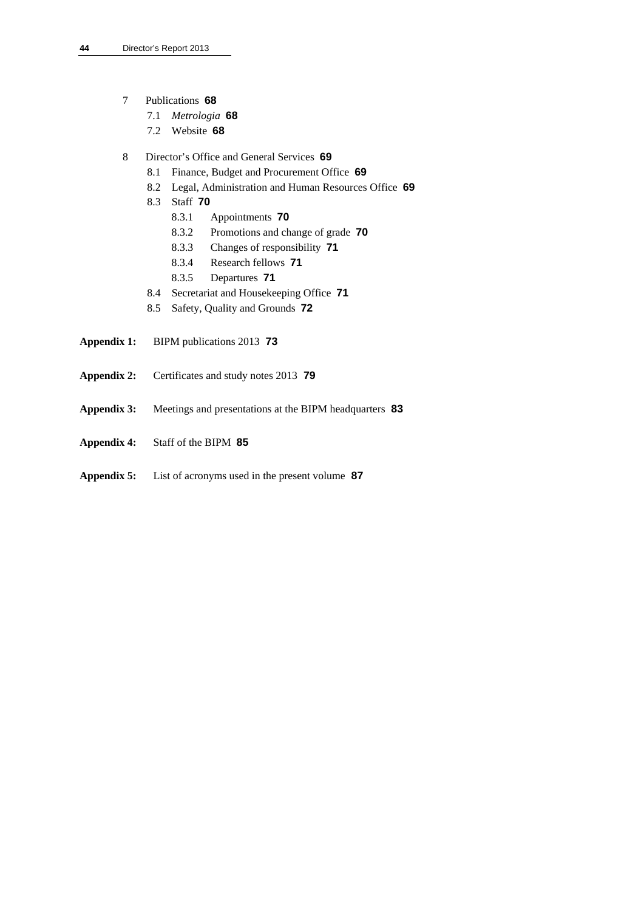7 Publications **68**

- 7.1 *Metrologia* **68**
- 7.2 Website **68**

8 Director's Office and General Services **69**

- 8.1 Finance, Budget and Procurement Office **69**
- 8.2 Legal, Administration and Human Resources Office **69**
- 8.3 Staff **70**
  - 8.3.1 Appointments **70**
  - 8.3.2 Promotions and change of grade **70**
  - 8.3.3 Changes of responsibility **71**
  - 8.3.4 Research fellows **71**
  - 8.3.5 Departures **71**
- 8.4 Secretariat and Housekeeping Office **71**
- 8.5 Safety, Quality and Grounds **72**

**Appendix 1:** BIPM publications 2013 **73**

**Appendix 2:** Certificates and study notes 2013 **79**

**Appendix 3:** Meetings and presentations at the BIPM headquarters **83**

**Appendix 4:** Staff of the BIPM **85**

**Appendix 5:** List of acronyms used in the present volume **87**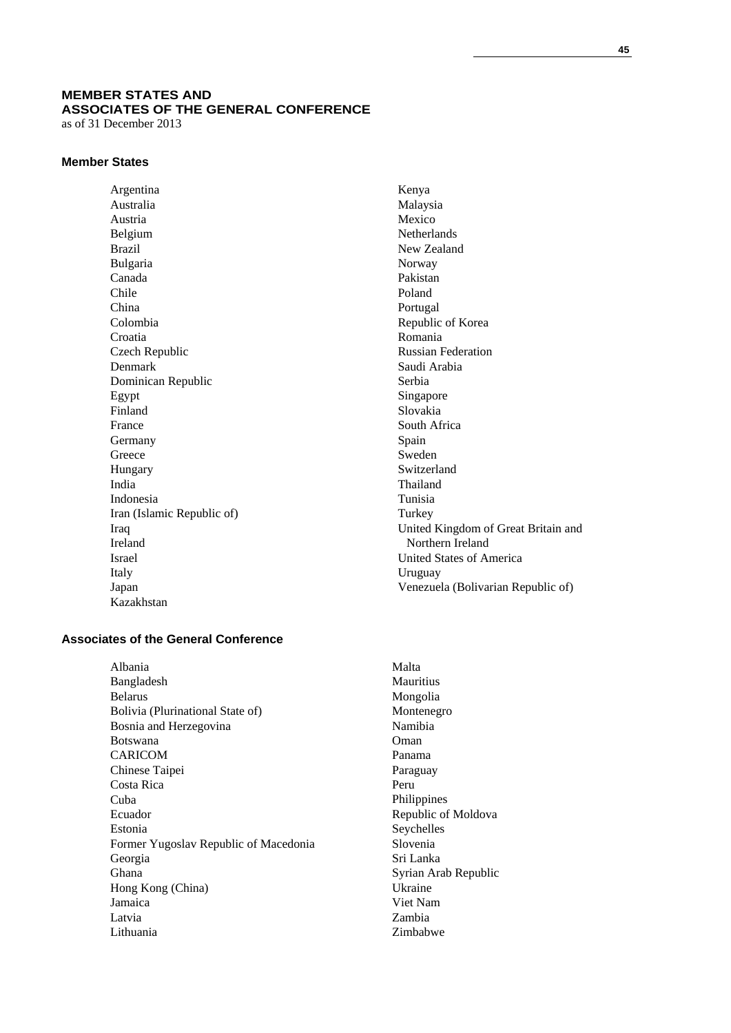# MEMBER STATES AND ASSOCIATES OF THE GENERAL CONFERENCE

as of 31 December 2013

## Member States

- Argentina
- Australia
- Austria
- Belgium
- Brazil
- Bulgaria
- Canada
- Chile
- China
- Colombia
- Croatia
- Czech Republic
- Denmark
- Dominican Republic
- Egypt
- Finland
- France
- Germany
- Greece
- Hungary
- India
- Indonesia
- Iran (Islamic Republic of)
- Iraq
- Ireland
- Israel
- Italy
- Japan
- Kazakhstan
- Kenya
- Malaysia
- Mexico
- Netherlands
- New Zealand
- Norway
- Pakistan
- Poland
- Portugal
- Republic of Korea
- Romania
- Russian Federation
- Saudi Arabia
- Serbia
- Singapore
- Slovakia
- South Africa
- Spain
- Sweden
- Switzerland
- Thailand
- Tunisia
- Turkey
- United Kingdom of Great Britain and Northern Ireland
- United States of America
- Uruguay
- Venezuela (Bolivarian Republic of)

## Associates of the General Conference

- Albania
- Bangladesh
- Belarus
- Bolivia (Plurinational State of)
- Bosnia and Herzegovina
- Botswana
- CARICOM
- Chinese Taipei
- Costa Rica
- Cuba
- Ecuador
- Estonia
- Former Yugoslav Republic of Macedonia
- Georgia
- Ghana
- Hong Kong (China)
- Jamaica
- Latvia
- Lithuania
- Malta
- Mauritius
- Mongolia
- Montenegro
- Namibia
- Oman
- Panama
- Paraguay
- Peru
- Philippines
- Republic of Moldova
- Seychelles
- Slovenia
- Sri Lanka
- Syrian Arab Republic
- Ukraine
- Viet Nam
- Zambia
- Zimbabwe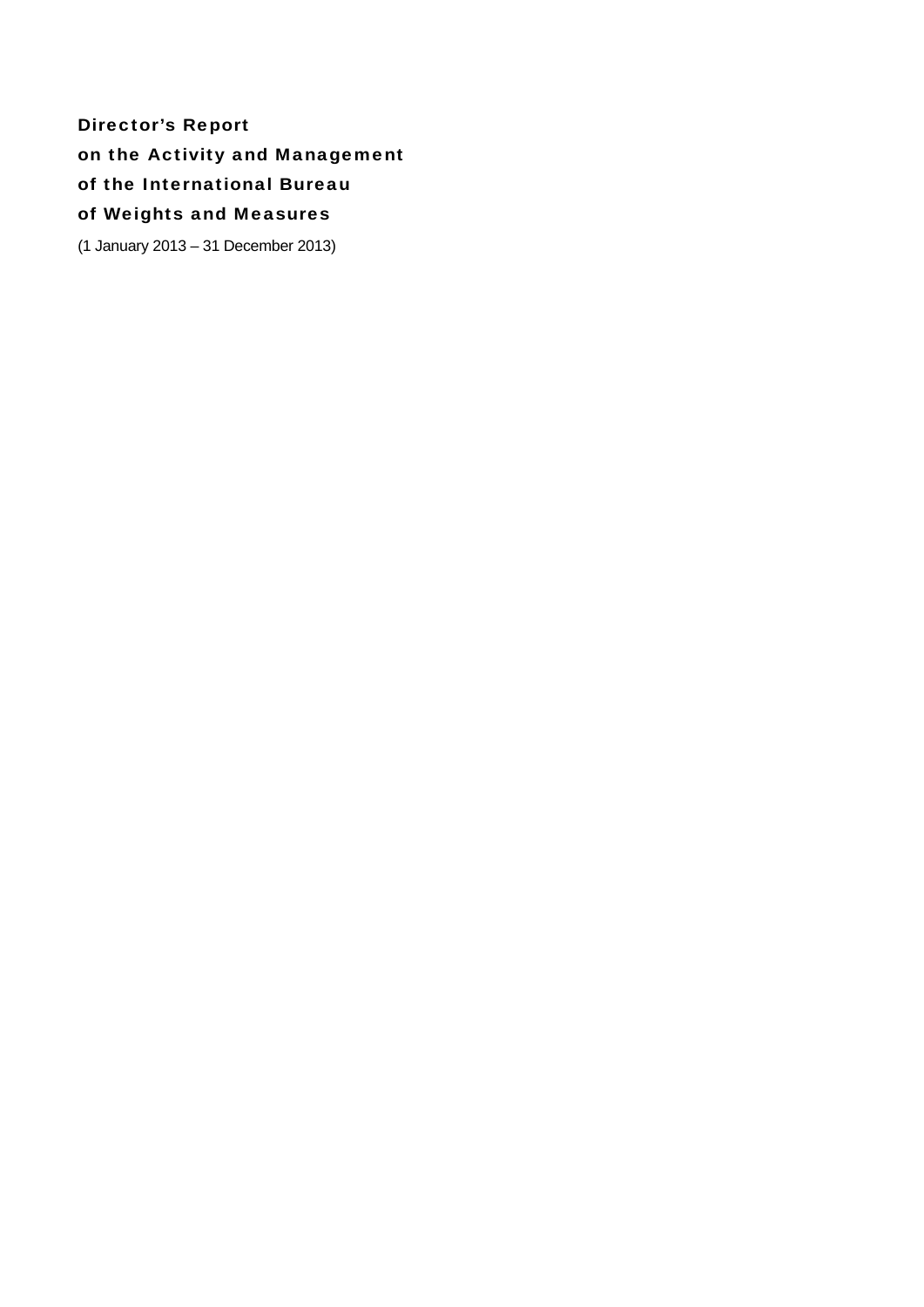# Director's Report on the Activity and Management of the International Bureau of Weights and Measures

(1 January 2013 – 31 December 2013)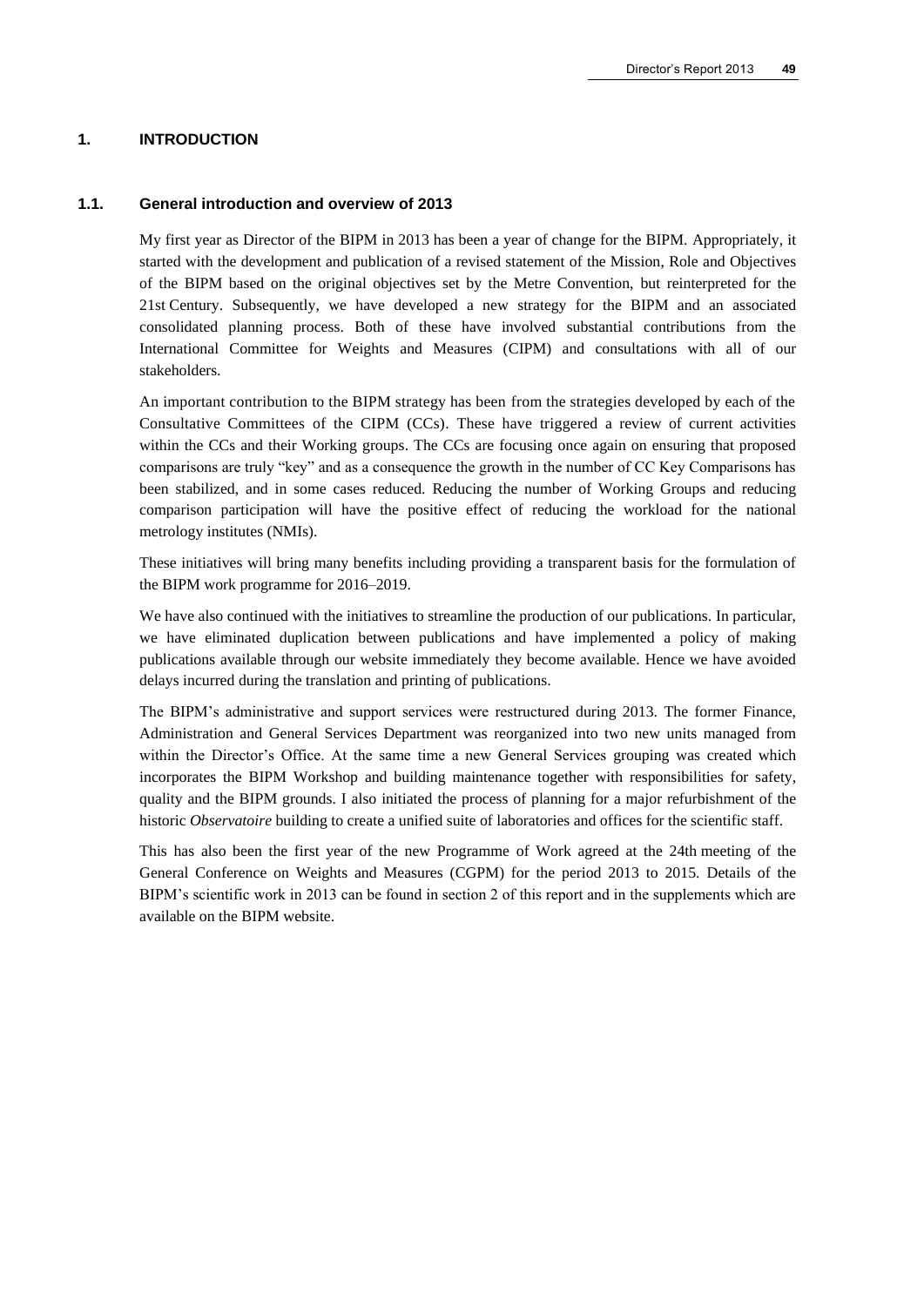# 1. INTRODUCTION

## 1.1. General introduction and overview of 2013

My first year as Director of the BIPM in 2013 has been a year of change for the BIPM. Appropriately, it started with the development and publication of a revised statement of the Mission, Role and Objectives of the BIPM based on the original objectives set by the Metre Convention, but reinterpreted for the 21st Century. Subsequently, we have developed a new strategy for the BIPM and an associated consolidated planning process. Both of these have involved substantial contributions from the International Committee for Weights and Measures (CIPM) and consultations with all of our stakeholders.

An important contribution to the BIPM strategy has been from the strategies developed by each of the Consultative Committees of the CIPM (CCs). These have triggered a review of current activities within the CCs and their Working groups. The CCs are focusing once again on ensuring that proposed comparisons are truly "key" and as a consequence the growth in the number of CC Key Comparisons has been stabilized, and in some cases reduced. Reducing the number of Working Groups and reducing comparison participation will have the positive effect of reducing the workload for the national metrology institutes (NMIs).

These initiatives will bring many benefits including providing a transparent basis for the formulation of the BIPM work programme for 2016–2019.

We have also continued with the initiatives to streamline the production of our publications. In particular, we have eliminated duplication between publications and have implemented a policy of making publications available through our website immediately they become available. Hence we have avoided delays incurred during the translation and printing of publications.

The BIPM's administrative and support services were restructured during 2013. The former Finance, Administration and General Services Department was reorganized into two new units managed from within the Director's Office. At the same time a new General Services grouping was created which incorporates the BIPM Workshop and building maintenance together with responsibilities for safety, quality and the BIPM grounds. I also initiated the process of planning for a major refurbishment of the historic *Observatoire* building to create a unified suite of laboratories and offices for the scientific staff.

This has also been the first year of the new Programme of Work agreed at the 24th meeting of the General Conference on Weights and Measures (CGPM) for the period 2013 to 2015. Details of the BIPM's scientific work in 2013 can be found in section 2 of this report and in the supplements which are available on the BIPM website.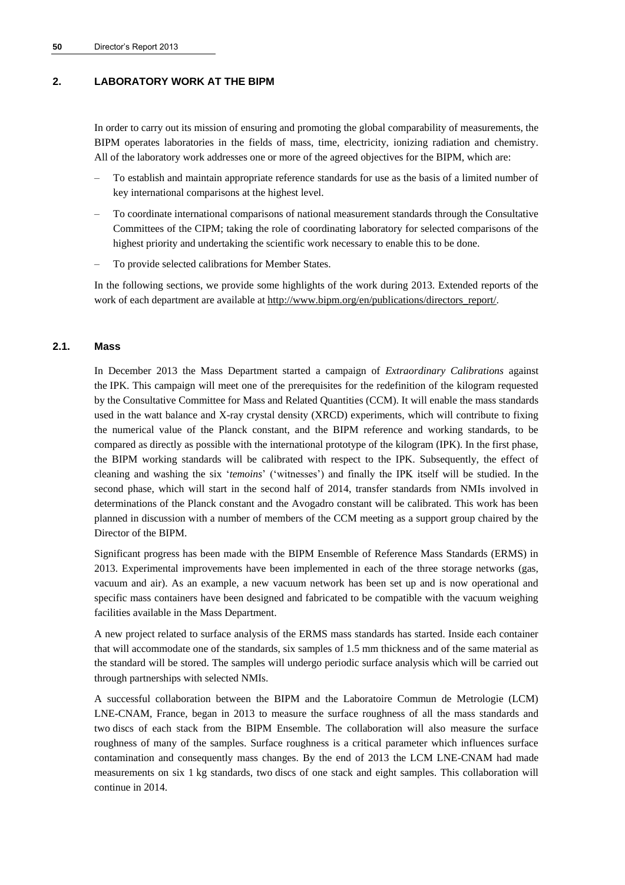## 2. LABORATORY WORK AT THE BIPM

In order to carry out its mission of ensuring and promoting the global comparability of measurements, the BIPM operates laboratories in the fields of mass, time, electricity, ionizing radiation and chemistry. All of the laboratory work addresses one or more of the agreed objectives for the BIPM, which are:

- To establish and maintain appropriate reference standards for use as the basis of a limited number of key international comparisons at the highest level.
- To coordinate international comparisons of national measurement standards through the Consultative Committees of the CIPM; taking the role of coordinating laboratory for selected comparisons of the highest priority and undertaking the scientific work necessary to enable this to be done.
- To provide selected calibrations for Member States.

In the following sections, we provide some highlights of the work during 2013. Extended reports of the work of each department are available at http://www.bipm.org/en/publications/directors_report/.

### 2.1. Mass

In December 2013 the Mass Department started a campaign of *Extraordinary Calibrations* against the IPK. This campaign will meet one of the prerequisites for the redefinition of the kilogram requested by the Consultative Committee for Mass and Related Quantities (CCM). It will enable the mass standards used in the watt balance and X-ray crystal density (XRCD) experiments, which will contribute to fixing the numerical value of the Planck constant, and the BIPM reference and working standards, to be compared as directly as possible with the international prototype of the kilogram (IPK). In the first phase, the BIPM working standards will be calibrated with respect to the IPK. Subsequently, the effect of cleaning and washing the six '*temoins*' ('witnesses') and finally the IPK itself will be studied. In the second phase, which will start in the second half of 2014, transfer standards from NMIs involved in determinations of the Planck constant and the Avogadro constant will be calibrated. This work has been planned in discussion with a number of members of the CCM meeting as a support group chaired by the Director of the BIPM.

Significant progress has been made with the BIPM Ensemble of Reference Mass Standards (ERMS) in 2013. Experimental improvements have been implemented in each of the three storage networks (gas, vacuum and air). As an example, a new vacuum network has been set up and is now operational and specific mass containers have been designed and fabricated to be compatible with the vacuum weighing facilities available in the Mass Department.

A new project related to surface analysis of the ERMS mass standards has started. Inside each container that will accommodate one of the standards, six samples of 1.5 mm thickness and of the same material as the standard will be stored. The samples will undergo periodic surface analysis which will be carried out through partnerships with selected NMIs.

A successful collaboration between the BIPM and the Laboratoire Commun de Metrologie (LCM) LNE-CNAM, France, began in 2013 to measure the surface roughness of all the mass standards and two discs of each stack from the BIPM Ensemble. The collaboration will also measure the surface roughness of many of the samples. Surface roughness is a critical parameter which influences surface contamination and consequently mass changes. By the end of 2013 the LCM LNE-CNAM had made measurements on six 1 kg standards, two discs of one stack and eight samples. This collaboration will continue in 2014.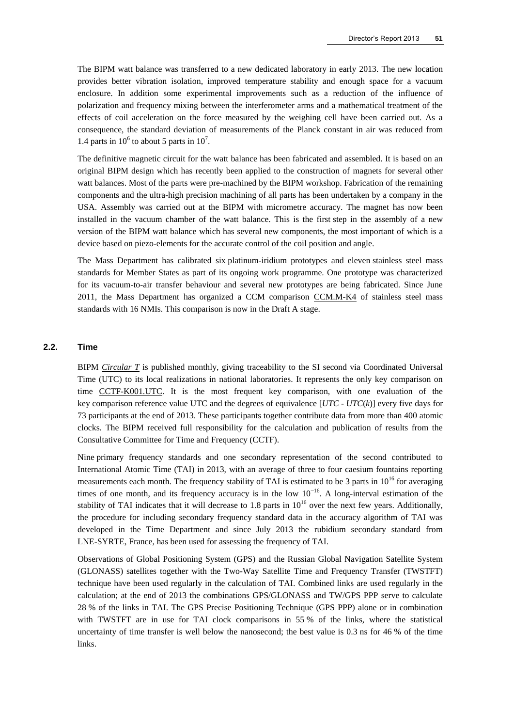The BIPM watt balance was transferred to a new dedicated laboratory in early 2013. The new location provides better vibration isolation, improved temperature stability and enough space for a vacuum enclosure. In addition some experimental improvements such as a reduction of the influence of polarization and frequency mixing between the interferometer arms and a mathematical treatment of the effects of coil acceleration on the force measured by the weighing cell have been carried out. As a consequence, the standard deviation of measurements of the Planck constant in air was reduced from 1.4 parts in $10^6$ to about 5 parts in $10^7$.

The definitive magnetic circuit for the watt balance has been fabricated and assembled. It is based on an original BIPM design which has recently been applied to the construction of magnets for several other watt balances. Most of the parts were pre-machined by the BIPM workshop. Fabrication of the remaining components and the ultra-high precision machining of all parts has been undertaken by a company in the USA. Assembly was carried out at the BIPM with micrometre accuracy. The magnet has now been installed in the vacuum chamber of the watt balance. This is the first step in the assembly of a new version of the BIPM watt balance which has several new components, the most important of which is a device based on piezo-elements for the accurate control of the coil position and angle.

The Mass Department has calibrated six platinum-iridium prototypes and eleven stainless steel mass standards for Member States as part of its ongoing work programme. One prototype was characterized for its vacuum-to-air transfer behaviour and several new prototypes are being fabricated. Since June 2011, the Mass Department has organized a CCM comparison CCM.M-K4 of stainless steel mass standards with 16 NMIs. This comparison is now in the Draft A stage.

## 2.2. Time

BIPM *Circular T* is published monthly, giving traceability to the SI second via Coordinated Universal Time (UTC) to its local realizations in national laboratories. It represents the only key comparison on time CCTF-K001.UTC. It is the most frequent key comparison, with one evaluation of the key comparison reference value UTC and the degrees of equivalence [$UTC - UTC(k)$] every five days for 73 participants at the end of 2013. These participants together contribute data from more than 400 atomic clocks. The BIPM received full responsibility for the calculation and publication of results from the Consultative Committee for Time and Frequency (CCTF).

Nine primary frequency standards and one secondary representation of the second contributed to International Atomic Time (TAI) in 2013, with an average of three to four caesium fountains reporting measurements each month. The frequency stability of TAI is estimated to be 3 parts in $10^{16}$ for averaging times of one month, and its frequency accuracy is in the low $10^{-16}$. A long-interval estimation of the stability of TAI indicates that it will decrease to 1.8 parts in $10^{16}$ over the next few years. Additionally, the procedure for including secondary frequency standard data in the accuracy algorithm of TAI was developed in the Time Department and since July 2013 the rubidium secondary standard from LNE-SYRTE, France, has been used for assessing the frequency of TAI.

Observations of Global Positioning System (GPS) and the Russian Global Navigation Satellite System (GLONASS) satellites together with the Two-Way Satellite Time and Frequency Transfer (TWSTFT) technique have been used regularly in the calculation of TAI. Combined links are used regularly in the calculation; at the end of 2013 the combinations GPS/GLONASS and TW/GPS PPP serve to calculate 28 % of the links in TAI. The GPS Precise Positioning Technique (GPS PPP) alone or in combination with TWSTFT are in use for TAI clock comparisons in 55 % of the links, where the statistical uncertainty of time transfer is well below the nanosecond; the best value is 0.3 ns for 46 % of the time links.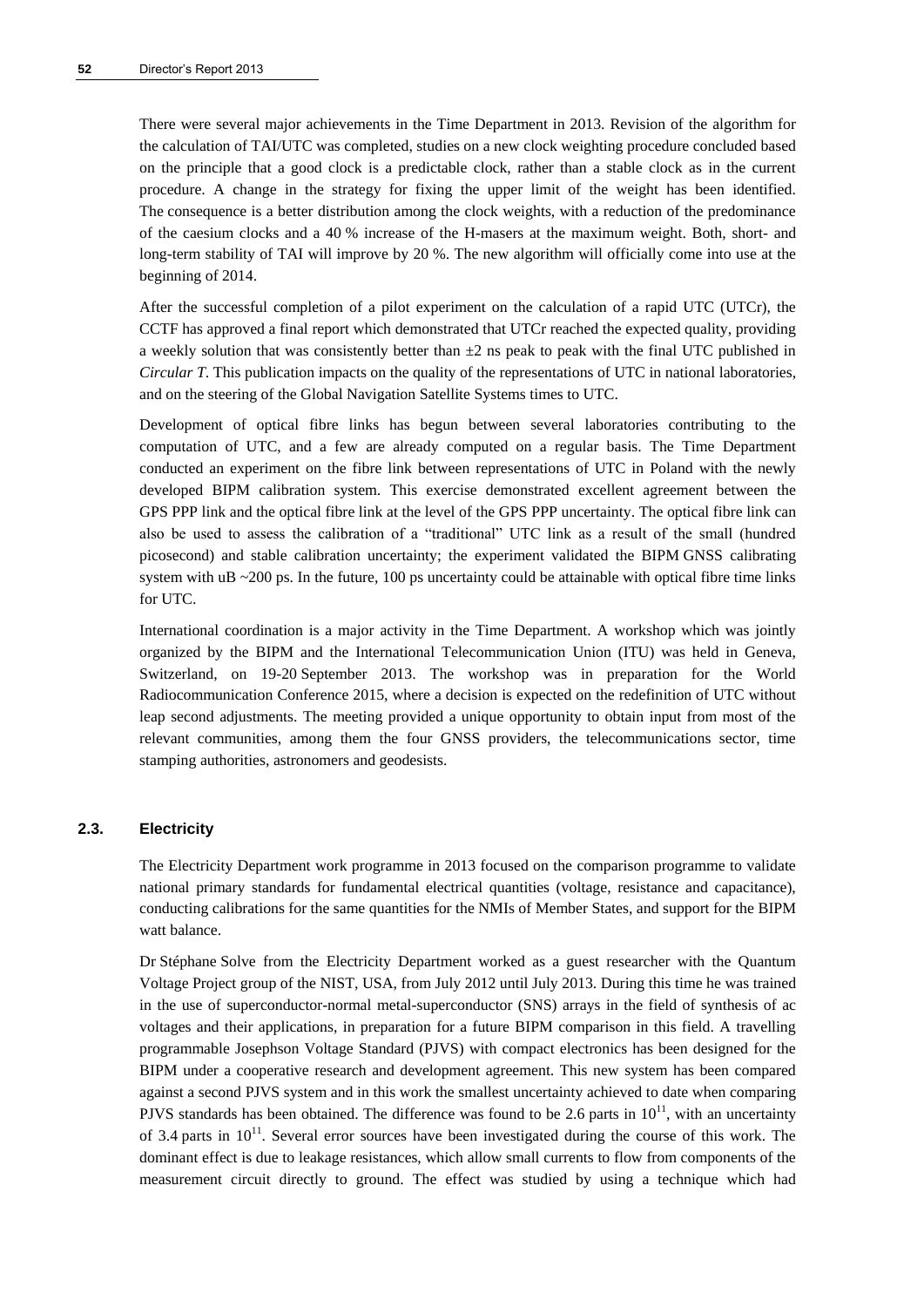There were several major achievements in the Time Department in 2013. Revision of the algorithm for the calculation of TAI/UTC was completed, studies on a new clock weighting procedure concluded based on the principle that a good clock is a predictable clock, rather than a stable clock as in the current procedure. A change in the strategy for fixing the upper limit of the weight has been identified. The consequence is a better distribution among the clock weights, with a reduction of the predominance of the caesium clocks and a 40 % increase of the H-masers at the maximum weight. Both, short- and long-term stability of TAI will improve by 20 %. The new algorithm will officially come into use at the beginning of 2014.

After the successful completion of a pilot experiment on the calculation of a rapid UTC (UTCr), the CCTF has approved a final report which demonstrated that UTCr reached the expected quality, providing a weekly solution that was consistently better than ±2 ns peak to peak with the final UTC published in *Circular T*. This publication impacts on the quality of the representations of UTC in national laboratories, and on the steering of the Global Navigation Satellite Systems times to UTC.

Development of optical fibre links has begun between several laboratories contributing to the computation of UTC, and a few are already computed on a regular basis. The Time Department conducted an experiment on the fibre link between representations of UTC in Poland with the newly developed BIPM calibration system. This exercise demonstrated excellent agreement between the GPS PPP link and the optical fibre link at the level of the GPS PPP uncertainty. The optical fibre link can also be used to assess the calibration of a "traditional" UTC link as a result of the small (hundred picosecond) and stable calibration uncertainty; the experiment validated the BIPM GNSS calibrating system with uB ~200 ps. In the future, 100 ps uncertainty could be attainable with optical fibre time links for UTC.

International coordination is a major activity in the Time Department. A workshop which was jointly organized by the BIPM and the International Telecommunication Union (ITU) was held in Geneva, Switzerland, on 19-20 September 2013. The workshop was in preparation for the World Radiocommunication Conference 2015, where a decision is expected on the redefinition of UTC without leap second adjustments. The meeting provided a unique opportunity to obtain input from most of the relevant communities, among them the four GNSS providers, the telecommunications sector, time stamping authorities, astronomers and geodesists.

## 2.3. Electricity

The Electricity Department work programme in 2013 focused on the comparison programme to validate national primary standards for fundamental electrical quantities (voltage, resistance and capacitance), conducting calibrations for the same quantities for the NMIs of Member States, and support for the BIPM watt balance.

Dr Stéphane Solve from the Electricity Department worked as a guest researcher with the Quantum Voltage Project group of the NIST, USA, from July 2012 until July 2013. During this time he was trained in the use of superconductor-normal metal-superconductor (SNS) arrays in the field of synthesis of ac voltages and their applications, in preparation for a future BIPM comparison in this field. A travelling programmable Josephson Voltage Standard (PJVS) with compact electronics has been designed for the BIPM under a cooperative research and development agreement. This new system has been compared against a second PJVS system and in this work the smallest uncertainty achieved to date when comparing PJVS standards has been obtained. The difference was found to be 2.6 parts in $10^{11}$, with an uncertainty of 3.4 parts in $10^{11}$. Several error sources have been investigated during the course of this work. The dominant effect is due to leakage resistances, which allow small currents to flow from components of the measurement circuit directly to ground. The effect was studied by using a technique which had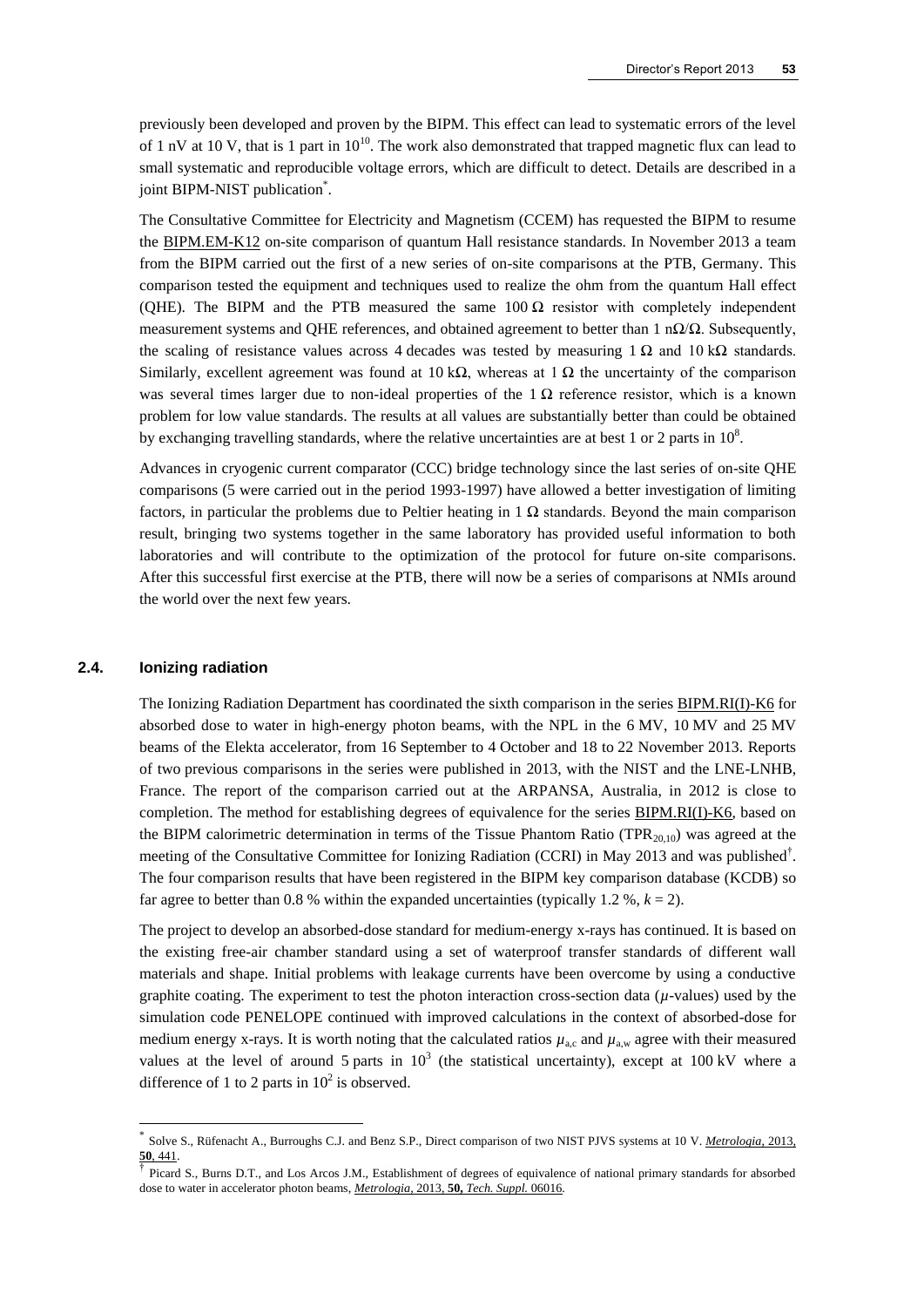previously been developed and proven by the BIPM. This effect can lead to systematic errors of the level of 1 nV at 10 V, that is 1 part in $10^{10}$. The work also demonstrated that trapped magnetic flux can lead to small systematic and reproducible voltage errors, which are difficult to detect. Details are described in a joint BIPM-NIST publication[*].

The Consultative Committee for Electricity and Magnetism (CCEM) has requested the BIPM to resume the BIPM.EM-K12 on-site comparison of quantum Hall resistance standards. In November 2013 a team from the BIPM carried out the first of a new series of on-site comparisons at the PTB, Germany. This comparison tested the equipment and techniques used to realize the ohm from the quantum Hall effect (QHE). The BIPM and the PTB measured the same 100 Ω resistor with completely independent measurement systems and QHE references, and obtained agreement to better than 1 nΩ/Ω. Subsequently, the scaling of resistance values across 4 decades was tested by measuring 1 Ω and 10 kΩ standards. Similarly, excellent agreement was found at 10 kΩ, whereas at 1 Ω the uncertainty of the comparison was several times larger due to non-ideal properties of the 1 Ω reference resistor, which is a known problem for low value standards. The results at all values are substantially better than could be obtained by exchanging travelling standards, where the relative uncertainties are at best 1 or 2 parts in $10^8$.

Advances in cryogenic current comparator (CCC) bridge technology since the last series of on-site QHE comparisons (5 were carried out in the period 1993-1997) have allowed a better investigation of limiting factors, in particular the problems due to Peltier heating in 1 Ω standards. Beyond the main comparison result, bringing two systems together in the same laboratory has provided useful information to both laboratories and will contribute to the optimization of the protocol for future on-site comparisons. After this successful first exercise at the PTB, there will now be a series of comparisons at NMIs around the world over the next few years.

## 2.4. Ionizing radiation

The Ionizing Radiation Department has coordinated the sixth comparison in the series BIPM.RI(I)-K6 for absorbed dose to water in high-energy photon beams, with the NPL in the 6 MV, 10 MV and 25 MV beams of the Elekta accelerator, from 16 September to 4 October and 18 to 22 November 2013. Reports of two previous comparisons in the series were published in 2013, with the NIST and the LNE-LNHB, France. The report of the comparison carried out at the ARPANSA, Australia, in 2012 is close to completion. The method for establishing degrees of equivalence for the series BIPM.RI(I)-K6, based on the BIPM calorimetric determination in terms of the Tissue Phantom Ratio ($TPR_{20,10}$) was agreed at the meeting of the Consultative Committee for Ionizing Radiation (CCRI) in May 2013 and was published[†]. The four comparison results that have been registered in the BIPM key comparison database (KCDB) so far agree to better than 0.8 % within the expanded uncertainties (typically 1.2 %, $k = 2$).

The project to develop an absorbed-dose standard for medium-energy x-rays has continued. It is based on the existing free-air chamber standard using a set of waterproof transfer standards of different wall materials and shape. Initial problems with leakage currents have been overcome by using a conductive graphite coating. The experiment to test the photon interaction cross-section data ($\mu$-values) used by the simulation code PENELOPE continued with improved calculations in the context of absorbed-dose for medium energy x-rays. It is worth noting that the calculated ratios $\mu_{a,c}$ and $\mu_{a,w}$ agree with their measured values at the level of around 5 parts in $10^3$ (the statistical uncertainty), except at 100 kV where a difference of 1 to 2 parts in $10^2$ is observed.

---

[*] Solve S., Rüfenacht A., Burroughs C.J. and Benz S.P., Direct comparison of two NIST PJVS systems at 10 V. *Metrologia*, 2013, **50**, 441.

[†] Picard S., Burns D.T., and Los Arcos J.M., Establishment of degrees of equivalence of national primary standards for absorbed dose to water in accelerator photon beams, *Metrologia*, 2013, **50**, *Tech. Suppl.* 06016.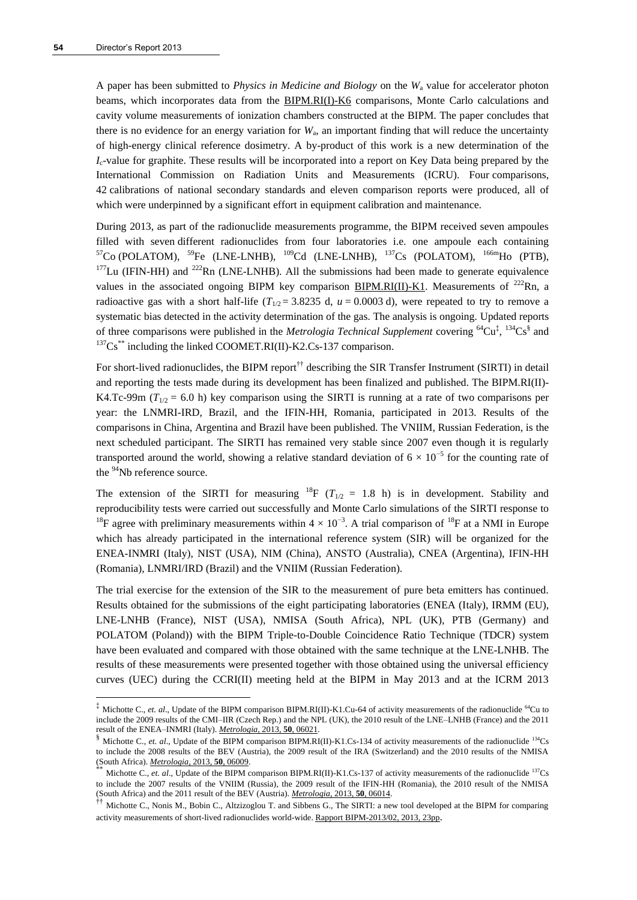A paper has been submitted to *Physics in Medicine and Biology* on the $W_a$ value for accelerator photon beams, which incorporates data from the BIPM.RI(I)-K6 comparisons, Monte Carlo calculations and cavity volume measurements of ionization chambers constructed at the BIPM. The paper concludes that there is no evidence for an energy variation for $W_a$, an important finding that will reduce the uncertainty of high-energy clinical reference dosimetry. A by-product of this work is a new determination of the $I_c$-value for graphite. These results will be incorporated into a report on Key Data being prepared by the International Commission on Radiation Units and Measurements (ICRU). Four comparisons, 42 calibrations of national secondary standards and eleven comparison reports were produced, all of which were underpinned by a significant effort in equipment calibration and maintenance.

During 2013, as part of the radionuclide measurements programme, the BIPM received seven ampoules filled with seven different radionuclides from four laboratories i.e. one ampoule each containing $^{57}$Co (POLATOM), $^{59}$Fe (LNE-LNHB), $^{109}$Cd (LNE-LNHB), $^{137}$Cs (POLATOM), $^{166m}$Ho (PTB), $^{177}$Lu (IFIN-HH) and $^{222}$Rn (LNE-LNHB). All the submissions had been made to generate equivalence values in the associated ongoing BIPM key comparison BIPM.RI(II)-K1. Measurements of $^{222}$Rn, a radioactive gas with a short half-life ($T_{1/2}$ = 3.8235 d, $u$ = 0.0003 d), were repeated to try to remove a systematic bias detected in the activity determination of the gas. The analysis is ongoing. Updated reports of three comparisons were published in the *Metrologia Technical Supplement* covering $^{64}$Cu[‡], $^{134}$Cs[§] and $^{137}$Cs[**] including the linked COOMET.RI(II)-K2.Cs-137 comparison.

For short-lived radionuclides, the BIPM report[††] describing the SIR Transfer Instrument (SIRTI) in detail and reporting the tests made during its development has been finalized and published. The BIPM.RI(II)-K4.Tc-99m ($T_{1/2}$ = 6.0 h) key comparison using the SIRTI is running at a rate of two comparisons per year: the LNMRI-IRD, Brazil, and the IFIN-HH, Romania, participated in 2013. Results of the comparisons in China, Argentina and Brazil have been published. The VNIIM, Russian Federation, is the next scheduled participant. The SIRTI has remained very stable since 2007 even though it is regularly transported around the world, showing a relative standard deviation of $6 \times 10^{-5}$ for the counting rate of the $^{94}$Nb reference source.

The extension of the SIRTI for measuring $^{18}$F ($T_{1/2}$ = 1.8 h) is in development. Stability and reproducibility tests were carried out successfully and Monte Carlo simulations of the SIRTI response to $^{18}$F agree with preliminary measurements within $4 \times 10^{-3}$. A trial comparison of $^{18}$F at a NMI in Europe which has already participated in the international reference system (SIR) will be organized for the ENEA-INMRI (Italy), NIST (USA), NIM (China), ANSTO (Australia), CNEA (Argentina), IFIN-HH (Romania), LNMRI/IRD (Brazil) and the VNIIM (Russian Federation).

The trial exercise for the extension of the SIR to the measurement of pure beta emitters has continued. Results obtained for the submissions of the eight participating laboratories (ENEA (Italy), IRMM (EU), LNE-LNHB (France), NIST (USA), NMISA (South Africa), NPL (UK), PTB (Germany) and POLATOM (Poland)) with the BIPM Triple-to-Double Coincidence Ratio Technique (TDCR) system have been evaluated and compared with those obtained with the same technique at the LNE-LNHB. The results of these measurements were presented together with those obtained using the universal efficiency curves (UEC) during the CCRI(II) meeting held at the BIPM in May 2013 and at the ICRM 2013

---

[‡] Michotte C., *et. al*., Update of the BIPM comparison BIPM.RI(II)-K1.Cu-64 of activity measurements of the radionuclide $^{64}$Cu to include the 2009 results of the CMI–IIR (Czech Rep.) and the NPL (UK), the 2010 result of the LNE–LNHB (France) and the 2011 result of the ENEA–INMRI (Italy). *Metrologia*, 2013, **50**, 06021.

[§] Michotte C., *et. al*., Update of the BIPM comparison BIPM.RI(II)-K1.Cs-134 of activity measurements of the radionuclide $^{134}$Cs to include the 2008 results of the BEV (Austria), the 2009 result of the IRA (Switzerland) and the 2010 results of the NMISA (South Africa). *Metrologia*, 2013, **50**, 06009.

[**] Michotte C., *et. al*., Update of the BIPM comparison BIPM.RI(II)-K1.Cs-137 of activity measurements of the radionuclide $^{137}$Cs to include the 2007 results of the VNIIM (Russia), the 2009 result of the IFIN-HH (Romania), the 2010 result of the NMISA (South Africa) and the 2011 result of the BEV (Austria). *Metrologia*, 2013, **50**, 06014.

[††] Michotte C., Nonis M., Bobin C., Altzizoglou T. and Sibbens G., The SIRTI: a new tool developed at the BIPM for comparing activity measurements of short-lived radionuclides world-wide. Rapport BIPM-2013/02, 2013, 23pp.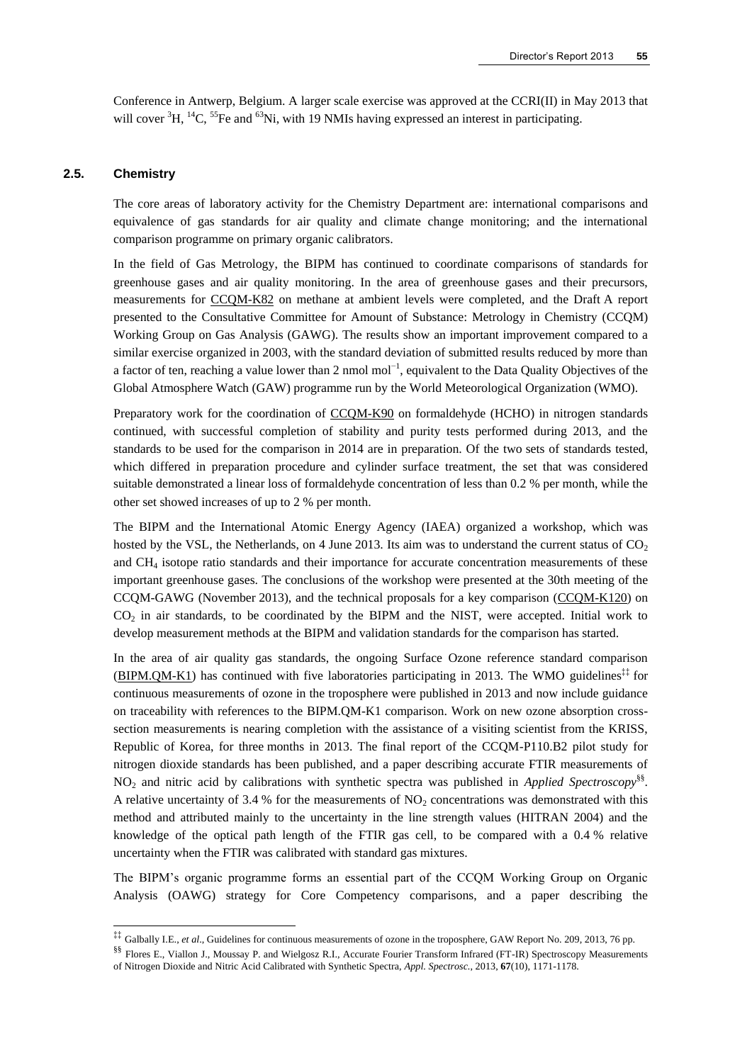Conference in Antwerp, Belgium. A larger scale exercise was approved at the CCRI(II) in May 2013 that will cover $^{3}H$, $^{14}C$, $^{55}Fe$ and $^{63}Ni$, with 19 NMIs having expressed an interest in participating.

## 2.5. Chemistry

The core areas of laboratory activity for the Chemistry Department are: international comparisons and equivalence of gas standards for air quality and climate change monitoring; and the international comparison programme on primary organic calibrators.

In the field of Gas Metrology, the BIPM has continued to coordinate comparisons of standards for greenhouse gases and air quality monitoring. In the area of greenhouse gases and their precursors, measurements for CCQM-K82 on methane at ambient levels were completed, and the Draft A report presented to the Consultative Committee for Amount of Substance: Metrology in Chemistry (CCQM) Working Group on Gas Analysis (GAWG). The results show an important improvement compared to a similar exercise organized in 2003, with the standard deviation of submitted results reduced by more than a factor of ten, reaching a value lower than 2 nmol $mol^{-1}$, equivalent to the Data Quality Objectives of the Global Atmosphere Watch (GAW) programme run by the World Meteorological Organization (WMO).

Preparatory work for the coordination of CCQM-K90 on formaldehyde (HCHO) in nitrogen standards continued, with successful completion of stability and purity tests performed during 2013, and the standards to be used for the comparison in 2014 are in preparation. Of the two sets of standards tested, which differed in preparation procedure and cylinder surface treatment, the set that was considered suitable demonstrated a linear loss of formaldehyde concentration of less than 0.2 % per month, while the other set showed increases of up to 2 % per month.

The BIPM and the International Atomic Energy Agency (IAEA) organized a workshop, which was hosted by the VSL, the Netherlands, on 4 June 2013. Its aim was to understand the current status of $CO_2$ and $CH_4$ isotope ratio standards and their importance for accurate concentration measurements of these important greenhouse gases. The conclusions of the workshop were presented at the 30th meeting of the CCQM-GAWG (November 2013), and the technical proposals for a key comparison (CCQM-K120) on $CO_2$ in air standards, to be coordinated by the BIPM and the NIST, were accepted. Initial work to develop measurement methods at the BIPM and validation standards for the comparison has started.

In the area of air quality gas standards, the ongoing Surface Ozone reference standard comparison (BIPM.QM-K1) has continued with five laboratories participating in 2013. The WMO guidelines[‡‡] for continuous measurements of ozone in the troposphere were published in 2013 and now include guidance on traceability with references to the BIPM.QM-K1 comparison. Work on new ozone absorption cross-section measurements is nearing completion with the assistance of a visiting scientist from the KRISS, Republic of Korea, for three months in 2013. The final report of the CCQM-P110.B2 pilot study for nitrogen dioxide standards has been published, and a paper describing accurate FTIR measurements of $NO_2$ and nitric acid by calibrations with synthetic spectra was published in *Applied Spectroscopy*[§§]. A relative uncertainty of 3.4 % for the measurements of $NO_2$ concentrations was demonstrated with this method and attributed mainly to the uncertainty in the line strength values (HITRAN 2004) and the knowledge of the optical path length of the FTIR gas cell, to be compared with a 0.4 % relative uncertainty when the FTIR was calibrated with standard gas mixtures.

The BIPM's organic programme forms an essential part of the CCQM Working Group on Organic Analysis (OAWG) strategy for Core Competency comparisons, and a paper describing the

---

[‡‡] Galbally I.E., *et al*., Guidelines for continuous measurements of ozone in the troposphere, GAW Report No. 209, 2013, 76 pp.

[§§] Flores E., Viallon J., Moussay P. and Wielgosz R.I., Accurate Fourier Transform Infrared (FT-IR) Spectroscopy Measurements of Nitrogen Dioxide and Nitric Acid Calibrated with Synthetic Spectra, *Appl. Spectrosc.*, 2013, **67**(10), 1171-1178.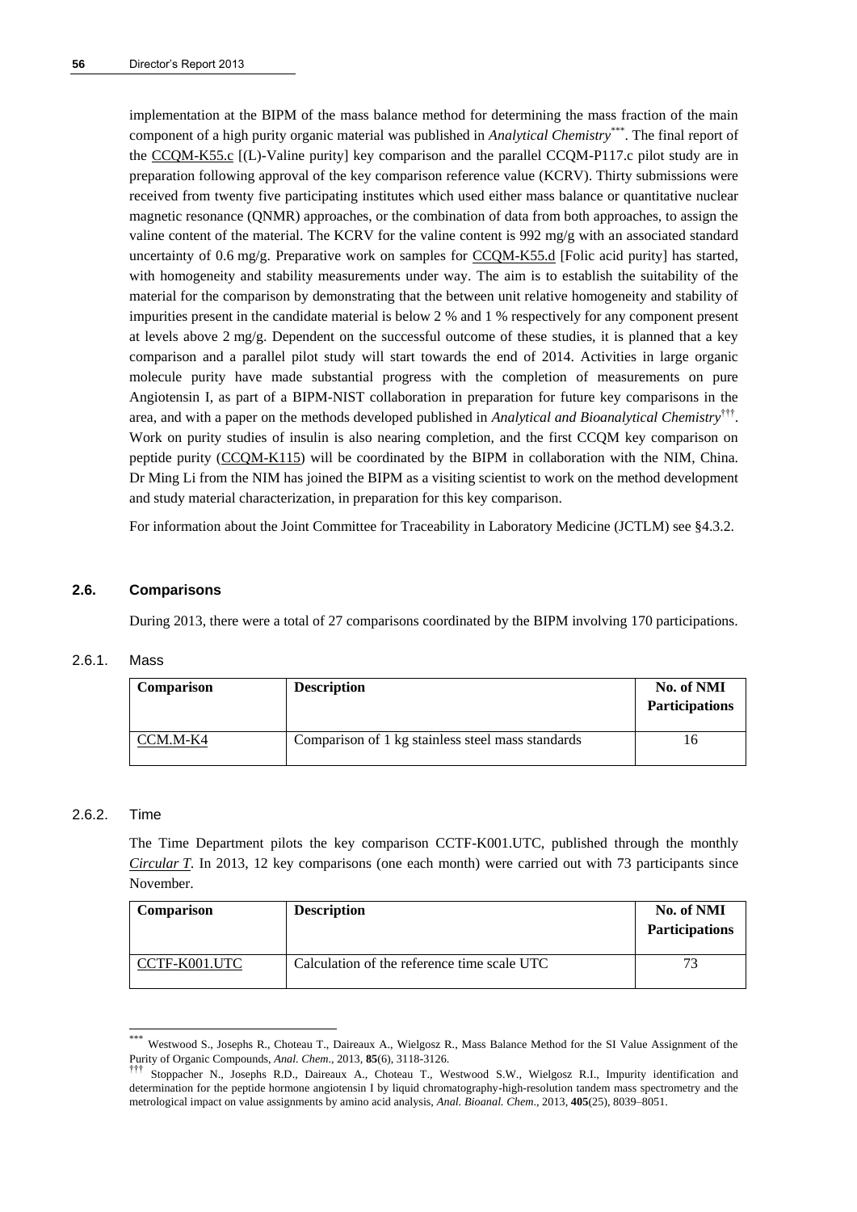implementation at the BIPM of the mass balance method for determining the mass fraction of the main component of a high purity organic material was published in *Analytical Chemistry*[***]. The final report of the CCQM-K55.c [(L)-Valine purity] key comparison and the parallel CCQM-P117.c pilot study are in preparation following approval of the key comparison reference value (KCRV). Thirty submissions were received from twenty five participating institutes which used either mass balance or quantitative nuclear magnetic resonance (QNMR) approaches, or the combination of data from both approaches, to assign the valine content of the material. The KCRV for the valine content is 992 mg/g with an associated standard uncertainty of 0.6 mg/g. Preparative work on samples for CCQM-K55.d [Folic acid purity] has started, with homogeneity and stability measurements under way. The aim is to establish the suitability of the material for the comparison by demonstrating that the between unit relative homogeneity and stability of impurities present in the candidate material is below 2 % and 1 % respectively for any component present at levels above 2 mg/g. Dependent on the successful outcome of these studies, it is planned that a key comparison and a parallel pilot study will start towards the end of 2014. Activities in large organic molecule purity have made substantial progress with the completion of measurements on pure Angiotensin I, as part of a BIPM-NIST collaboration in preparation for future key comparisons in the area, and with a paper on the methods developed published in *Analytical and Bioanalytical Chemistry*[†††]. Work on purity studies of insulin is also nearing completion, and the first CCQM key comparison on peptide purity (CCQM-K115) will be coordinated by the BIPM in collaboration with the NIM, China. Dr Ming Li from the NIM has joined the BIPM as a visiting scientist to work on the method development and study material characterization, in preparation for this key comparison.

For information about the Joint Committee for Traceability in Laboratory Medicine (JCTLM) see §4.3.2.

### 2.6. Comparisons

During 2013, there were a total of 27 comparisons coordinated by the BIPM involving 170 participations.

#### 2.6.1. Mass

| Comparison | Description | No. of NMI Participations |
|---|---|---|
| CCM.M-K4 | Comparison of 1 kg stainless steel mass standards | 16 |

#### 2.6.2. Time

The Time Department pilots the key comparison CCTF-K001.UTC, published through the monthly *Circular T*. In 2013, 12 key comparisons (one each month) were carried out with 73 participants since November.

| Comparison | Description | No. of NMI Participations |
|---|---|---|
| CCTF-K001.UTC | Calculation of the reference time scale UTC | 73 |

[***] Westwood S., Josephs R., Choteau T., Daireaux A., Wielgosz R., Mass Balance Method for the SI Value Assignment of the Purity of Organic Compounds, *Anal. Chem.*, 2013, **85**(6), 3118-3126.

[†††] Stoppacher N., Josephs R.D., Daireaux A., Choteau T., Westwood S.W., Wielgosz R.I., Impurity identification and determination for the peptide hormone angiotensin I by liquid chromatography-high-resolution tandem mass spectrometry and the metrological impact on value assignments by amino acid analysis, *Anal. Bioanal. Chem.*, 2013, **405**(25), 8039–8051.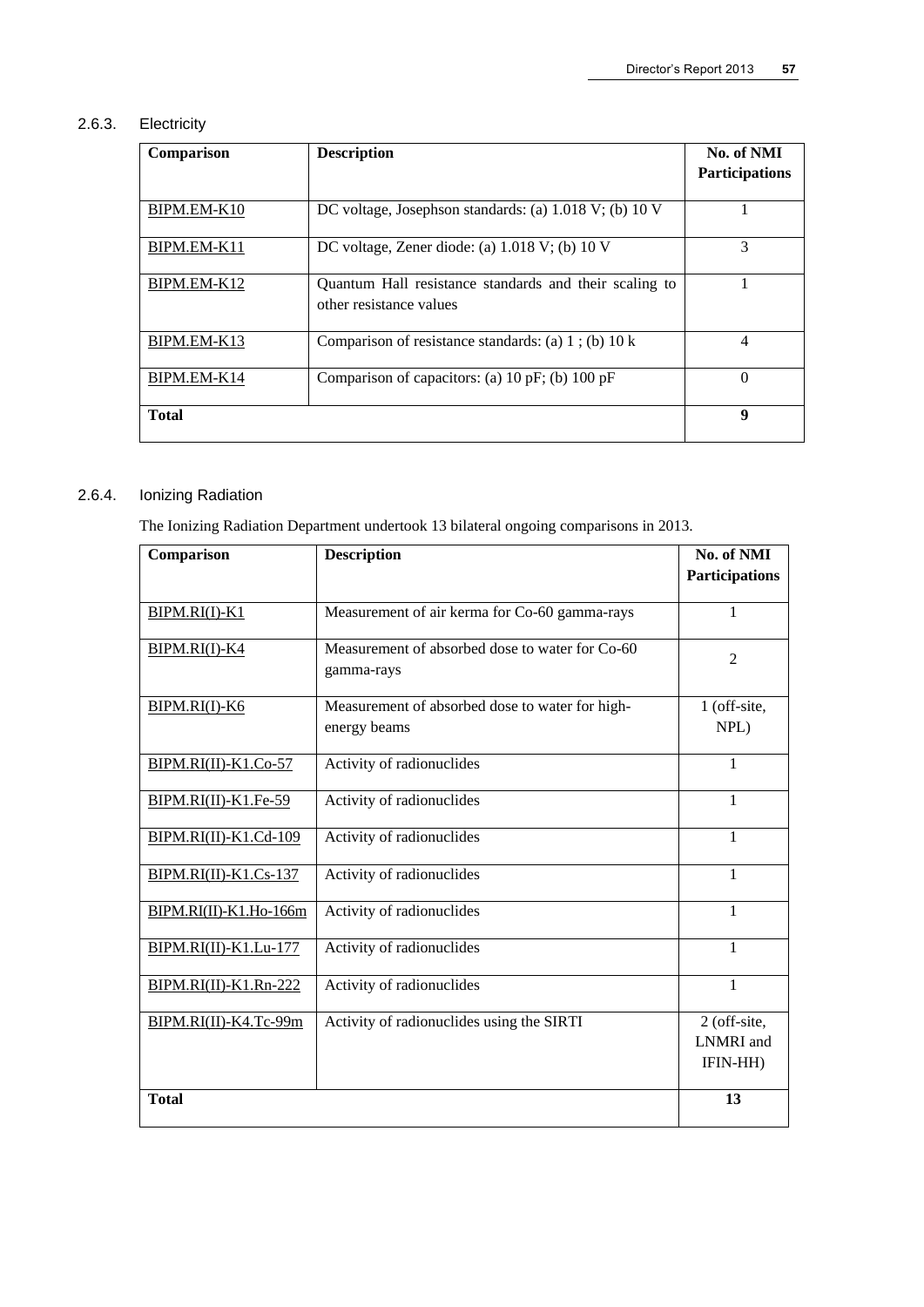### 2.6.3. Electricity

| Comparison | Description | No. of NMI Participations |
|---|---|---|
| BIPM.EM-K10 | DC voltage, Josephson standards: (a) 1.018 V; (b) 10 V | 1 |
| BIPM.EM-K11 | DC voltage, Zener diode: (a) 1.018 V; (b) 10 V | 3 |
| BIPM.EM-K12 | Quantum Hall resistance standards and their scaling to other resistance values | 1 |
| BIPM.EM-K13 | Comparison of resistance standards: (a) 1 ; (b) 10 k | 4 |
| BIPM.EM-K14 | Comparison of capacitors: (a) 10 pF; (b) 100 pF | 0 |
| **Total** | | **9** |

### 2.6.4. Ionizing Radiation

The Ionizing Radiation Department undertook 13 bilateral ongoing comparisons in 2013.

| Comparison | Description | No. of NMI Participations |
|---|---|---|
| BIPM.RI(I)-K1 | Measurement of air kerma for Co-60 gamma-rays | 1 |
| BIPM.RI(I)-K4 | Measurement of absorbed dose to water for Co-60 gamma-rays | 2 |
| BIPM.RI(I)-K6 | Measurement of absorbed dose to water for high-energy beams | 1 (off-site, NPL) |
| BIPM.RI(II)-K1.Co-57 | Activity of radionuclides | 1 |
| BIPM.RI(II)-K1.Fe-59 | Activity of radionuclides | 1 |
| BIPM.RI(II)-K1.Cd-109 | Activity of radionuclides | 1 |
| BIPM.RI(II)-K1.Cs-137 | Activity of radionuclides | 1 |
| BIPM.RI(II)-K1.Ho-166m | Activity of radionuclides | 1 |
| BIPM.RI(II)-K1.Lu-177 | Activity of radionuclides | 1 |
| BIPM.RI(II)-K1.Rn-222 | Activity of radionuclides | 1 |
| BIPM.RI(II)-K4.Tc-99m | Activity of radionuclides using the SIRTI | 2 (off-site, LNMRI and IFIN-HH) |
| **Total** | | **13** |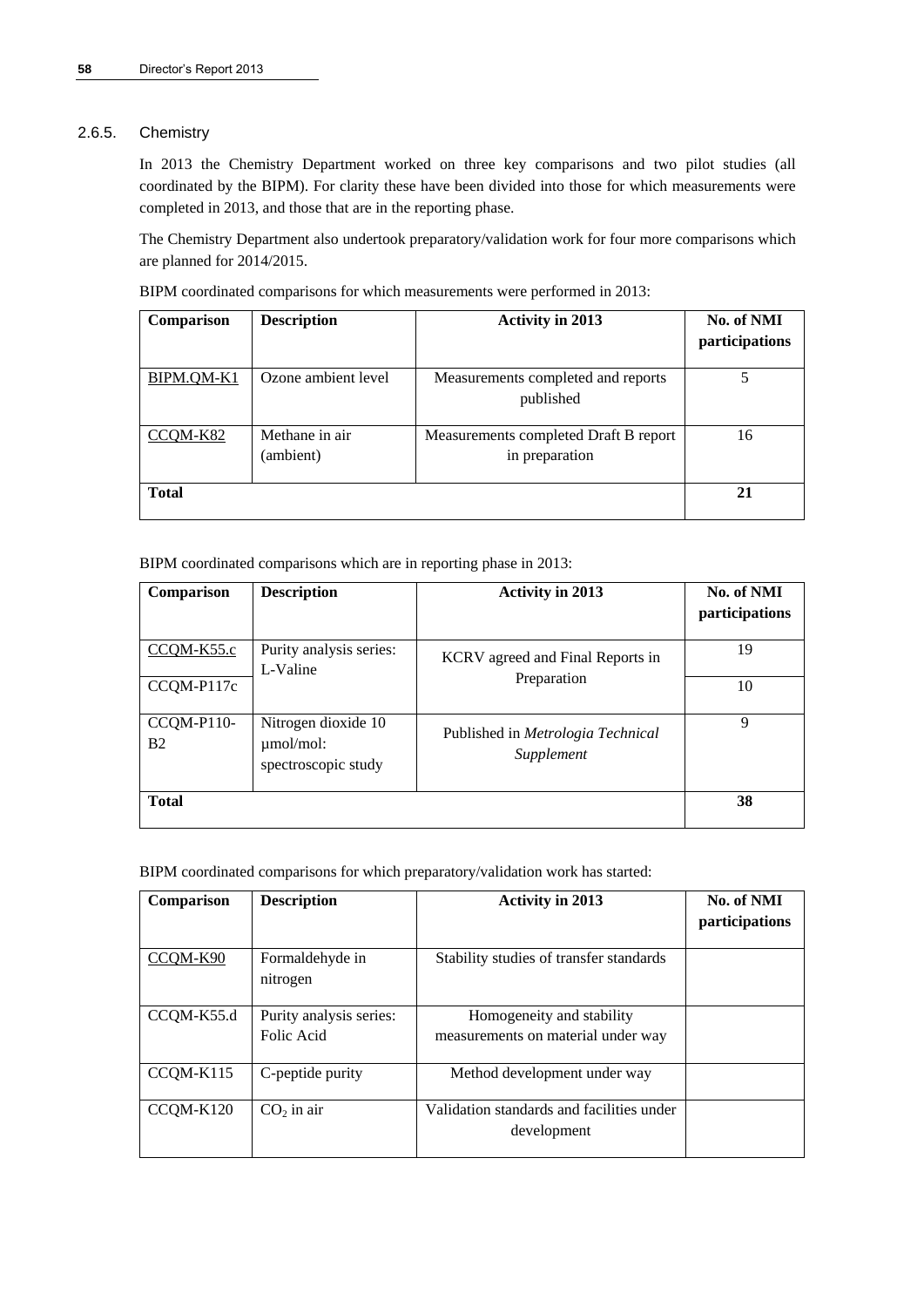### 2.6.5. Chemistry

In 2013 the Chemistry Department worked on three key comparisons and two pilot studies (all coordinated by the BIPM). For clarity these have been divided into those for which measurements were completed in 2013, and those that are in the reporting phase.

The Chemistry Department also undertook preparatory/validation work for four more comparisons which are planned for 2014/2015.

BIPM coordinated comparisons for which measurements were performed in 2013:

| Comparison | Description | Activity in 2013 | No. of NMI participations |
|---|---|---|---|
| BIPM.QM-K1 | Ozone ambient level | Measurements completed and reports published | 5 |
| CCQM-K82 | Methane in air (ambient) | Measurements completed Draft B report in preparation | 16 |
| **Total** | | | **21** |

BIPM coordinated comparisons which are in reporting phase in 2013:

| Comparison | Description | Activity in 2013 | No. of NMI participations |
|---|---|---|---|
| CCQM-K55.c | Purity analysis series: L-Valine | KCRV agreed and Final Reports in Preparation | 19 |
| CCQM-P117c | | | 10 |
| CCQM-P110-B2 | Nitrogen dioxide 10 μmol/mol: spectroscopic study | Published in *Metrologia Technical Supplement* | 9 |
| **Total** | | | **38** |

BIPM coordinated comparisons for which preparatory/validation work has started:

| Comparison | Description | Activity in 2013 | No. of NMI participations |
|---|---|---|---|
| CCQM-K90 | Formaldehyde in nitrogen | Stability studies of transfer standards | |
| CCQM-K55.d | Purity analysis series: Folic Acid | Homogeneity and stability measurements on material under way | |
| CCQM-K115 | C-peptide purity | Method development under way | |
| CCQM-K120 | $CO_2$ in air | Validation standards and facilities under development | |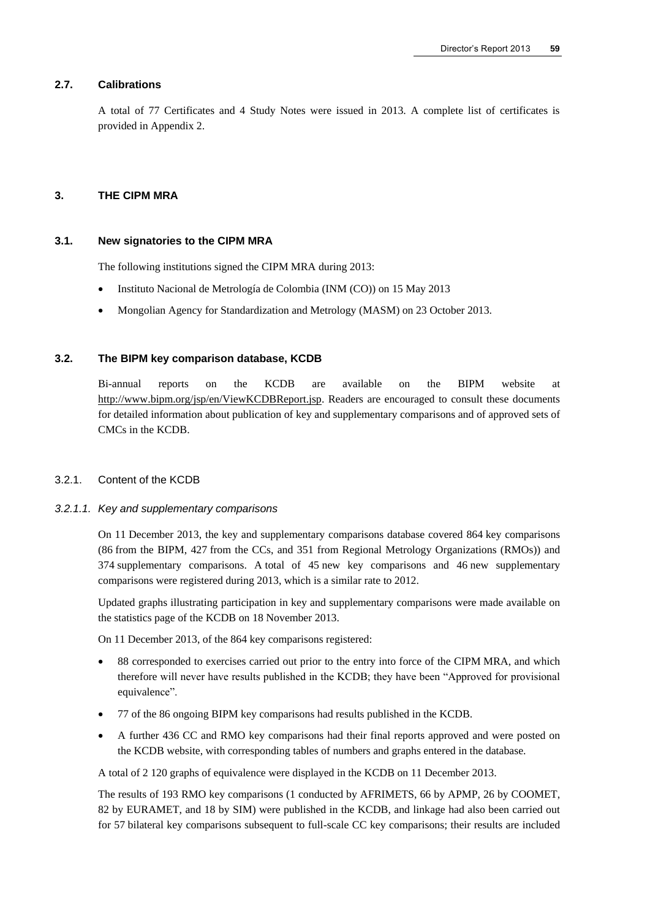## 2.7. Calibrations

A total of 77 Certificates and 4 Study Notes were issued in 2013. A complete list of certificates is provided in Appendix 2.

# 3. THE CIPM MRA

## 3.1. New signatories to the CIPM MRA

The following institutions signed the CIPM MRA during 2013:

- Instituto Nacional de Metrología de Colombia (INM (CO)) on 15 May 2013
- Mongolian Agency for Standardization and Metrology (MASM) on 23 October 2013.

## 3.2. The BIPM key comparison database, KCDB

Bi-annual reports on the KCDB are available on the BIPM website at http://www.bipm.org/jsp/en/ViewKCDBReport.jsp. Readers are encouraged to consult these documents for detailed information about publication of key and supplementary comparisons and of approved sets of CMCs in the KCDB.

### 3.2.1. Content of the KCDB

#### *3.2.1.1. Key and supplementary comparisons*

On 11 December 2013, the key and supplementary comparisons database covered 864 key comparisons (86 from the BIPM, 427 from the CCs, and 351 from Regional Metrology Organizations (RMOs)) and 374 supplementary comparisons. A total of 45 new key comparisons and 46 new supplementary comparisons were registered during 2013, which is a similar rate to 2012.

Updated graphs illustrating participation in key and supplementary comparisons were made available on the statistics page of the KCDB on 18 November 2013.

On 11 December 2013, of the 864 key comparisons registered:

- 88 corresponded to exercises carried out prior to the entry into force of the CIPM MRA, and which therefore will never have results published in the KCDB; they have been "Approved for provisional equivalence".
- 77 of the 86 ongoing BIPM key comparisons had results published in the KCDB.
- A further 436 CC and RMO key comparisons had their final reports approved and were posted on the KCDB website, with corresponding tables of numbers and graphs entered in the database.

A total of 2 120 graphs of equivalence were displayed in the KCDB on 11 December 2013.

The results of 193 RMO key comparisons (1 conducted by AFRIMETS, 66 by APMP, 26 by COOMET, 82 by EURAMET, and 18 by SIM) were published in the KCDB, and linkage had also been carried out for 57 bilateral key comparisons subsequent to full-scale CC key comparisons; their results are included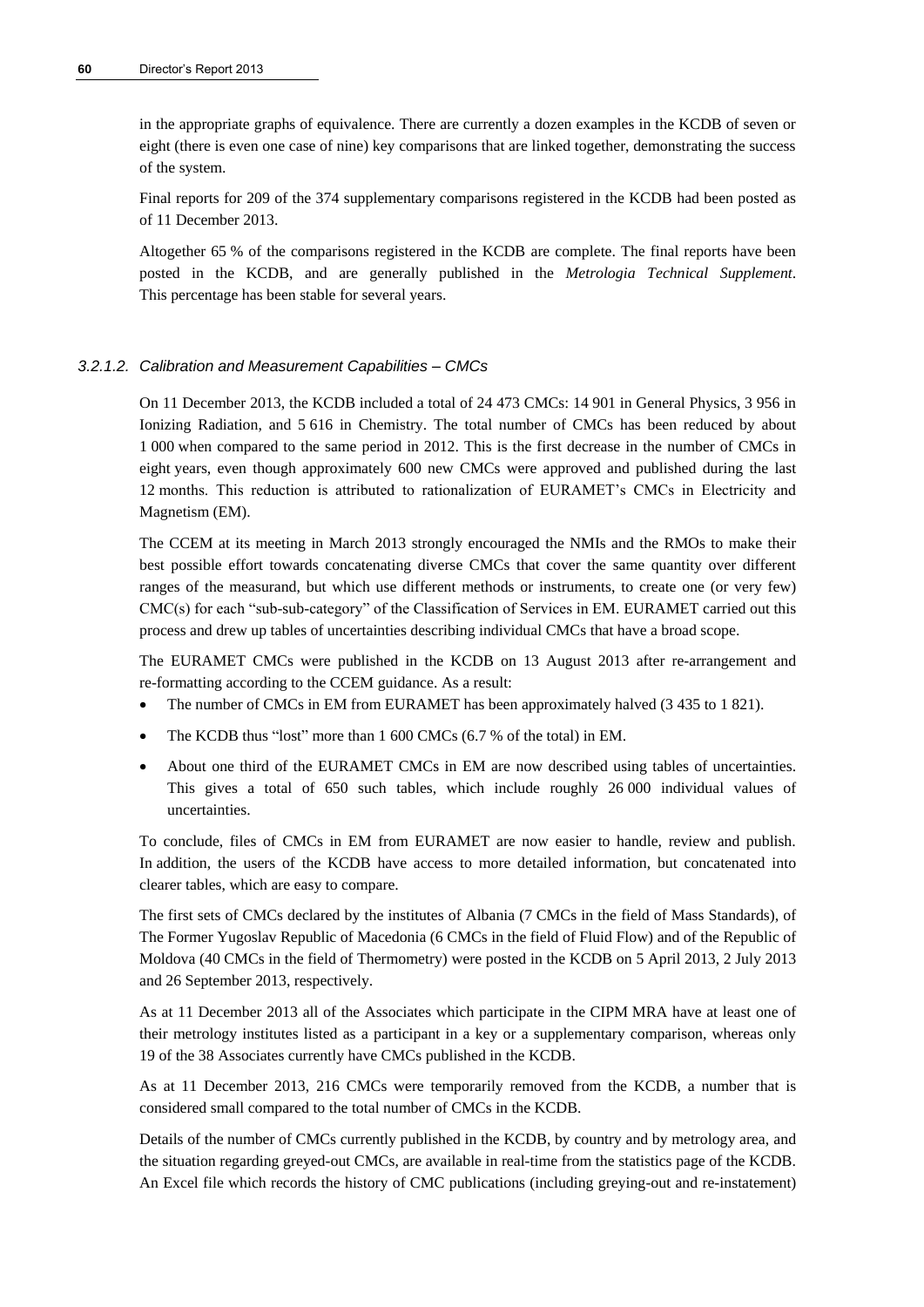in the appropriate graphs of equivalence. There are currently a dozen examples in the KCDB of seven or eight (there is even one case of nine) key comparisons that are linked together, demonstrating the success of the system.

Final reports for 209 of the 374 supplementary comparisons registered in the KCDB had been posted as of 11 December 2013.

Altogether 65 % of the comparisons registered in the KCDB are complete. The final reports have been posted in the KCDB, and are generally published in the *Metrologia Technical Supplement*. This percentage has been stable for several years.

#### *3.2.1.2. Calibration and Measurement Capabilities – CMCs*

On 11 December 2013, the KCDB included a total of 24 473 CMCs: 14 901 in General Physics, 3 956 in Ionizing Radiation, and 5 616 in Chemistry. The total number of CMCs has been reduced by about 1 000 when compared to the same period in 2012. This is the first decrease in the number of CMCs in eight years, even though approximately 600 new CMCs were approved and published during the last 12 months. This reduction is attributed to rationalization of EURAMET's CMCs in Electricity and Magnetism (EM).

The CCEM at its meeting in March 2013 strongly encouraged the NMIs and the RMOs to make their best possible effort towards concatenating diverse CMCs that cover the same quantity over different ranges of the measurand, but which use different methods or instruments, to create one (or very few) CMC(s) for each "sub-sub-category" of the Classification of Services in EM. EURAMET carried out this process and drew up tables of uncertainties describing individual CMCs that have a broad scope.

The EURAMET CMCs were published in the KCDB on 13 August 2013 after re-arrangement and re-formatting according to the CCEM guidance. As a result:

- The number of CMCs in EM from EURAMET has been approximately halved (3 435 to 1 821).
- The KCDB thus "lost" more than 1 600 CMCs (6.7 % of the total) in EM.
- About one third of the EURAMET CMCs in EM are now described using tables of uncertainties. This gives a total of 650 such tables, which include roughly 26 000 individual values of uncertainties.

To conclude, files of CMCs in EM from EURAMET are now easier to handle, review and publish. In addition, the users of the KCDB have access to more detailed information, but concatenated into clearer tables, which are easy to compare.

The first sets of CMCs declared by the institutes of Albania (7 CMCs in the field of Mass Standards), of The Former Yugoslav Republic of Macedonia (6 CMCs in the field of Fluid Flow) and of the Republic of Moldova (40 CMCs in the field of Thermometry) were posted in the KCDB on 5 April 2013, 2 July 2013 and 26 September 2013, respectively.

As at 11 December 2013 all of the Associates which participate in the CIPM MRA have at least one of their metrology institutes listed as a participant in a key or a supplementary comparison, whereas only 19 of the 38 Associates currently have CMCs published in the KCDB.

As at 11 December 2013, 216 CMCs were temporarily removed from the KCDB, a number that is considered small compared to the total number of CMCs in the KCDB.

Details of the number of CMCs currently published in the KCDB, by country and by metrology area, and the situation regarding greyed-out CMCs, are available in real-time from the statistics page of the KCDB. An Excel file which records the history of CMC publications (including greying-out and re-instatement)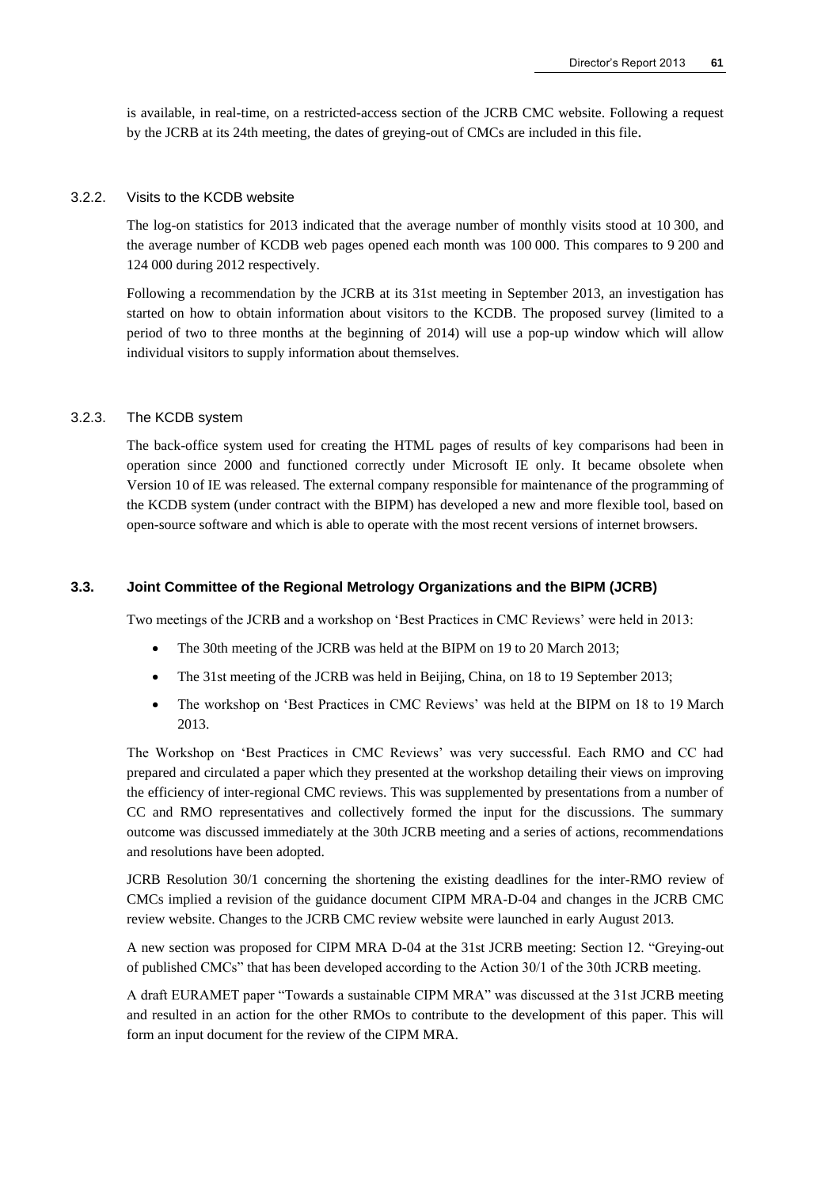is available, in real-time, on a restricted-access section of the JCRB CMC website. Following a request by the JCRB at its 24th meeting, the dates of greying-out of CMCs are included in this file.

#### 3.2.2. Visits to the KCDB website

The log-on statistics for 2013 indicated that the average number of monthly visits stood at 10 300, and the average number of KCDB web pages opened each month was 100 000. This compares to 9 200 and 124 000 during 2012 respectively.

Following a recommendation by the JCRB at its 31st meeting in September 2013, an investigation has started on how to obtain information about visitors to the KCDB. The proposed survey (limited to a period of two to three months at the beginning of 2014) will use a pop-up window which will allow individual visitors to supply information about themselves.

#### 3.2.3. The KCDB system

The back-office system used for creating the HTML pages of results of key comparisons had been in operation since 2000 and functioned correctly under Microsoft IE only. It became obsolete when Version 10 of IE was released. The external company responsible for maintenance of the programming of the KCDB system (under contract with the BIPM) has developed a new and more flexible tool, based on open-source software and which is able to operate with the most recent versions of internet browsers.

### 3.3. Joint Committee of the Regional Metrology Organizations and the BIPM (JCRB)

Two meetings of the JCRB and a workshop on 'Best Practices in CMC Reviews' were held in 2013:

- The 30th meeting of the JCRB was held at the BIPM on 19 to 20 March 2013;
- The 31st meeting of the JCRB was held in Beijing, China, on 18 to 19 September 2013;
- The workshop on 'Best Practices in CMC Reviews' was held at the BIPM on 18 to 19 March 2013.

The Workshop on 'Best Practices in CMC Reviews' was very successful. Each RMO and CC had prepared and circulated a paper which they presented at the workshop detailing their views on improving the efficiency of inter-regional CMC reviews. This was supplemented by presentations from a number of CC and RMO representatives and collectively formed the input for the discussions. The summary outcome was discussed immediately at the 30th JCRB meeting and a series of actions, recommendations and resolutions have been adopted.

JCRB Resolution 30/1 concerning the shortening the existing deadlines for the inter-RMO review of CMCs implied a revision of the guidance document CIPM MRA-D-04 and changes in the JCRB CMC review website. Changes to the JCRB CMC review website were launched in early August 2013.

A new section was proposed for CIPM MRA D-04 at the 31st JCRB meeting: Section 12. "Greying-out of published CMCs" that has been developed according to the Action 30/1 of the 30th JCRB meeting.

A draft EURAMET paper "Towards a sustainable CIPM MRA" was discussed at the 31st JCRB meeting and resulted in an action for the other RMOs to contribute to the development of this paper. This will form an input document for the review of the CIPM MRA.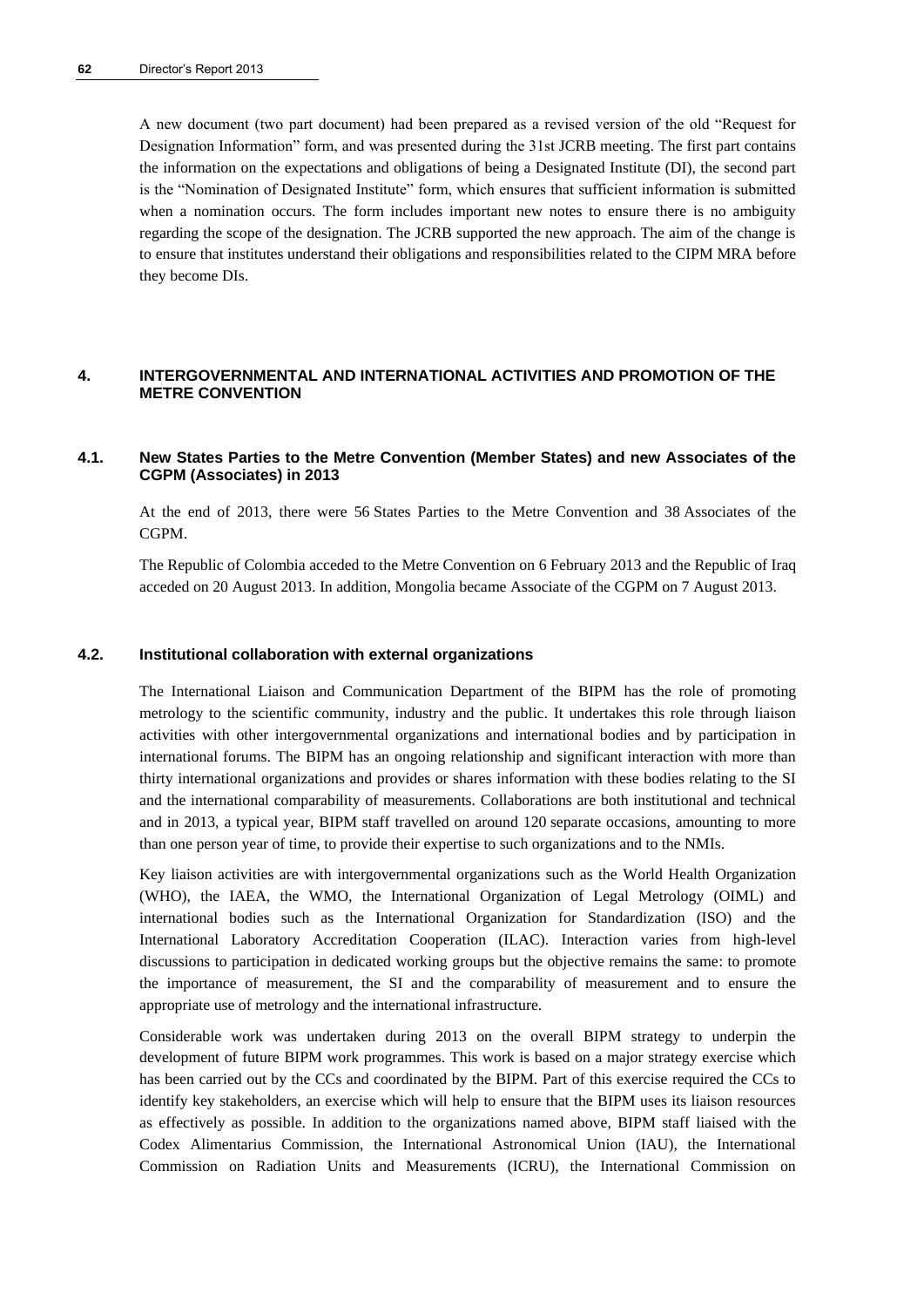A new document (two part document) had been prepared as a revised version of the old "Request for Designation Information" form, and was presented during the 31st JCRB meeting. The first part contains the information on the expectations and obligations of being a Designated Institute (DI), the second part is the "Nomination of Designated Institute" form, which ensures that sufficient information is submitted when a nomination occurs. The form includes important new notes to ensure there is no ambiguity regarding the scope of the designation. The JCRB supported the new approach. The aim of the change is to ensure that institutes understand their obligations and responsibilities related to the CIPM MRA before they become DIs.

## 4. INTERGOVERNMENTAL AND INTERNATIONAL ACTIVITIES AND PROMOTION OF THE METRE CONVENTION

### 4.1. New States Parties to the Metre Convention (Member States) and new Associates of the CGPM (Associates) in 2013

At the end of 2013, there were 56 States Parties to the Metre Convention and 38 Associates of the CGPM.

The Republic of Colombia acceded to the Metre Convention on 6 February 2013 and the Republic of Iraq acceded on 20 August 2013. In addition, Mongolia became Associate of the CGPM on 7 August 2013.

### 4.2. Institutional collaboration with external organizations

The International Liaison and Communication Department of the BIPM has the role of promoting metrology to the scientific community, industry and the public. It undertakes this role through liaison activities with other intergovernmental organizations and international bodies and by participation in international forums. The BIPM has an ongoing relationship and significant interaction with more than thirty international organizations and provides or shares information with these bodies relating to the SI and the international comparability of measurements. Collaborations are both institutional and technical and in 2013, a typical year, BIPM staff travelled on around 120 separate occasions, amounting to more than one person year of time, to provide their expertise to such organizations and to the NMIs.

Key liaison activities are with intergovernmental organizations such as the World Health Organization (WHO), the IAEA, the WMO, the International Organization of Legal Metrology (OIML) and international bodies such as the International Organization for Standardization (ISO) and the International Laboratory Accreditation Cooperation (ILAC). Interaction varies from high-level discussions to participation in dedicated working groups but the objective remains the same: to promote the importance of measurement, the SI and the comparability of measurement and to ensure the appropriate use of metrology and the international infrastructure.

Considerable work was undertaken during 2013 on the overall BIPM strategy to underpin the development of future BIPM work programmes. This work is based on a major strategy exercise which has been carried out by the CCs and coordinated by the BIPM. Part of this exercise required the CCs to identify key stakeholders, an exercise which will help to ensure that the BIPM uses its liaison resources as effectively as possible. In addition to the organizations named above, BIPM staff liaised with the Codex Alimentarius Commission, the International Astronomical Union (IAU), the International Commission on Radiation Units and Measurements (ICRU), the International Commission on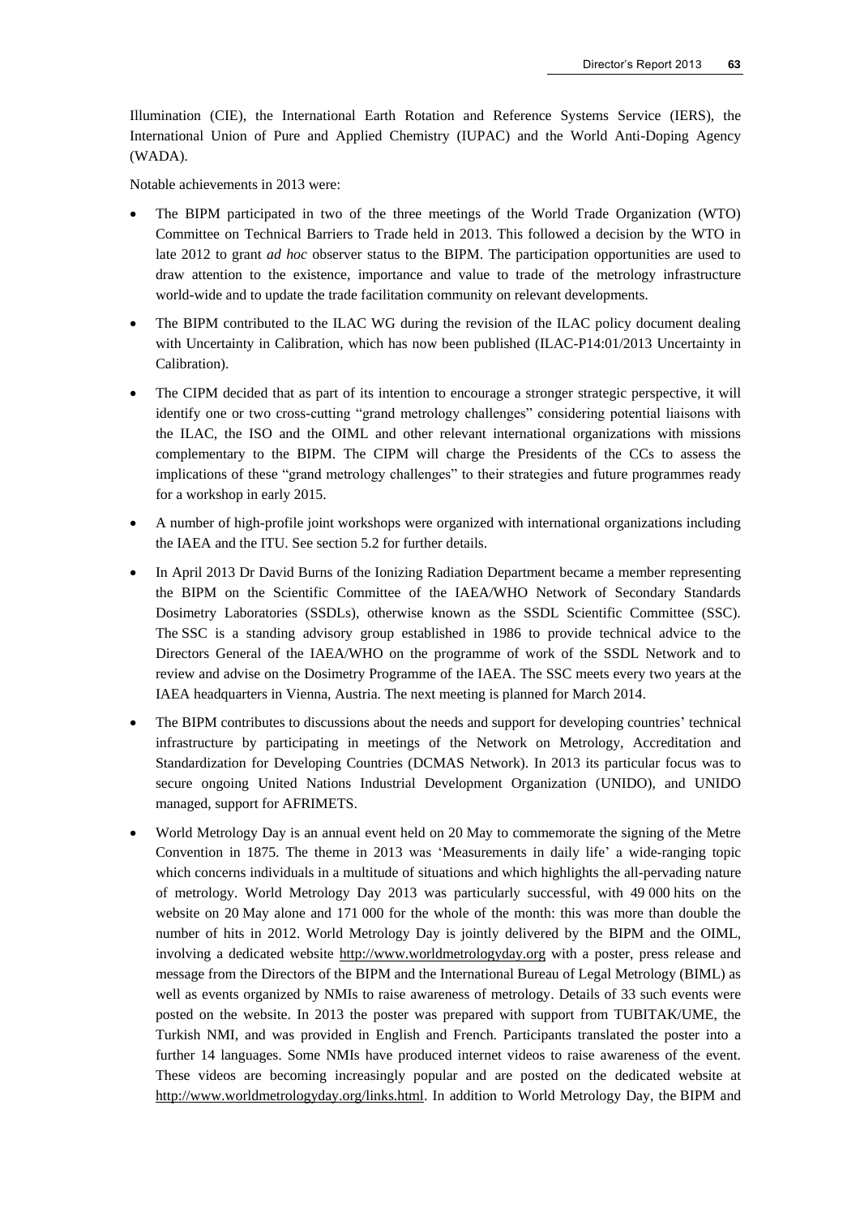Illumination (CIE), the International Earth Rotation and Reference Systems Service (IERS), the International Union of Pure and Applied Chemistry (IUPAC) and the World Anti-Doping Agency (WADA).

Notable achievements in 2013 were:

- The BIPM participated in two of the three meetings of the World Trade Organization (WTO) Committee on Technical Barriers to Trade held in 2013. This followed a decision by the WTO in late 2012 to grant *ad hoc* observer status to the BIPM. The participation opportunities are used to draw attention to the existence, importance and value to trade of the metrology infrastructure world-wide and to update the trade facilitation community on relevant developments.
- The BIPM contributed to the ILAC WG during the revision of the ILAC policy document dealing with Uncertainty in Calibration, which has now been published (ILAC-P14:01/2013 Uncertainty in Calibration).
- The CIPM decided that as part of its intention to encourage a stronger strategic perspective, it will identify one or two cross-cutting "grand metrology challenges" considering potential liaisons with the ILAC, the ISO and the OIML and other relevant international organizations with missions complementary to the BIPM. The CIPM will charge the Presidents of the CCs to assess the implications of these "grand metrology challenges" to their strategies and future programmes ready for a workshop in early 2015.
- A number of high-profile joint workshops were organized with international organizations including the IAEA and the ITU. See section 5.2 for further details.
- In April 2013 Dr David Burns of the Ionizing Radiation Department became a member representing the BIPM on the Scientific Committee of the IAEA/WHO Network of Secondary Standards Dosimetry Laboratories (SSDLs), otherwise known as the SSDL Scientific Committee (SSC). The SSC is a standing advisory group established in 1986 to provide technical advice to the Directors General of the IAEA/WHO on the programme of work of the SSDL Network and to review and advise on the Dosimetry Programme of the IAEA. The SSC meets every two years at the IAEA headquarters in Vienna, Austria. The next meeting is planned for March 2014.
- The BIPM contributes to discussions about the needs and support for developing countries' technical infrastructure by participating in meetings of the Network on Metrology, Accreditation and Standardization for Developing Countries (DCMAS Network). In 2013 its particular focus was to secure ongoing United Nations Industrial Development Organization (UNIDO), and UNIDO managed, support for AFRIMETS.
- World Metrology Day is an annual event held on 20 May to commemorate the signing of the Metre Convention in 1875. The theme in 2013 was 'Measurements in daily life' a wide-ranging topic which concerns individuals in a multitude of situations and which highlights the all-pervading nature of metrology. World Metrology Day 2013 was particularly successful, with 49 000 hits on the website on 20 May alone and 171 000 for the whole of the month: this was more than double the number of hits in 2012. World Metrology Day is jointly delivered by the BIPM and the OIML, involving a dedicated website http://www.worldmetrologyday.org with a poster, press release and message from the Directors of the BIPM and the International Bureau of Legal Metrology (BIML) as well as events organized by NMIs to raise awareness of metrology. Details of 33 such events were posted on the website. In 2013 the poster was prepared with support from TUBITAK/UME, the Turkish NMI, and was provided in English and French. Participants translated the poster into a further 14 languages. Some NMIs have produced internet videos to raise awareness of the event. These videos are becoming increasingly popular and are posted on the dedicated website at http://www.worldmetrologyday.org/links.html. In addition to World Metrology Day, the BIPM and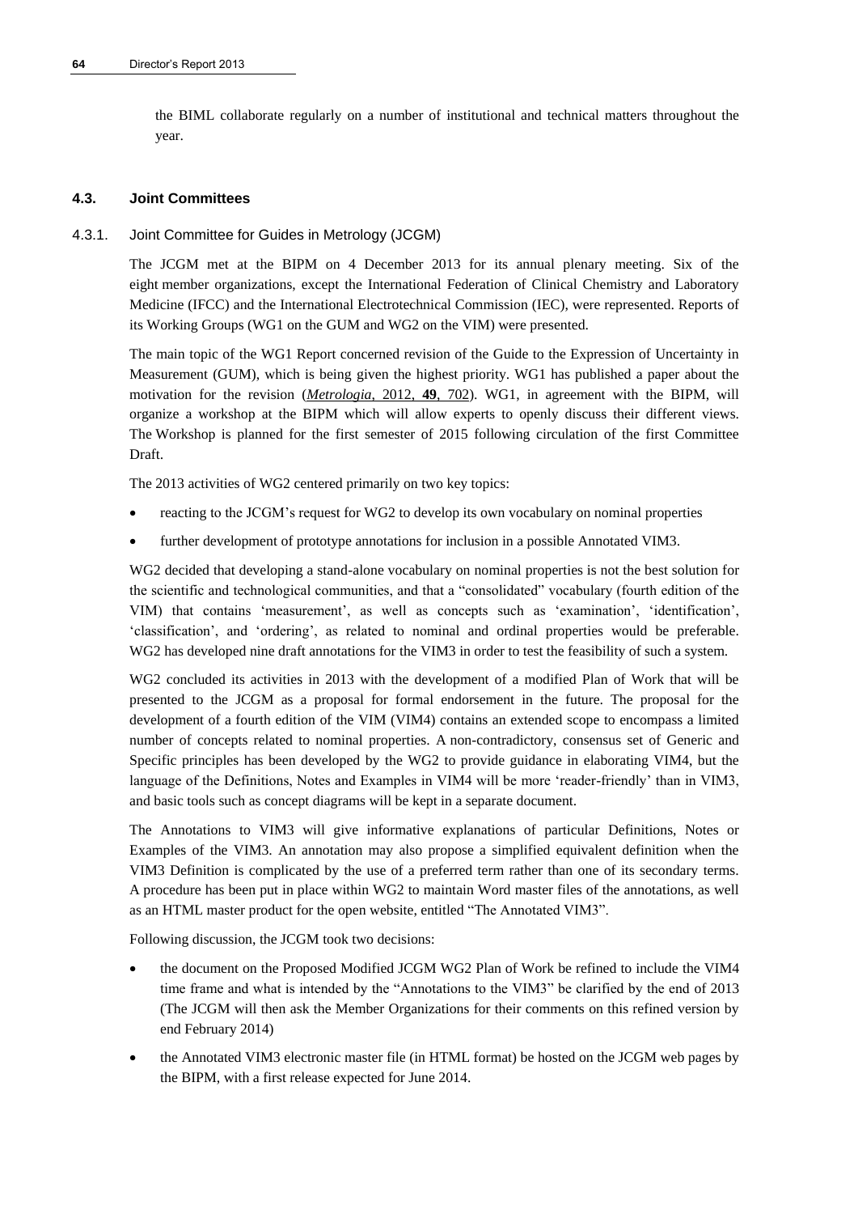the BIML collaborate regularly on a number of institutional and technical matters throughout the year.

### 4.3. Joint Committees

#### 4.3.1. Joint Committee for Guides in Metrology (JCGM)

The JCGM met at the BIPM on 4 December 2013 for its annual plenary meeting. Six of the eight member organizations, except the International Federation of Clinical Chemistry and Laboratory Medicine (IFCC) and the International Electrotechnical Commission (IEC), were represented. Reports of its Working Groups (WG1 on the GUM and WG2 on the VIM) were presented.

The main topic of the WG1 Report concerned revision of the Guide to the Expression of Uncertainty in Measurement (GUM), which is being given the highest priority. WG1 has published a paper about the motivation for the revision (*Metrologia*, 2012, **49**, 702). WG1, in agreement with the BIPM, will organize a workshop at the BIPM which will allow experts to openly discuss their different views. The Workshop is planned for the first semester of 2015 following circulation of the first Committee Draft.

The 2013 activities of WG2 centered primarily on two key topics:

- reacting to the JCGM's request for WG2 to develop its own vocabulary on nominal properties
- further development of prototype annotations for inclusion in a possible Annotated VIM3.

WG2 decided that developing a stand-alone vocabulary on nominal properties is not the best solution for the scientific and technological communities, and that a "consolidated" vocabulary (fourth edition of the VIM) that contains 'measurement', as well as concepts such as 'examination', 'identification', 'classification', and 'ordering', as related to nominal and ordinal properties would be preferable. WG2 has developed nine draft annotations for the VIM3 in order to test the feasibility of such a system.

WG2 concluded its activities in 2013 with the development of a modified Plan of Work that will be presented to the JCGM as a proposal for formal endorsement in the future. The proposal for the development of a fourth edition of the VIM (VIM4) contains an extended scope to encompass a limited number of concepts related to nominal properties. A non-contradictory, consensus set of Generic and Specific principles has been developed by the WG2 to provide guidance in elaborating VIM4, but the language of the Definitions, Notes and Examples in VIM4 will be more 'reader-friendly' than in VIM3, and basic tools such as concept diagrams will be kept in a separate document.

The Annotations to VIM3 will give informative explanations of particular Definitions, Notes or Examples of the VIM3. An annotation may also propose a simplified equivalent definition when the VIM3 Definition is complicated by the use of a preferred term rather than one of its secondary terms. A procedure has been put in place within WG2 to maintain Word master files of the annotations, as well as an HTML master product for the open website, entitled "The Annotated VIM3".

Following discussion, the JCGM took two decisions:

- the document on the Proposed Modified JCGM WG2 Plan of Work be refined to include the VIM4 time frame and what is intended by the "Annotations to the VIM3" be clarified by the end of 2013 (The JCGM will then ask the Member Organizations for their comments on this refined version by end February 2014)
- the Annotated VIM3 electronic master file (in HTML format) be hosted on the JCGM web pages by the BIPM, with a first release expected for June 2014.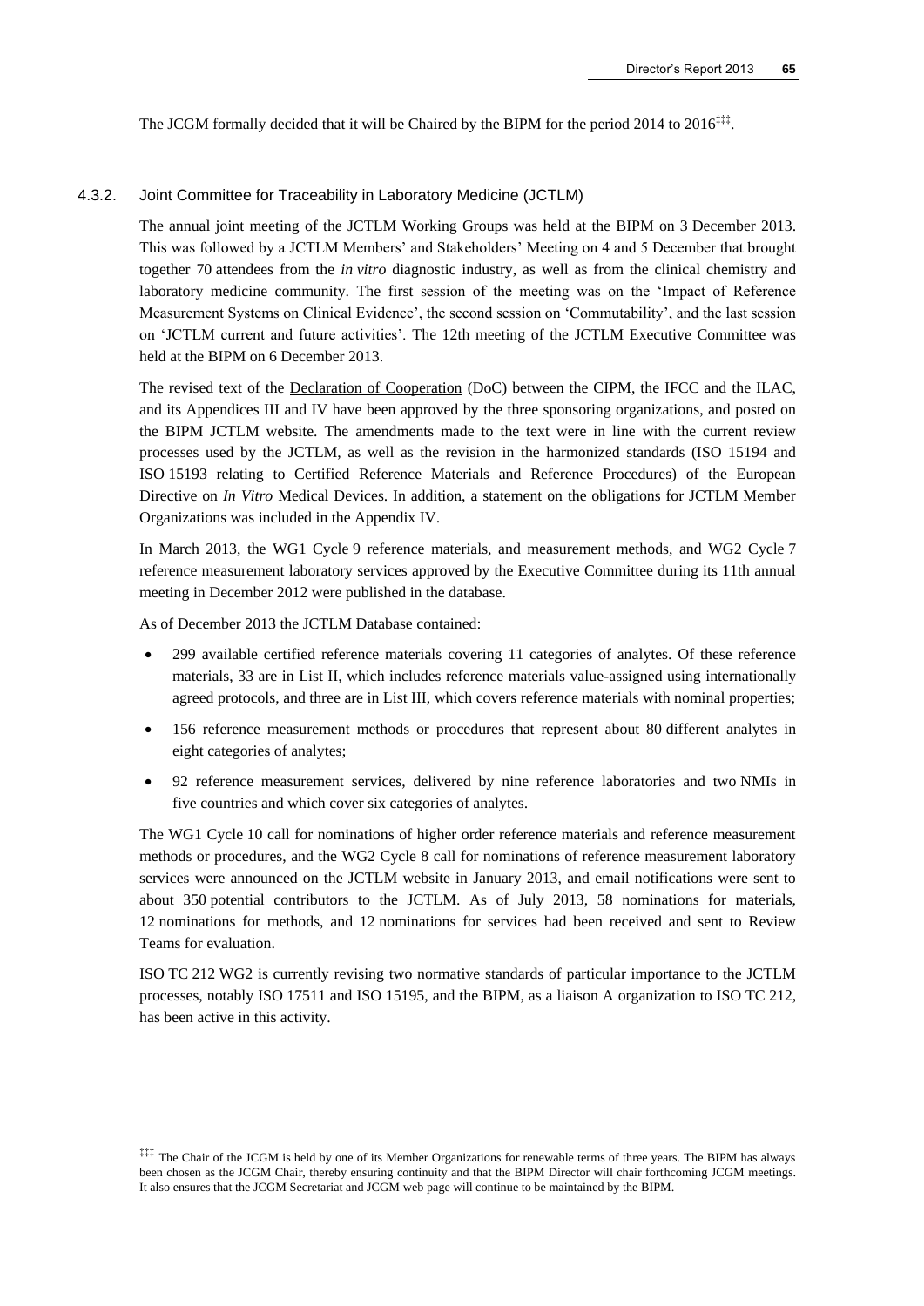The JCGM formally decided that it will be Chaired by the BIPM for the period 2014 to 2016[‡‡‡].

### 4.3.2. Joint Committee for Traceability in Laboratory Medicine (JCTLM)

The annual joint meeting of the JCTLM Working Groups was held at the BIPM on 3 December 2013. This was followed by a JCTLM Members' and Stakeholders' Meeting on 4 and 5 December that brought together 70 attendees from the *in vitro* diagnostic industry, as well as from the clinical chemistry and laboratory medicine community. The first session of the meeting was on the 'Impact of Reference Measurement Systems on Clinical Evidence', the second session on 'Commutability', and the last session on 'JCTLM current and future activities'. The 12th meeting of the JCTLM Executive Committee was held at the BIPM on 6 December 2013.

The revised text of the Declaration of Cooperation (DoC) between the CIPM, the IFCC and the ILAC, and its Appendices III and IV have been approved by the three sponsoring organizations, and posted on the BIPM JCTLM website. The amendments made to the text were in line with the current review processes used by the JCTLM, as well as the revision in the harmonized standards (ISO 15194 and ISO 15193 relating to Certified Reference Materials and Reference Procedures) of the European Directive on *In Vitro* Medical Devices. In addition, a statement on the obligations for JCTLM Member Organizations was included in the Appendix IV.

In March 2013, the WG1 Cycle 9 reference materials, and measurement methods, and WG2 Cycle 7 reference measurement laboratory services approved by the Executive Committee during its 11th annual meeting in December 2012 were published in the database.

As of December 2013 the JCTLM Database contained:

- 299 available certified reference materials covering 11 categories of analytes. Of these reference materials, 33 are in List II, which includes reference materials value-assigned using internationally agreed protocols, and three are in List III, which covers reference materials with nominal properties;
- 156 reference measurement methods or procedures that represent about 80 different analytes in eight categories of analytes;
- 92 reference measurement services, delivered by nine reference laboratories and two NMIs in five countries and which cover six categories of analytes.

The WG1 Cycle 10 call for nominations of higher order reference materials and reference measurement methods or procedures, and the WG2 Cycle 8 call for nominations of reference measurement laboratory services were announced on the JCTLM website in January 2013, and email notifications were sent to about 350 potential contributors to the JCTLM. As of July 2013, 58 nominations for materials, 12 nominations for methods, and 12 nominations for services had been received and sent to Review Teams for evaluation.

ISO TC 212 WG2 is currently revising two normative standards of particular importance to the JCTLM processes, notably ISO 17511 and ISO 15195, and the BIPM, as a liaison A organization to ISO TC 212, has been active in this activity.

---

[‡‡‡] The Chair of the JCGM is held by one of its Member Organizations for renewable terms of three years. The BIPM has always been chosen as the JCGM Chair, thereby ensuring continuity and that the BIPM Director will chair forthcoming JCGM meetings. It also ensures that the JCGM Secretariat and JCGM web page will continue to be maintained by the BIPM.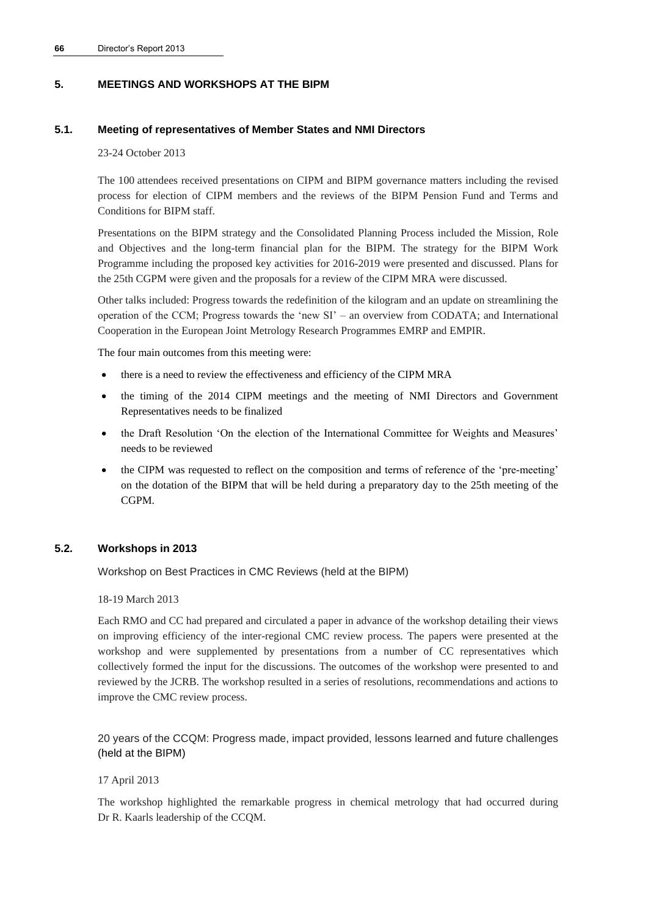## 5. MEETINGS AND WORKSHOPS AT THE BIPM

### 5.1. Meeting of representatives of Member States and NMI Directors

23-24 October 2013

The 100 attendees received presentations on CIPM and BIPM governance matters including the revised process for election of CIPM members and the reviews of the BIPM Pension Fund and Terms and Conditions for BIPM staff.

Presentations on the BIPM strategy and the Consolidated Planning Process included the Mission, Role and Objectives and the long-term financial plan for the BIPM. The strategy for the BIPM Work Programme including the proposed key activities for 2016-2019 were presented and discussed. Plans for the 25th CGPM were given and the proposals for a review of the CIPM MRA were discussed.

Other talks included: Progress towards the redefinition of the kilogram and an update on streamlining the operation of the CCM; Progress towards the 'new SI' – an overview from CODATA; and International Cooperation in the European Joint Metrology Research Programmes EMRP and EMPIR.

The four main outcomes from this meeting were:

- there is a need to review the effectiveness and efficiency of the CIPM MRA
- the timing of the 2014 CIPM meetings and the meeting of NMI Directors and Government Representatives needs to be finalized
- the Draft Resolution 'On the election of the International Committee for Weights and Measures' needs to be reviewed
- the CIPM was requested to reflect on the composition and terms of reference of the 'pre-meeting' on the dotation of the BIPM that will be held during a preparatory day to the 25th meeting of the CGPM.

### 5.2. Workshops in 2013

#### Workshop on Best Practices in CMC Reviews (held at the BIPM)

18-19 March 2013

Each RMO and CC had prepared and circulated a paper in advance of the workshop detailing their views on improving efficiency of the inter-regional CMC review process. The papers were presented at the workshop and were supplemented by presentations from a number of CC representatives which collectively formed the input for the discussions. The outcomes of the workshop were presented to and reviewed by the JCRB. The workshop resulted in a series of resolutions, recommendations and actions to improve the CMC review process.

#### 20 years of the CCQM: Progress made, impact provided, lessons learned and future challenges (held at the BIPM)

17 April 2013

The workshop highlighted the remarkable progress in chemical metrology that had occurred during Dr R. Kaarls leadership of the CCQM.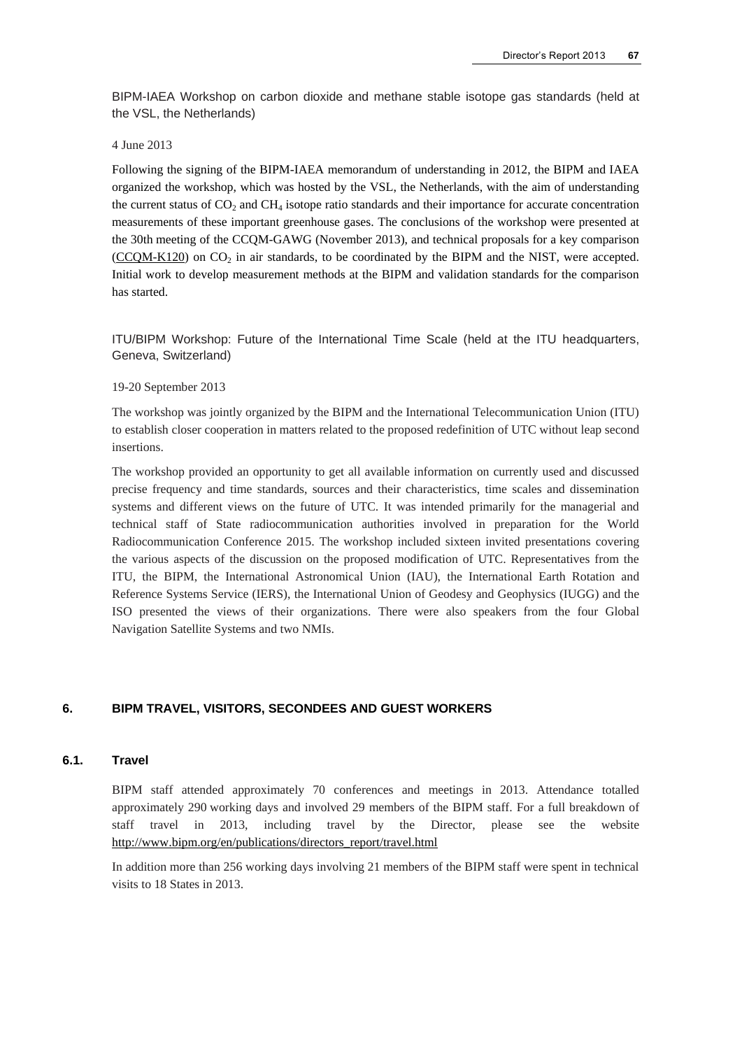BIPM-IAEA Workshop on carbon dioxide and methane stable isotope gas standards (held at the VSL, the Netherlands)

4 June 2013

Following the signing of the BIPM-IAEA memorandum of understanding in 2012, the BIPM and IAEA organized the workshop, which was hosted by the VSL, the Netherlands, with the aim of understanding the current status of $CO_2$ and $CH_4$ isotope ratio standards and their importance for accurate concentration measurements of these important greenhouse gases. The conclusions of the workshop were presented at the 30th meeting of the CCQM-GAWG (November 2013), and technical proposals for a key comparison (CCQM-K120) on $CO_2$ in air standards, to be coordinated by the BIPM and the NIST, were accepted. Initial work to develop measurement methods at the BIPM and validation standards for the comparison has started.

ITU/BIPM Workshop: Future of the International Time Scale (held at the ITU headquarters, Geneva, Switzerland)

19-20 September 2013

The workshop was jointly organized by the BIPM and the International Telecommunication Union (ITU) to establish closer cooperation in matters related to the proposed redefinition of UTC without leap second insertions.

The workshop provided an opportunity to get all available information on currently used and discussed precise frequency and time standards, sources and their characteristics, time scales and dissemination systems and different views on the future of UTC. It was intended primarily for the managerial and technical staff of State radiocommunication authorities involved in preparation for the World Radiocommunication Conference 2015. The workshop included sixteen invited presentations covering the various aspects of the discussion on the proposed modification of UTC. Representatives from the ITU, the BIPM, the International Astronomical Union (IAU), the International Earth Rotation and Reference Systems Service (IERS), the International Union of Geodesy and Geophysics (IUGG) and the ISO presented the views of their organizations. There were also speakers from the four Global Navigation Satellite Systems and two NMIs.

## 6. BIPM TRAVEL, VISITORS, SECONDEES AND GUEST WORKERS

### 6.1. Travel

BIPM staff attended approximately 70 conferences and meetings in 2013. Attendance totalled approximately 290 working days and involved 29 members of the BIPM staff. For a full breakdown of staff travel in 2013, including travel by the Director, please see the website http://www.bipm.org/en/publications/directors_report/travel.html

In addition more than 256 working days involving 21 members of the BIPM staff were spent in technical visits to 18 States in 2013.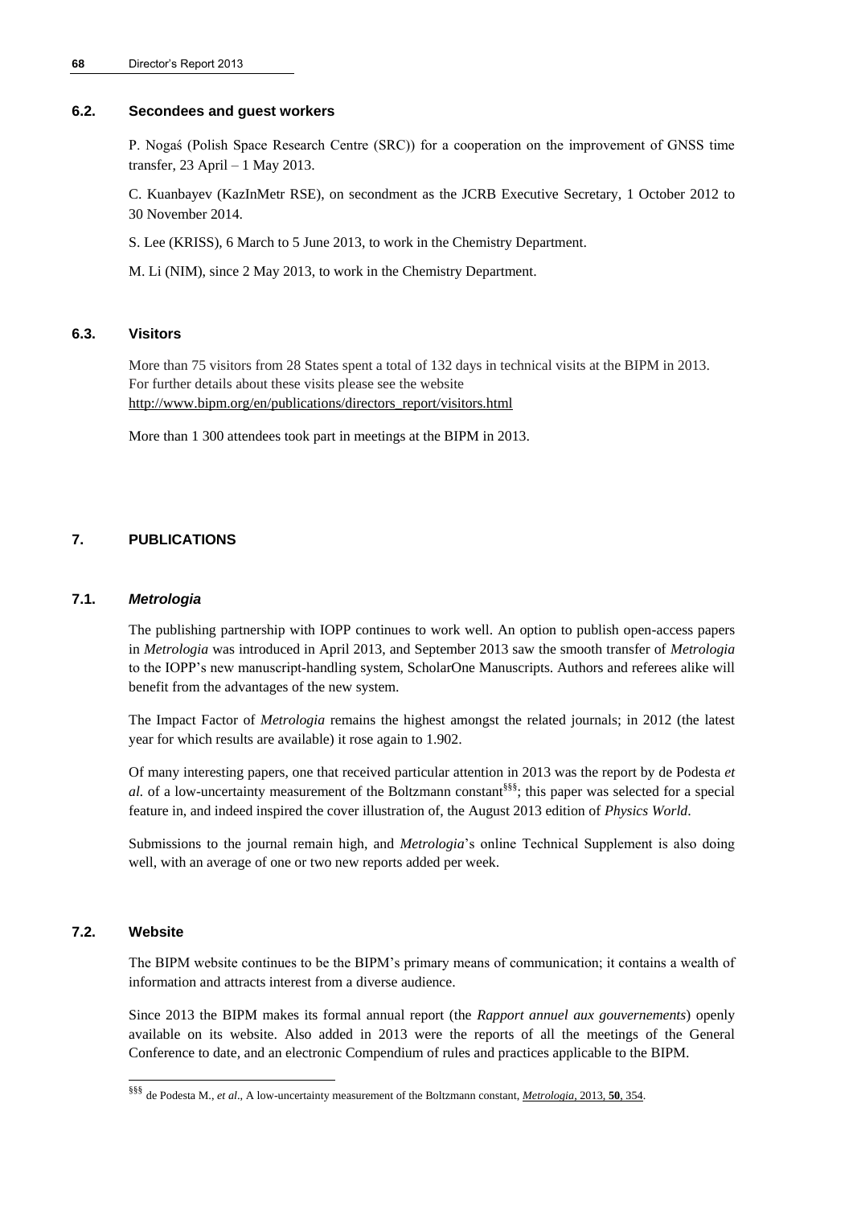### 6.2. Secondees and guest workers

P. Nogaś (Polish Space Research Centre (SRC)) for a cooperation on the improvement of GNSS time transfer, 23 April – 1 May 2013.

C. Kuanbayev (KazInMetr RSE), on secondment as the JCRB Executive Secretary, 1 October 2012 to 30 November 2014.

S. Lee (KRISS), 6 March to 5 June 2013, to work in the Chemistry Department.

M. Li (NIM), since 2 May 2013, to work in the Chemistry Department.

### 6.3. Visitors

More than 75 visitors from 28 States spent a total of 132 days in technical visits at the BIPM in 2013. For further details about these visits please see the website http://www.bipm.org/en/publications/directors_report/visitors.html

More than 1 300 attendees took part in meetings at the BIPM in 2013.

## 7. PUBLICATIONS

### 7.1. *Metrologia*

The publishing partnership with IOPP continues to work well. An option to publish open-access papers in *Metrologia* was introduced in April 2013, and September 2013 saw the smooth transfer of *Metrologia* to the IOPP's new manuscript-handling system, ScholarOne Manuscripts. Authors and referees alike will benefit from the advantages of the new system.

The Impact Factor of *Metrologia* remains the highest amongst the related journals; in 2012 (the latest year for which results are available) it rose again to 1.902.

Of many interesting papers, one that received particular attention in 2013 was the report by de Podesta *et al.* of a low-uncertainty measurement of the Boltzmann constant[§§§]; this paper was selected for a special feature in, and indeed inspired the cover illustration of, the August 2013 edition of *Physics World*.

Submissions to the journal remain high, and *Metrologia*'s online Technical Supplement is also doing well, with an average of one or two new reports added per week.

### 7.2. Website

The BIPM website continues to be the BIPM's primary means of communication; it contains a wealth of information and attracts interest from a diverse audience.

Since 2013 the BIPM makes its formal annual report (the *Rapport annuel aux gouvernements*) openly available on its website. Also added in 2013 were the reports of all the meetings of the General Conference to date, and an electronic Compendium of rules and practices applicable to the BIPM.

[§§§] de Podesta M., *et al*., A low-uncertainty measurement of the Boltzmann constant, *Metrologia*, 2013, **50**, 354.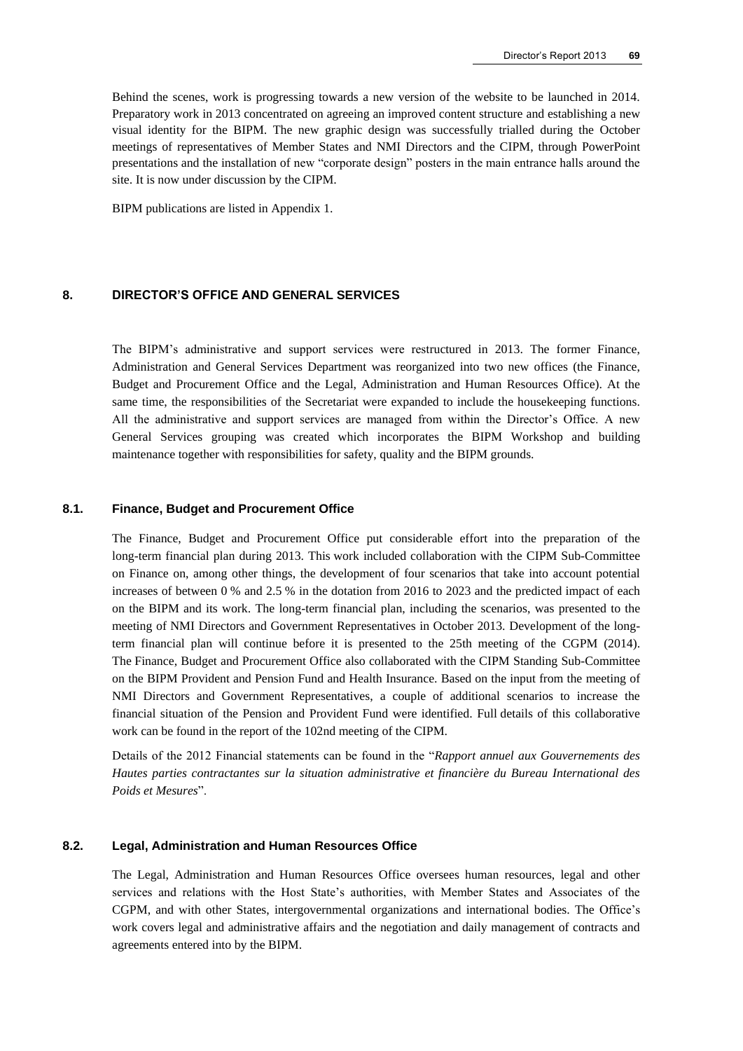Behind the scenes, work is progressing towards a new version of the website to be launched in 2014. Preparatory work in 2013 concentrated on agreeing an improved content structure and establishing a new visual identity for the BIPM. The new graphic design was successfully trialled during the October meetings of representatives of Member States and NMI Directors and the CIPM, through PowerPoint presentations and the installation of new "corporate design" posters in the main entrance halls around the site. It is now under discussion by the CIPM.

BIPM publications are listed in Appendix 1.

## 8. DIRECTOR'S OFFICE AND GENERAL SERVICES

The BIPM's administrative and support services were restructured in 2013. The former Finance, Administration and General Services Department was reorganized into two new offices (the Finance, Budget and Procurement Office and the Legal, Administration and Human Resources Office). At the same time, the responsibilities of the Secretariat were expanded to include the housekeeping functions. All the administrative and support services are managed from within the Director's Office. A new General Services grouping was created which incorporates the BIPM Workshop and building maintenance together with responsibilities for safety, quality and the BIPM grounds.

### 8.1. Finance, Budget and Procurement Office

The Finance, Budget and Procurement Office put considerable effort into the preparation of the long-term financial plan during 2013. This work included collaboration with the CIPM Sub-Committee on Finance on, among other things, the development of four scenarios that take into account potential increases of between 0 % and 2.5 % in the dotation from 2016 to 2023 and the predicted impact of each on the BIPM and its work. The long-term financial plan, including the scenarios, was presented to the meeting of NMI Directors and Government Representatives in October 2013. Development of the long-term financial plan will continue before it is presented to the 25th meeting of the CGPM (2014). The Finance, Budget and Procurement Office also collaborated with the CIPM Standing Sub-Committee on the BIPM Provident and Pension Fund and Health Insurance. Based on the input from the meeting of NMI Directors and Government Representatives, a couple of additional scenarios to increase the financial situation of the Pension and Provident Fund were identified. Full details of this collaborative work can be found in the report of the 102nd meeting of the CIPM.

Details of the 2012 Financial statements can be found in the "*Rapport annuel aux Gouvernements des Hautes parties contractantes sur la situation administrative et financière du Bureau International des Poids et Mesures*".

### 8.2. Legal, Administration and Human Resources Office

The Legal, Administration and Human Resources Office oversees human resources, legal and other services and relations with the Host State's authorities, with Member States and Associates of the CGPM, and with other States, intergovernmental organizations and international bodies. The Office's work covers legal and administrative affairs and the negotiation and daily management of contracts and agreements entered into by the BIPM.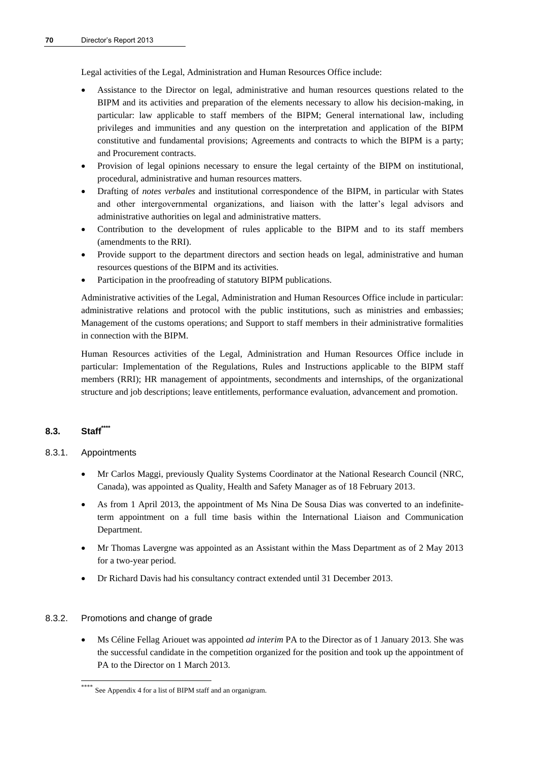Legal activities of the Legal, Administration and Human Resources Office include:

- Assistance to the Director on legal, administrative and human resources questions related to the BIPM and its activities and preparation of the elements necessary to allow his decision-making, in particular: law applicable to staff members of the BIPM; General international law, including privileges and immunities and any question on the interpretation and application of the BIPM constitutive and fundamental provisions; Agreements and contracts to which the BIPM is a party; and Procurement contracts.
- Provision of legal opinions necessary to ensure the legal certainty of the BIPM on institutional, procedural, administrative and human resources matters.
- Drafting of *notes verbales* and institutional correspondence of the BIPM, in particular with States and other intergovernmental organizations, and liaison with the latter's legal advisors and administrative authorities on legal and administrative matters.
- Contribution to the development of rules applicable to the BIPM and to its staff members (amendments to the RRI).
- Provide support to the department directors and section heads on legal, administrative and human resources questions of the BIPM and its activities.
- Participation in the proofreading of statutory BIPM publications.

Administrative activities of the Legal, Administration and Human Resources Office include in particular: administrative relations and protocol with the public institutions, such as ministries and embassies; Management of the customs operations; and Support to staff members in their administrative formalities in connection with the BIPM.

Human Resources activities of the Legal, Administration and Human Resources Office include in particular: Implementation of the Regulations, Rules and Instructions applicable to the BIPM staff members (RRI); HR management of appointments, secondments and internships, of the organizational structure and job descriptions; leave entitlements, performance evaluation, advancement and promotion.

## 8.3. Staff[****]

### 8.3.1. Appointments

- Mr Carlos Maggi, previously Quality Systems Coordinator at the National Research Council (NRC, Canada), was appointed as Quality, Health and Safety Manager as of 18 February 2013.
- As from 1 April 2013, the appointment of Ms Nina De Sousa Dias was converted to an indefinite-term appointment on a full time basis within the International Liaison and Communication Department.
- Mr Thomas Lavergne was appointed as an Assistant within the Mass Department as of 2 May 2013 for a two-year period.
- Dr Richard Davis had his consultancy contract extended until 31 December 2013.

### 8.3.2. Promotions and change of grade

- Ms Céline Fellag Ariouet was appointed *ad interim* PA to the Director as of 1 January 2013. She was the successful candidate in the competition organized for the position and took up the appointment of PA to the Director on 1 March 2013.

[****] See Appendix 4 for a list of BIPM staff and an organigram.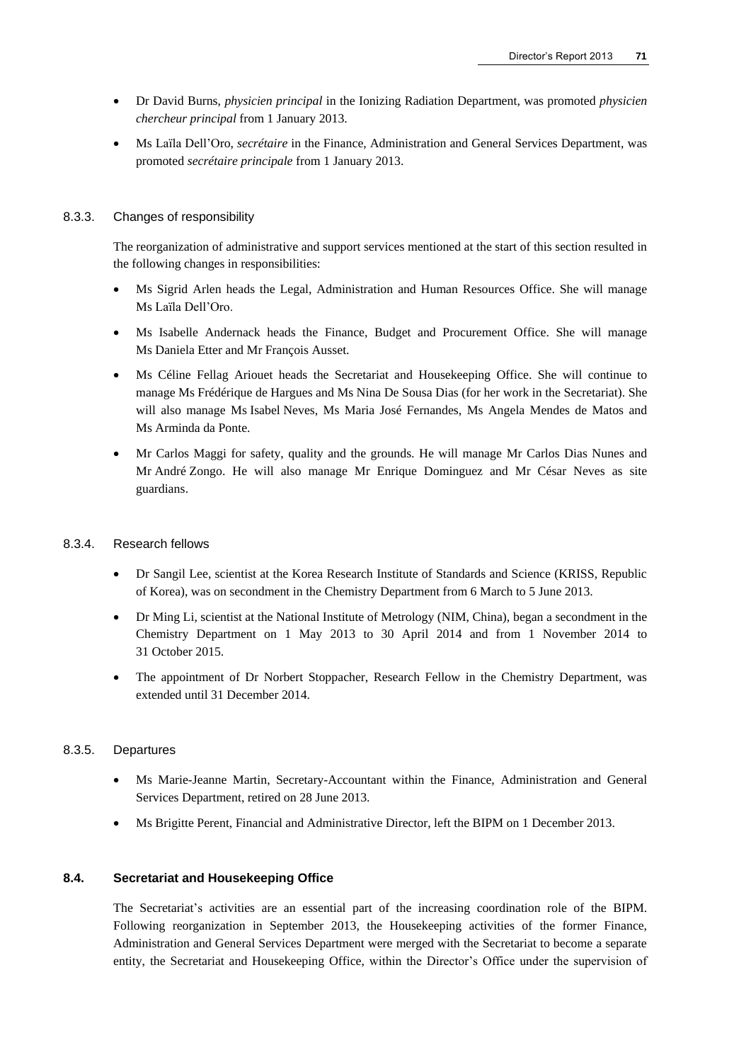- Dr David Burns, *physicien principal* in the Ionizing Radiation Department, was promoted *physicien chercheur principal* from 1 January 2013.
- Ms Laïla Dell'Oro, *secrétaire* in the Finance, Administration and General Services Department, was promoted *secrétaire principale* from 1 January 2013.

#### 8.3.3. Changes of responsibility

The reorganization of administrative and support services mentioned at the start of this section resulted in the following changes in responsibilities:

- Ms Sigrid Arlen heads the Legal, Administration and Human Resources Office. She will manage Ms Laïla Dell'Oro.
- Ms Isabelle Andernack heads the Finance, Budget and Procurement Office. She will manage Ms Daniela Etter and Mr François Ausset.
- Ms Céline Fellag Ariouet heads the Secretariat and Housekeeping Office. She will continue to manage Ms Frédérique de Hargues and Ms Nina De Sousa Dias (for her work in the Secretariat). She will also manage Ms Isabel Neves, Ms Maria José Fernandes, Ms Angela Mendes de Matos and Ms Arminda da Ponte.
- Mr Carlos Maggi for safety, quality and the grounds. He will manage Mr Carlos Dias Nunes and Mr André Zongo. He will also manage Mr Enrique Dominguez and Mr César Neves as site guardians.

#### 8.3.4. Research fellows

- Dr Sangil Lee, scientist at the Korea Research Institute of Standards and Science (KRISS, Republic of Korea), was on secondment in the Chemistry Department from 6 March to 5 June 2013.
- Dr Ming Li, scientist at the National Institute of Metrology (NIM, China), began a secondment in the Chemistry Department on 1 May 2013 to 30 April 2014 and from 1 November 2014 to 31 October 2015.
- The appointment of Dr Norbert Stoppacher, Research Fellow in the Chemistry Department, was extended until 31 December 2014.

#### 8.3.5. Departures

- Ms Marie-Jeanne Martin, Secretary-Accountant within the Finance, Administration and General Services Department, retired on 28 June 2013.
- Ms Brigitte Perent, Financial and Administrative Director, left the BIPM on 1 December 2013.

### 8.4. Secretariat and Housekeeping Office

The Secretariat's activities are an essential part of the increasing coordination role of the BIPM. Following reorganization in September 2013, the Housekeeping activities of the former Finance, Administration and General Services Department were merged with the Secretariat to become a separate entity, the Secretariat and Housekeeping Office, within the Director's Office under the supervision of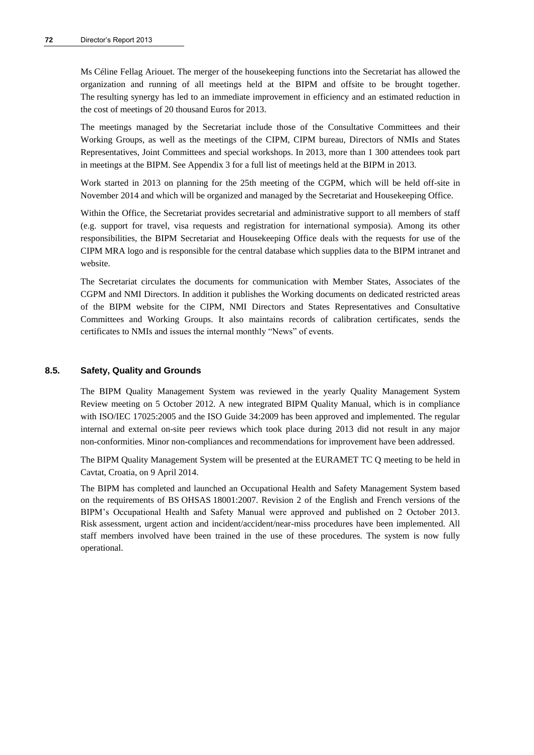Ms Céline Fellag Ariouet. The merger of the housekeeping functions into the Secretariat has allowed the organization and running of all meetings held at the BIPM and offsite to be brought together. The resulting synergy has led to an immediate improvement in efficiency and an estimated reduction in the cost of meetings of 20 thousand Euros for 2013.

The meetings managed by the Secretariat include those of the Consultative Committees and their Working Groups, as well as the meetings of the CIPM, CIPM bureau, Directors of NMIs and States Representatives, Joint Committees and special workshops. In 2013, more than 1 300 attendees took part in meetings at the BIPM. See Appendix 3 for a full list of meetings held at the BIPM in 2013.

Work started in 2013 on planning for the 25th meeting of the CGPM, which will be held off-site in November 2014 and which will be organized and managed by the Secretariat and Housekeeping Office.

Within the Office, the Secretariat provides secretarial and administrative support to all members of staff (e.g. support for travel, visa requests and registration for international symposia). Among its other responsibilities, the BIPM Secretariat and Housekeeping Office deals with the requests for use of the CIPM MRA logo and is responsible for the central database which supplies data to the BIPM intranet and website.

The Secretariat circulates the documents for communication with Member States, Associates of the CGPM and NMI Directors. In addition it publishes the Working documents on dedicated restricted areas of the BIPM website for the CIPM, NMI Directors and States Representatives and Consultative Committees and Working Groups. It also maintains records of calibration certificates, sends the certificates to NMIs and issues the internal monthly "News" of events.

### 8.5. Safety, Quality and Grounds

The BIPM Quality Management System was reviewed in the yearly Quality Management System Review meeting on 5 October 2012. A new integrated BIPM Quality Manual, which is in compliance with ISO/IEC 17025:2005 and the ISO Guide 34:2009 has been approved and implemented. The regular internal and external on-site peer reviews which took place during 2013 did not result in any major non-conformities. Minor non-compliances and recommendations for improvement have been addressed.

The BIPM Quality Management System will be presented at the EURAMET TC Q meeting to be held in Cavtat, Croatia, on 9 April 2014.

The BIPM has completed and launched an Occupational Health and Safety Management System based on the requirements of BS OHSAS 18001:2007. Revision 2 of the English and French versions of the BIPM's Occupational Health and Safety Manual were approved and published on 2 October 2013. Risk assessment, urgent action and incident/accident/near-miss procedures have been implemented. All staff members involved have been trained in the use of these procedures. The system is now fully operational.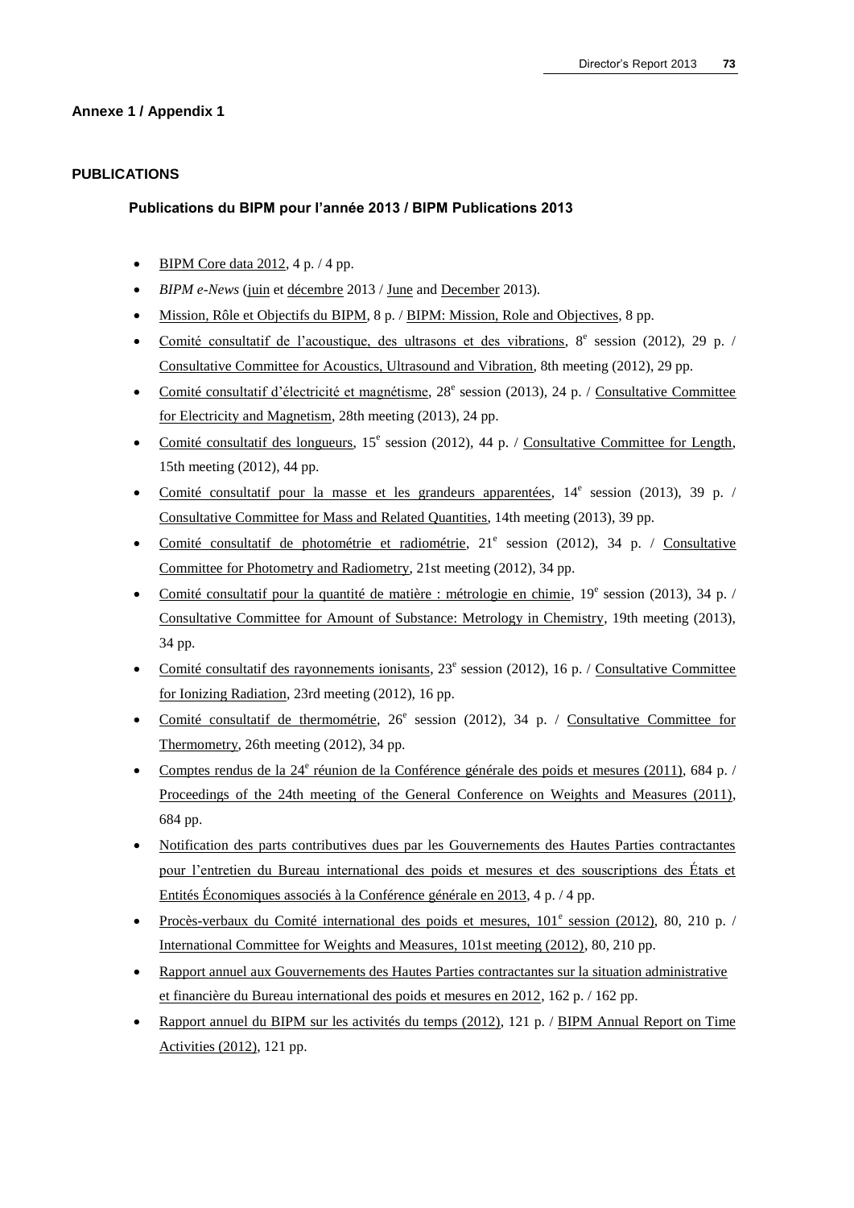**Annexe 1 / Appendix 1**

## PUBLICATIONS

### Publications du BIPM pour l'année 2013 / BIPM Publications 2013

- BIPM Core data 2012, 4 p. / 4 pp.
- *BIPM e-News* (juin et décembre 2013 / June and December 2013).
- Mission, Rôle et Objectifs du BIPM, 8 p. / BIPM: Mission, Role and Objectives, 8 pp.
- Comité consultatif de l'acoustique, des ultrasons et des vibrations, 8e session (2012), 29 p. / Consultative Committee for Acoustics, Ultrasound and Vibration, 8th meeting (2012), 29 pp.
- Comité consultatif d'électricité et magnétisme, 28e session (2013), 24 p. / Consultative Committee for Electricity and Magnetism, 28th meeting (2013), 24 pp.
- Comité consultatif des longueurs, 15e session (2012), 44 p. / Consultative Committee for Length, 15th meeting (2012), 44 pp.
- Comité consultatif pour la masse et les grandeurs apparentées, 14e session (2013), 39 p. / Consultative Committee for Mass and Related Quantities, 14th meeting (2013), 39 pp.
- Comité consultatif de photométrie et radiométrie, 21e session (2012), 34 p. / Consultative Committee for Photometry and Radiometry, 21st meeting (2012), 34 pp.
- Comité consultatif pour la quantité de matière : métrologie en chimie, 19e session (2013), 34 p. / Consultative Committee for Amount of Substance: Metrology in Chemistry, 19th meeting (2013), 34 pp.
- Comité consultatif des rayonnements ionisants, 23e session (2012), 16 p. / Consultative Committee for Ionizing Radiation, 23rd meeting (2012), 16 pp.
- Comité consultatif de thermométrie, 26e session (2012), 34 p. / Consultative Committee for Thermometry, 26th meeting (2012), 34 pp.
- Comptes rendus de la 24e réunion de la Conférence générale des poids et mesures (2011), 684 p. / Proceedings of the 24th meeting of the General Conference on Weights and Measures (2011), 684 pp.
- Notification des parts contributives dues par les Gouvernements des Hautes Parties contractantes pour l'entretien du Bureau international des poids et mesures et des souscriptions des États et Entités Économiques associés à la Conférence générale en 2013, 4 p. / 4 pp.
- Procès-verbaux du Comité international des poids et mesures, 101e session (2012), 80, 210 p. / International Committee for Weights and Measures, 101st meeting (2012), 80, 210 pp.
- Rapport annuel aux Gouvernements des Hautes Parties contractantes sur la situation administrative et financière du Bureau international des poids et mesures en 2012, 162 p. / 162 pp.
- Rapport annuel du BIPM sur les activités du temps (2012), 121 p. / BIPM Annual Report on Time Activities (2012), 121 pp.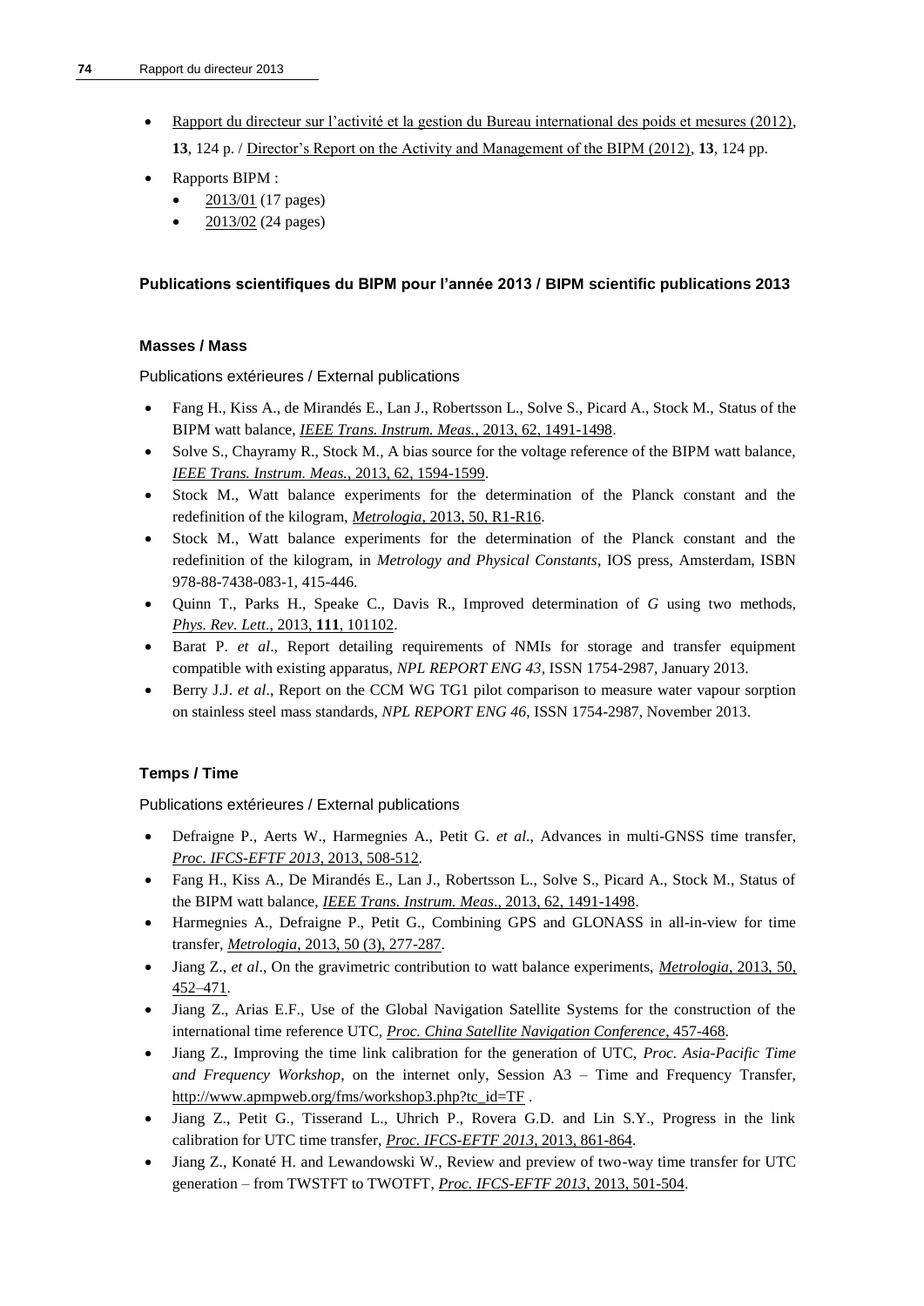- Rapport du directeur sur l'activité et la gestion du Bureau international des poids et mesures (2012), **13**, 124 p. / Director's Report on the Activity and Management of the BIPM (2012), **13**, 124 pp.
- Rapports BIPM :
  - 2013/01 (17 pages)
  - 2013/02 (24 pages)

### Publications scientifiques du BIPM pour l'année 2013 / BIPM scientific publications 2013

#### Masses / Mass

Publications extérieures / External publications

- Fang H., Kiss A., de Mirandés E., Lan J., Robertsson L., Solve S., Picard A., Stock M., Status of the BIPM watt balance, *IEEE Trans. Instrum. Meas.*, 2013, 62, 1491-1498.
- Solve S., Chayramy R., Stock M., A bias source for the voltage reference of the BIPM watt balance, *IEEE Trans. Instrum. Meas.*, 2013, 62, 1594-1599.
- Stock M., Watt balance experiments for the determination of the Planck constant and the redefinition of the kilogram, *Metrologia*, 2013, 50, R1-R16.
- Stock M., Watt balance experiments for the determination of the Planck constant and the redefinition of the kilogram, in *Metrology and Physical Constants*, IOS press, Amsterdam, ISBN 978-88-7438-083-1, 415-446.
- Quinn T., Parks H., Speake C., Davis R., Improved determination of *G* using two methods, *Phys. Rev. Lett.*, 2013, **111**, 101102.
- Barat P. *et al*., Report detailing requirements of NMIs for storage and transfer equipment compatible with existing apparatus, *NPL REPORT ENG 43*, ISSN 1754-2987, January 2013.
- Berry J.J. *et al*., Report on the CCM WG TG1 pilot comparison to measure water vapour sorption on stainless steel mass standards, *NPL REPORT ENG 46*, ISSN 1754-2987, November 2013.

#### Temps / Time

Publications extérieures / External publications

- Defraigne P., Aerts W., Harmegnies A., Petit G. *et al*., Advances in multi-GNSS time transfer, *Proc. IFCS-EFTF 2013*, 2013, 508-512.
- Fang H., Kiss A., De Mirandés E., Lan J., Robertsson L., Solve S., Picard A., Stock M., Status of the BIPM watt balance, *IEEE Trans. Instrum. Meas*., 2013, 62, 1491-1498.
- Harmegnies A., Defraigne P., Petit G., Combining GPS and GLONASS in all-in-view for time transfer, *Metrologia*, 2013, 50 (3), 277-287.
- Jiang Z., *et al*., On the gravimetric contribution to watt balance experiments, *Metrologia*, 2013, 50, 452–471.
- Jiang Z., Arias E.F., Use of the Global Navigation Satellite Systems for the construction of the international time reference UTC, *Proc. China Satellite Navigation Conference*, 457-468.
- Jiang Z., Improving the time link calibration for the generation of UTC, *Proc. Asia-Pacific Time and Frequency Workshop*, on the internet only, Session A3 – Time and Frequency Transfer, http://www.apmpweb.org/fms/workshop3.php?tc_id=TF .
- Jiang Z., Petit G., Tisserand L., Uhrich P., Rovera G.D. and Lin S.Y., Progress in the link calibration for UTC time transfer, *Proc. IFCS-EFTF 2013*, 2013, 861-864.
- Jiang Z., Konaté H. and Lewandowski W., Review and preview of two-way time transfer for UTC generation – from TWSTFT to TWOTFT, *Proc. IFCS-EFTF 2013*, 2013, 501-504.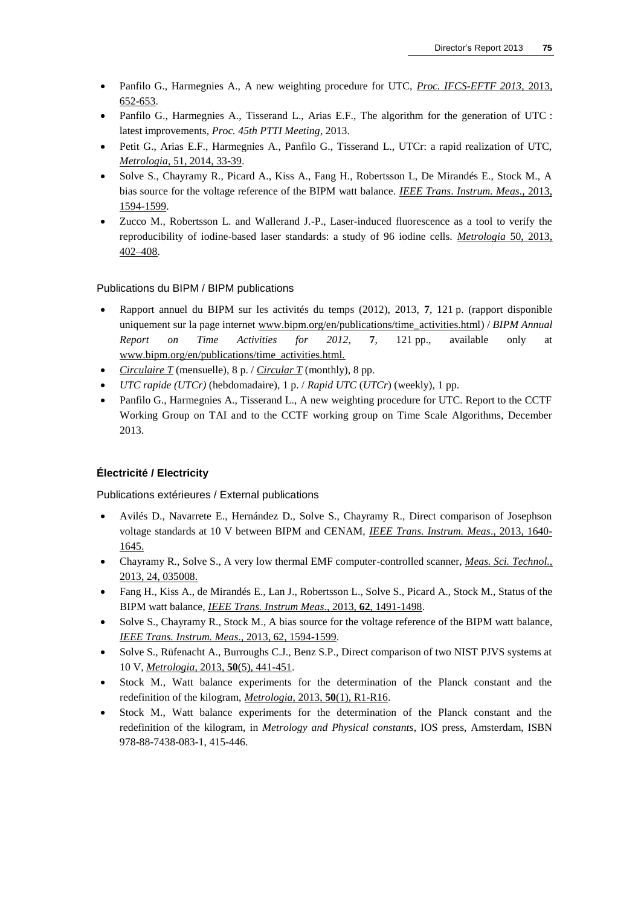- Panfilo G., Harmegnies A., A new weighting procedure for UTC, *Proc. IFCS-EFTF 2013*, 2013, 652-653.
- Panfilo G., Harmegnies A., Tisserand L., Arias E.F., The algorithm for the generation of UTC : latest improvements, *Proc. 45th PTTI Meeting*, 2013.
- Petit G., Arias E.F., Harmegnies A., Panfilo G., Tisserand L., UTCr: a rapid realization of UTC, *Metrologia*, 51, 2014, 33-39.
- Solve S., Chayramy R., Picard A., Kiss A., Fang H., Robertsson L, De Mirandés E., Stock M., A bias source for the voltage reference of the BIPM watt balance. *IEEE Trans. Instrum. Meas*., 2013, 1594-1599.
- Zucco M., Robertsson L. and Wallerand J.-P., Laser-induced fluorescence as a tool to verify the reproducibility of iodine-based laser standards: a study of 96 iodine cells. *Metrologia* 50, 2013, 402–408.

Publications du BIPM / BIPM publications

- Rapport annuel du BIPM sur les activités du temps (2012), 2013, **7**, 121 p. (rapport disponible uniquement sur la page internet www.bipm.org/en/publications/time_activities.html) / *BIPM Annual Report on Time Activities for 2012*, **7**, 121 pp., available only at www.bipm.org/en/publications/time_activities.html.
- *Circulaire T* (mensuelle), 8 p. / *Circular T* (monthly), 8 pp.
- *UTC rapide (UTCr)* (hebdomadaire), 1 p. / *Rapid UTC* (*UTCr*) (weekly), 1 pp.
- Panfilo G., Harmegnies A., Tisserand L., A new weighting procedure for UTC. Report to the CCTF Working Group on TAI and to the CCTF working group on Time Scale Algorithms, December 2013.

### Électricité / Electricity

Publications extérieures / External publications

- Avilés D., Navarrete E., Hernández D., Solve S., Chayramy R., Direct comparison of Josephson voltage standards at 10 V between BIPM and CENAM, *IEEE Trans. Instrum. Meas*., 2013, 1640-1645.
- Chayramy R., Solve S., A very low thermal EMF computer-controlled scanner, *Meas. Sci. Technol.*, 2013, 24, 035008.
- Fang H., Kiss A., de Mirandés E., Lan J., Robertsson L., Solve S., Picard A., Stock M., Status of the BIPM watt balance, *IEEE Trans. Instrum Meas*., 2013, **62**, 1491-1498.
- Solve S., Chayramy R., Stock M., A bias source for the voltage reference of the BIPM watt balance, *IEEE Trans. Instrum. Meas*., 2013, 62, 1594-1599.
- Solve S., Rüfenacht A., Burroughs C.J., Benz S.P., Direct comparison of two NIST PJVS systems at 10 V, *Metrologia*, 2013, **50**(5), 441-451.
- Stock M., Watt balance experiments for the determination of the Planck constant and the redefinition of the kilogram, *Metrologia*, 2013, **50**(1), R1-R16.
- Stock M., Watt balance experiments for the determination of the Planck constant and the redefinition of the kilogram, in *Metrology and Physical constants*, IOS press, Amsterdam, ISBN 978-88-7438-083-1, 415-446.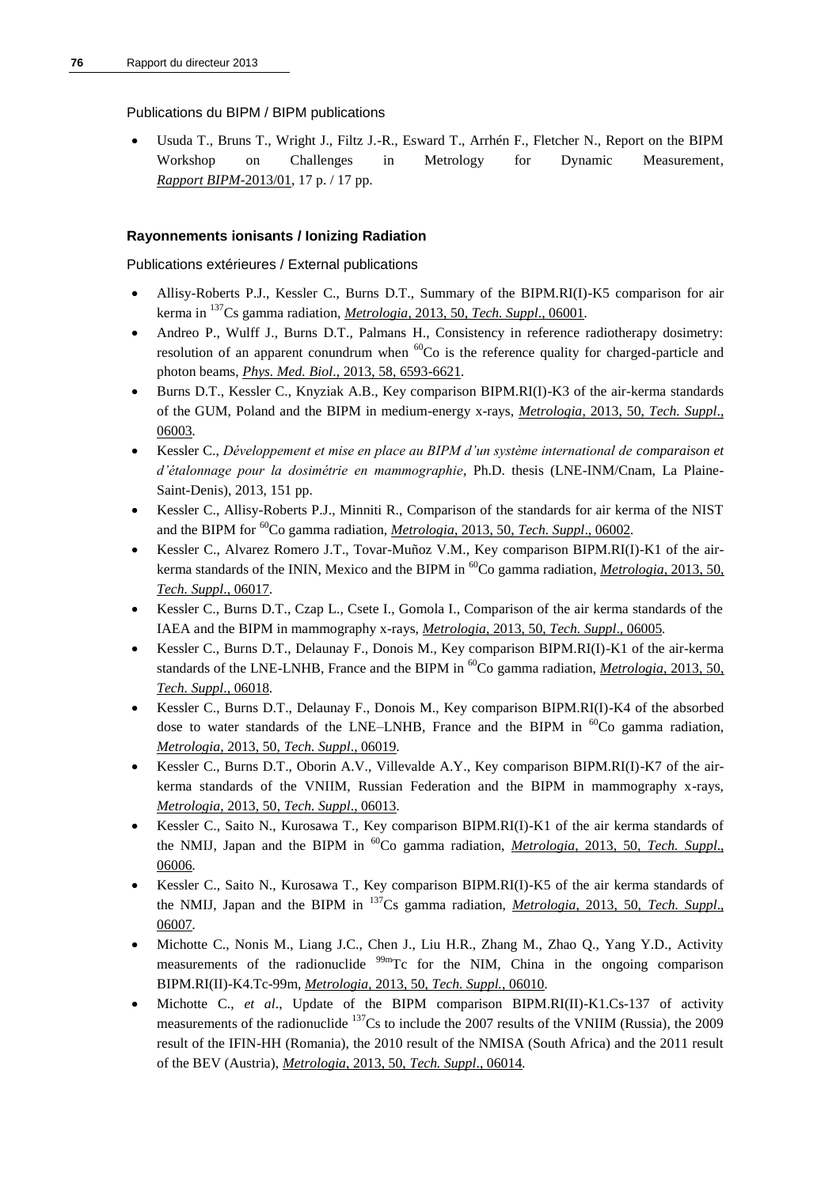Publications du BIPM / BIPM publications

- Usuda T., Bruns T., Wright J., Filtz J.-R., Esward T., Arrhén F., Fletcher N., Report on the BIPM Workshop on Challenges in Metrology for Dynamic Measurement, *Rapport BIPM*-2013/01, 17 p. / 17 pp.

**Rayonnements ionisants / Ionizing Radiation**

Publications extérieures / External publications

- Allisy-Roberts P.J., Kessler C., Burns D.T., Summary of the BIPM.RI(I)-K5 comparison for air kerma in $^{137}$Cs gamma radiation, *Metrologia*, 2013, 50, *Tech. Suppl*., 06001.
- Andreo P., Wulff J., Burns D.T., Palmans H., Consistency in reference radiotherapy dosimetry: resolution of an apparent conundrum when $^{60}$Co is the reference quality for charged-particle and photon beams, *Phys. Med. Biol*., 2013, 58, 6593-6621.
- Burns D.T., Kessler C., Knyziak A.B., Key comparison BIPM.RI(I)-K3 of the air-kerma standards of the GUM, Poland and the BIPM in medium-energy x-rays, *Metrologia*, 2013, 50, *Tech. Suppl*., 06003.
- Kessler C., *Développement et mise en place au BIPM d'un système international de comparaison et d'étalonnage pour la dosimétrie en mammographie*, Ph.D. thesis (LNE-INM/Cnam, La Plaine-Saint-Denis), 2013, 151 pp.
- Kessler C., Allisy-Roberts P.J., Minniti R., Comparison of the standards for air kerma of the NIST and the BIPM for $^{60}$Co gamma radiation, *Metrologia*, 2013, 50, *Tech. Suppl*., 06002.
- Kessler C., Alvarez Romero J.T., Tovar-Muñoz V.M., Key comparison BIPM.RI(I)-K1 of the air-kerma standards of the ININ, Mexico and the BIPM in $^{60}$Co gamma radiation, *Metrologia*, 2013, 50, *Tech. Suppl*., 06017.
- Kessler C., Burns D.T., Czap L., Csete I., Gomola I., Comparison of the air kerma standards of the IAEA and the BIPM in mammography x-rays, *Metrologia*, 2013, 50, *Tech. Suppl*., 06005.
- Kessler C., Burns D.T., Delaunay F., Donois M., Key comparison BIPM.RI(I)-K1 of the air-kerma standards of the LNE-LNHB, France and the BIPM in $^{60}$Co gamma radiation, *Metrologia*, 2013, 50, *Tech. Suppl*., 06018.
- Kessler C., Burns D.T., Delaunay F., Donois M., Key comparison BIPM.RI(I)-K4 of the absorbed dose to water standards of the LNE–LNHB, France and the BIPM in $^{60}$Co gamma radiation, *Metrologia*, 2013, 50, *Tech. Suppl*., 06019.
- Kessler C., Burns D.T., Oborin A.V., Villevalde A.Y., Key comparison BIPM.RI(I)-K7 of the air-kerma standards of the VNIIM, Russian Federation and the BIPM in mammography x-rays, *Metrologia*, 2013, 50, *Tech. Suppl*., 06013.
- Kessler C., Saito N., Kurosawa T., Key comparison BIPM.RI(I)-K1 of the air kerma standards of the NMIJ, Japan and the BIPM in $^{60}$Co gamma radiation, *Metrologia*, 2013, 50, *Tech. Suppl*., 06006.
- Kessler C., Saito N., Kurosawa T., Key comparison BIPM.RI(I)-K5 of the air kerma standards of the NMIJ, Japan and the BIPM in $^{137}$Cs gamma radiation, *Metrologia*, 2013, 50, *Tech. Suppl*., 06007.
- Michotte C., Nonis M., Liang J.C., Chen J., Liu H.R., Zhang M., Zhao Q., Yang Y.D., Activity measurements of the radionuclide $^{99m}$Tc for the NIM, China in the ongoing comparison BIPM.RI(II)-K4.Tc-99m, *Metrologia*, 2013, 50, *Tech. Suppl.*, 06010.
- Michotte C., *et al*., Update of the BIPM comparison BIPM.RI(II)-K1.Cs-137 of activity measurements of the radionuclide $^{137}$Cs to include the 2007 results of the VNIIM (Russia), the 2009 result of the IFIN-HH (Romania), the 2010 result of the NMISA (South Africa) and the 2011 result of the BEV (Austria), *Metrologia*, 2013, 50, *Tech. Suppl*., 06014.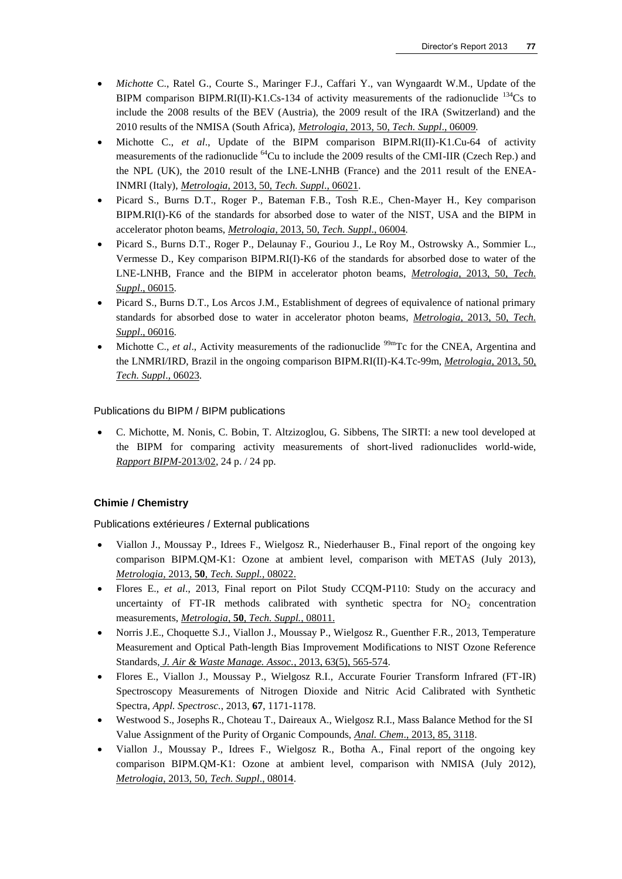- *Michotte* C., Ratel G., Courte S., Maringer F.J., Caffari Y., van Wyngaardt W.M., Update of the BIPM comparison BIPM.RI(II)-K1.Cs-134 of activity measurements of the radionuclide $^{134}$Cs to include the 2008 results of the BEV (Austria), the 2009 result of the IRA (Switzerland) and the 2010 results of the NMISA (South Africa), *Metrologia*, 2013, 50, *Tech. Suppl*., 06009.
- Michotte C., *et al*., Update of the BIPM comparison BIPM.RI(II)-K1.Cu-64 of activity measurements of the radionuclide $^{64}$Cu to include the 2009 results of the CMI-IIR (Czech Rep.) and the NPL (UK), the 2010 result of the LNE-LNHB (France) and the 2011 result of the ENEA-INMRI (Italy), *Metrologia*, 2013, 50, *Tech. Suppl*., 06021.
- Picard S., Burns D.T., Roger P., Bateman F.B., Tosh R.E., Chen-Mayer H., Key comparison BIPM.RI(I)-K6 of the standards for absorbed dose to water of the NIST, USA and the BIPM in accelerator photon beams, *Metrologia*, 2013, 50, *Tech. Suppl*., 06004.
- Picard S., Burns D.T., Roger P., Delaunay F., Gouriou J., Le Roy M., Ostrowsky A., Sommier L., Vermesse D., Key comparison BIPM.RI(I)-K6 of the standards for absorbed dose to water of the LNE-LNHB, France and the BIPM in accelerator photon beams, *Metrologia*, 2013, 50, *Tech. Suppl*., 06015.
- Picard S., Burns D.T., Los Arcos J.M., Establishment of degrees of equivalence of national primary standards for absorbed dose to water in accelerator photon beams, *Metrologia*, 2013, 50, *Tech. Suppl*., 06016.
- Michotte C., *et al*., Activity measurements of the radionuclide $^{99m}$Tc for the CNEA, Argentina and the LNMRI/IRD, Brazil in the ongoing comparison BIPM.RI(II)-K4.Tc-99m, *Metrologia*, 2013, 50, *Tech. Suppl*., 06023.

Publications du BIPM / BIPM publications

- C. Michotte, M. Nonis, C. Bobin, T. Altzizoglou, G. Sibbens, The SIRTI: a new tool developed at the BIPM for comparing activity measurements of short-lived radionuclides world-wide, *Rapport BIPM*-2013/02, 24 p. / 24 pp.

### Chimie / Chemistry

Publications extérieures / External publications

- Viallon J., Moussay P., Idrees F., Wielgosz R., Niederhauser B., Final report of the ongoing key comparison BIPM.QM-K1: Ozone at ambient level, comparison with METAS (July 2013), *Metrologia*, 2013, **50**, *Tech. Suppl.*, 08022.
- Flores E., *et al*., 2013, Final report on Pilot Study CCQM-P110: Study on the accuracy and uncertainty of FT-IR methods calibrated with synthetic spectra for $NO_2$ concentration measurements, *Metrologia*, **50**, *Tech. Suppl.*, 08011.
- Norris J.E., Choquette S.J., Viallon J., Moussay P., Wielgosz R., Guenther F.R., 2013, Temperature Measurement and Optical Path-length Bias Improvement Modifications to NIST Ozone Reference Standards, *J. Air & Waste Manage. Assoc.*, 2013, 63(5), 565-574.
- Flores E., Viallon J., Moussay P., Wielgosz R.I., Accurate Fourier Transform Infrared (FT-IR) Spectroscopy Measurements of Nitrogen Dioxide and Nitric Acid Calibrated with Synthetic Spectra, *Appl. Spectrosc.*, 2013, **67**, 1171-1178.
- Westwood S., Josephs R., Choteau T., Daireaux A., Wielgosz R.I., Mass Balance Method for the SI Value Assignment of the Purity of Organic Compounds, *Anal. Chem*., 2013, 85, 3118.
- Viallon J., Moussay P., Idrees F., Wielgosz R., Botha A., Final report of the ongoing key comparison BIPM.QM-K1: Ozone at ambient level, comparison with NMISA (July 2012), *Metrologia*, 2013, 50, *Tech. Suppl*., 08014.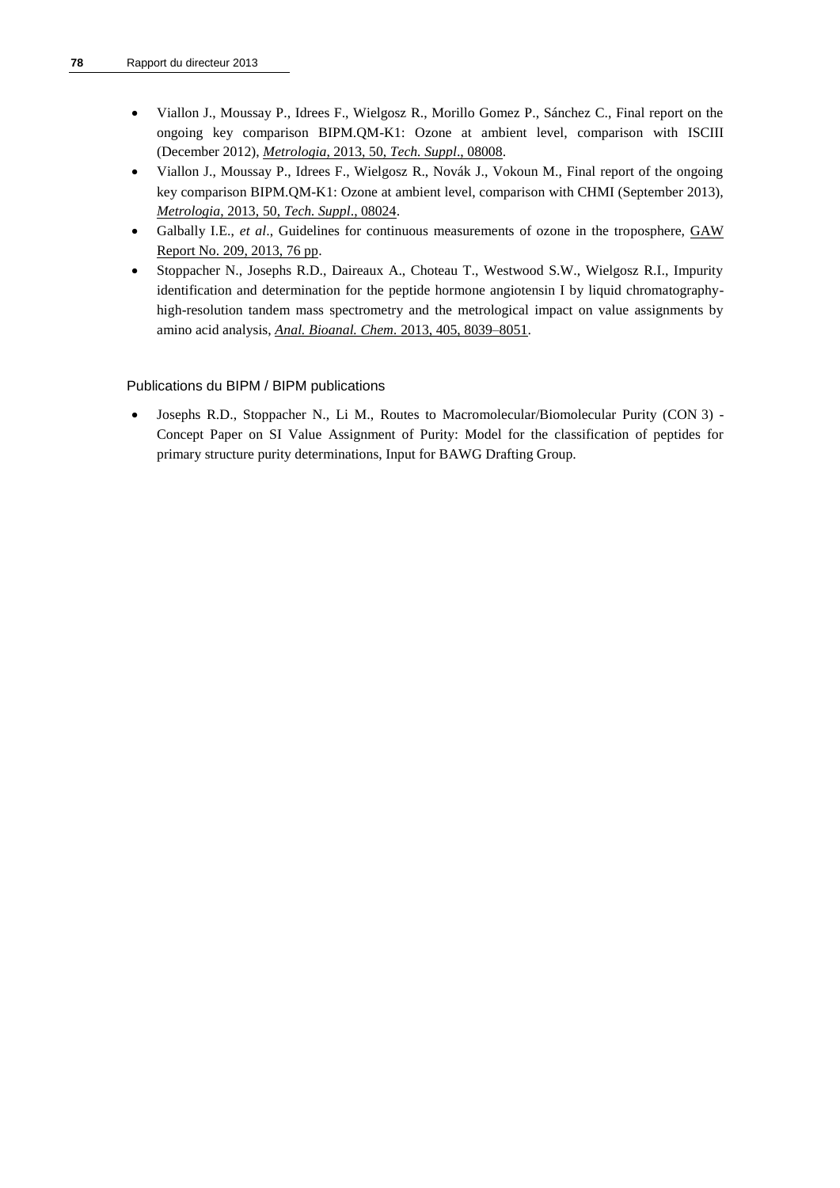- Viallon J., Moussay P., Idrees F., Wielgosz R., Morillo Gomez P., Sánchez C., Final report on the ongoing key comparison BIPM.QM-K1: Ozone at ambient level, comparison with ISCIII (December 2012), *Metrologia*, 2013, 50, *Tech. Suppl*., 08008.
- Viallon J., Moussay P., Idrees F., Wielgosz R., Novák J., Vokoun M., Final report of the ongoing key comparison BIPM.QM-K1: Ozone at ambient level, comparison with CHMI (September 2013), *Metrologia*, 2013, 50, *Tech. Suppl*., 08024.
- Galbally I.E., *et al*., Guidelines for continuous measurements of ozone in the troposphere, GAW Report No. 209, 2013, 76 pp.
- Stoppacher N., Josephs R.D., Daireaux A., Choteau T., Westwood S.W., Wielgosz R.I., Impurity identification and determination for the peptide hormone angiotensin I by liquid chromatography-high-resolution tandem mass spectrometry and the metrological impact on value assignments by amino acid analysis, *Anal. Bioanal. Chem*. 2013, 405, 8039–8051.

### Publications du BIPM / BIPM publications

- Josephs R.D., Stoppacher N., Li M., Routes to Macromolecular/Biomolecular Purity (CON 3) - Concept Paper on SI Value Assignment of Purity: Model for the classification of peptides for primary structure purity determinations, Input for BAWG Drafting Group.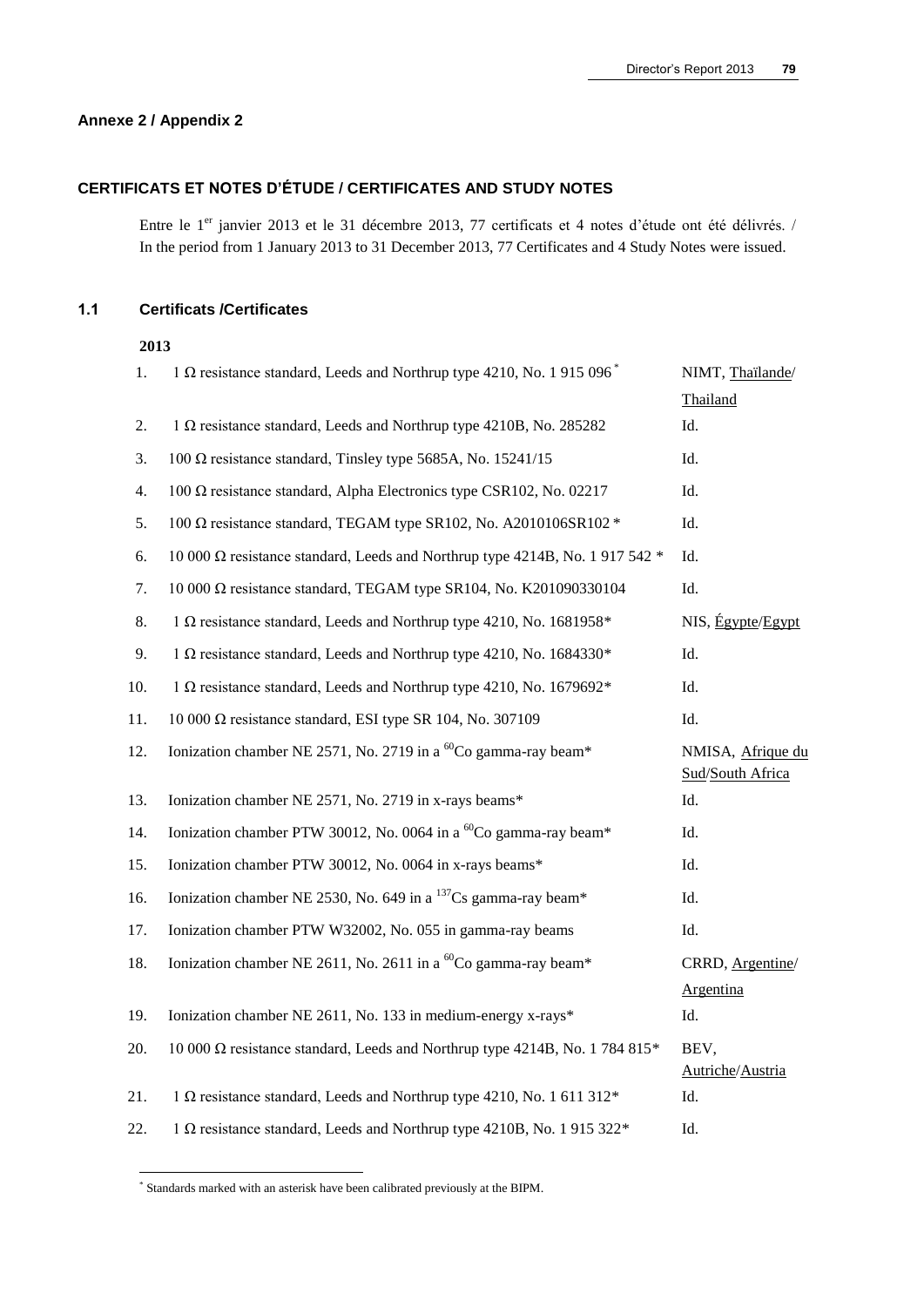## Annexe 2 / Appendix 2

### CERTIFICATS ET NOTES D'ÉTUDE / CERTIFICATES AND STUDY NOTES

Entre le 1[er] janvier 2013 et le 31 décembre 2013, 77 certificats et 4 notes d'étude ont été délivrés. / In the period from 1 January 2013 to 31 December 2013, 77 Certificates and 4 Study Notes were issued.

### 1.1 Certificats /Certificates

**2013**

| | | |
|---|---|---|
| 1. | 1 Ω resistance standard, Leeds and Northrup type 4210, No. 1 915 096 * | NIMT, Thaïlande/ Thailand |
| 2. | 1 Ω resistance standard, Leeds and Northrup type 4210B, No. 285282 | Id. |
| 3. | 100 Ω resistance standard, Tinsley type 5685A, No. 15241/15 | Id. |
| 4. | 100 Ω resistance standard, Alpha Electronics type CSR102, No. 02217 | Id. |
| 5. | 100 Ω resistance standard, TEGAM type SR102, No. A2010106SR102 * | Id. |
| 6. | 10 000 Ω resistance standard, Leeds and Northrup type 4214B, No. 1 917 542 * | Id. |
| 7. | 10 000 Ω resistance standard, TEGAM type SR104, No. K201090330104 | Id. |
| 8. | 1 Ω resistance standard, Leeds and Northrup type 4210, No. 1681958* | NIS, Égypte/Egypt |
| 9. | 1 Ω resistance standard, Leeds and Northrup type 4210, No. 1684330* | Id. |
| 10. | 1 Ω resistance standard, Leeds and Northrup type 4210, No. 1679692* | Id. |
| 11. | 10 000 Ω resistance standard, ESI type SR 104, No. 307109 | Id. |
| 12. | Ionization chamber NE 2571, No. 2719 in a $^{60}$Co gamma-ray beam* | NMISA, Afrique du Sud/South Africa |
| 13. | Ionization chamber NE 2571, No. 2719 in x-rays beams* | Id. |
| 14. | Ionization chamber PTW 30012, No. 0064 in a $^{60}$Co gamma-ray beam* | Id. |
| 15. | Ionization chamber PTW 30012, No. 0064 in x-rays beams* | Id. |
| 16. | Ionization chamber NE 2530, No. 649 in a $^{137}$Cs gamma-ray beam* | Id. |
| 17. | Ionization chamber PTW W32002, No. 055 in gamma-ray beams | Id. |
| 18. | Ionization chamber NE 2611, No. 2611 in a $^{60}$Co gamma-ray beam* | CRRD, Argentine/ Argentina |
| 19. | Ionization chamber NE 2611, No. 133 in medium-energy x-rays* | Id. |
| 20. | 10 000 Ω resistance standard, Leeds and Northrup type 4214B, No. 1 784 815* | BEV, Autriche/Austria |
| 21. | 1 Ω resistance standard, Leeds and Northrup type 4210, No. 1 611 312* | Id. |
| 22. | 1 Ω resistance standard, Leeds and Northrup type 4210B, No. 1 915 322* | Id. |

* Standards marked with an asterisk have been calibrated previously at the BIPM.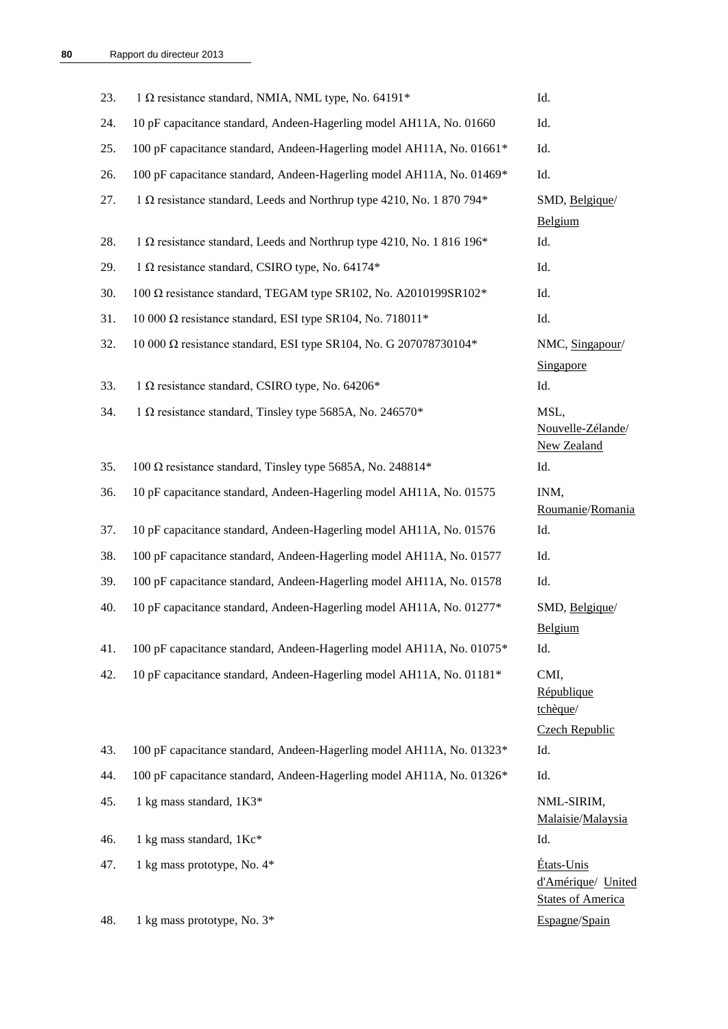| | | |
|---|---|---|
| 23. | 1 Ω resistance standard, NMIA, NML type, No. 64191* | Id. |
| 24. | 10 pF capacitance standard, Andeen-Hagerling model AH11A, No. 01660 | Id. |
| 25. | 100 pF capacitance standard, Andeen-Hagerling model AH11A, No. 01661* | Id. |
| 26. | 100 pF capacitance standard, Andeen-Hagerling model AH11A, No. 01469* | Id. |
| 27. | 1 Ω resistance standard, Leeds and Northrup type 4210, No. 1 870 794* | SMD, Belgique/ Belgium |
| 28. | 1 Ω resistance standard, Leeds and Northrup type 4210, No. 1 816 196* | Id. |
| 29. | 1 Ω resistance standard, CSIRO type, No. 64174* | Id. |
| 30. | 100 Ω resistance standard, TEGAM type SR102, No. A2010199SR102* | Id. |
| 31. | 10 000 Ω resistance standard, ESI type SR104, No. 718011* | Id. |
| 32. | 10 000 Ω resistance standard, ESI type SR104, No. G 207078730104* | NMC, Singapour/ Singapore |
| 33. | 1 Ω resistance standard, CSIRO type, No. 64206* | Id. |
| 34. | 1 Ω resistance standard, Tinsley type 5685A, No. 246570* | MSL, Nouvelle-Zélande/ New Zealand |
| 35. | 100 Ω resistance standard, Tinsley type 5685A, No. 248814* | Id. |
| 36. | 10 pF capacitance standard, Andeen-Hagerling model AH11A, No. 01575 | INM, Roumanie/Romania |
| 37. | 10 pF capacitance standard, Andeen-Hagerling model AH11A, No. 01576 | Id. |
| 38. | 100 pF capacitance standard, Andeen-Hagerling model AH11A, No. 01577 | Id. |
| 39. | 100 pF capacitance standard, Andeen-Hagerling model AH11A, No. 01578 | Id. |
| 40. | 10 pF capacitance standard, Andeen-Hagerling model AH11A, No. 01277* | SMD, Belgique/ Belgium |
| 41. | 100 pF capacitance standard, Andeen-Hagerling model AH11A, No. 01075* | Id. |
| 42. | 10 pF capacitance standard, Andeen-Hagerling model AH11A, No. 01181* | CMI, République tchèque/ Czech Republic |
| 43. | 100 pF capacitance standard, Andeen-Hagerling model AH11A, No. 01323* | Id. |
| 44. | 100 pF capacitance standard, Andeen-Hagerling model AH11A, No. 01326* | Id. |
| 45. | 1 kg mass standard, 1K3* | NML-SIRIM, Malaisie/Malaysia |
| 46. | 1 kg mass standard, 1Kc* | Id. |
| 47. | 1 kg mass prototype, No. 4* | États-Unis d'Amérique/ United States of America |
| 48. | 1 kg mass prototype, No. 3* | Espagne/Spain |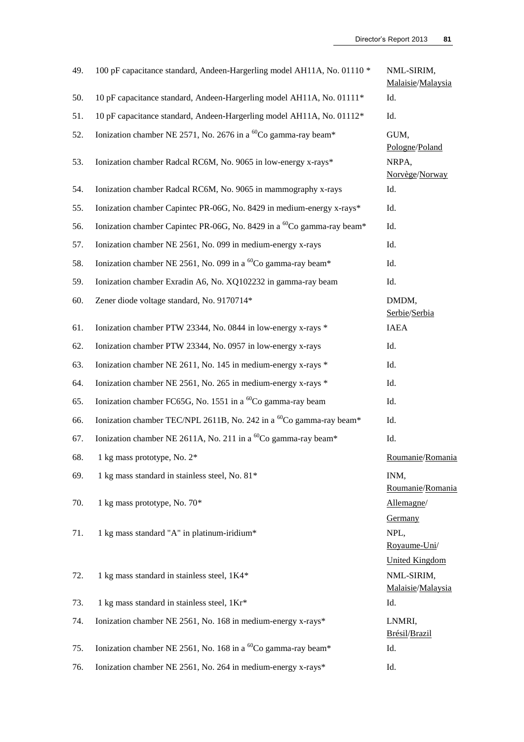| | | |
|---|---|---|
| 49. | 100 pF capacitance standard, Andeen-Hargerling model AH11A, No. 01110 * | NML-SIRIM, Malaisie/Malaysia |
| 50. | 10 pF capacitance standard, Andeen-Hargerling model AH11A, No. 01111* | Id. |
| 51. | 10 pF capacitance standard, Andeen-Hargerling model AH11A, No. 01112* | Id. |
| 52. | Ionization chamber NE 2571, No. 2676 in a $^{60}$Co gamma-ray beam* | GUM, Pologne/Poland |
| 53. | Ionization chamber Radcal RC6M, No. 9065 in low-energy x-rays* | NRPA, Norvège/Norway |
| 54. | Ionization chamber Radcal RC6M, No. 9065 in mammography x-rays | Id. |
| 55. | Ionization chamber Capintec PR-06G, No. 8429 in medium-energy x-rays* | Id. |
| 56. | Ionization chamber Capintec PR-06G, No. 8429 in a $^{60}$Co gamma-ray beam* | Id. |
| 57. | Ionization chamber NE 2561, No. 099 in medium-energy x-rays | Id. |
| 58. | Ionization chamber NE 2561, No. 099 in a $^{60}$Co gamma-ray beam* | Id. |
| 59. | Ionization chamber Exradin A6, No. XQ102232 in gamma-ray beam | Id. |
| 60. | Zener diode voltage standard, No. 9170714* | DMDM, Serbie/Serbia |
| 61. | Ionization chamber PTW 23344, No. 0844 in low-energy x-rays * | IAEA |
| 62. | Ionization chamber PTW 23344, No. 0957 in low-energy x-rays | Id. |
| 63. | Ionization chamber NE 2611, No. 145 in medium-energy x-rays * | Id. |
| 64. | Ionization chamber NE 2561, No. 265 in medium-energy x-rays * | Id. |
| 65. | Ionization chamber FC65G, No. 1551 in a $^{60}$Co gamma-ray beam | Id. |
| 66. | Ionization chamber TEC/NPL 2611B, No. 242 in a $^{60}$Co gamma-ray beam* | Id. |
| 67. | Ionization chamber NE 2611A, No. 211 in a $^{60}$Co gamma-ray beam* | Id. |
| 68. | 1 kg mass prototype, No. 2* | Roumanie/Romania |
| 69. | 1 kg mass standard in stainless steel, No. 81* | INM, Roumanie/Romania |
| 70. | 1 kg mass prototype, No. 70* | Allemagne/Germany |
| 71. | 1 kg mass standard "A" in platinum-iridium* | NPL, Royaume-Uni/United Kingdom |
| 72. | 1 kg mass standard in stainless steel, 1K4* | NML-SIRIM, Malaisie/Malaysia |
| 73. | 1 kg mass standard in stainless steel, 1Kr* | Id. |
| 74. | Ionization chamber NE 2561, No. 168 in medium-energy x-rays* | LNMRI, Brésil/Brazil |
| 75. | Ionization chamber NE 2561, No. 168 in a $^{60}$Co gamma-ray beam* | Id. |
| 76. | Ionization chamber NE 2561, No. 264 in medium-energy x-rays* | Id. |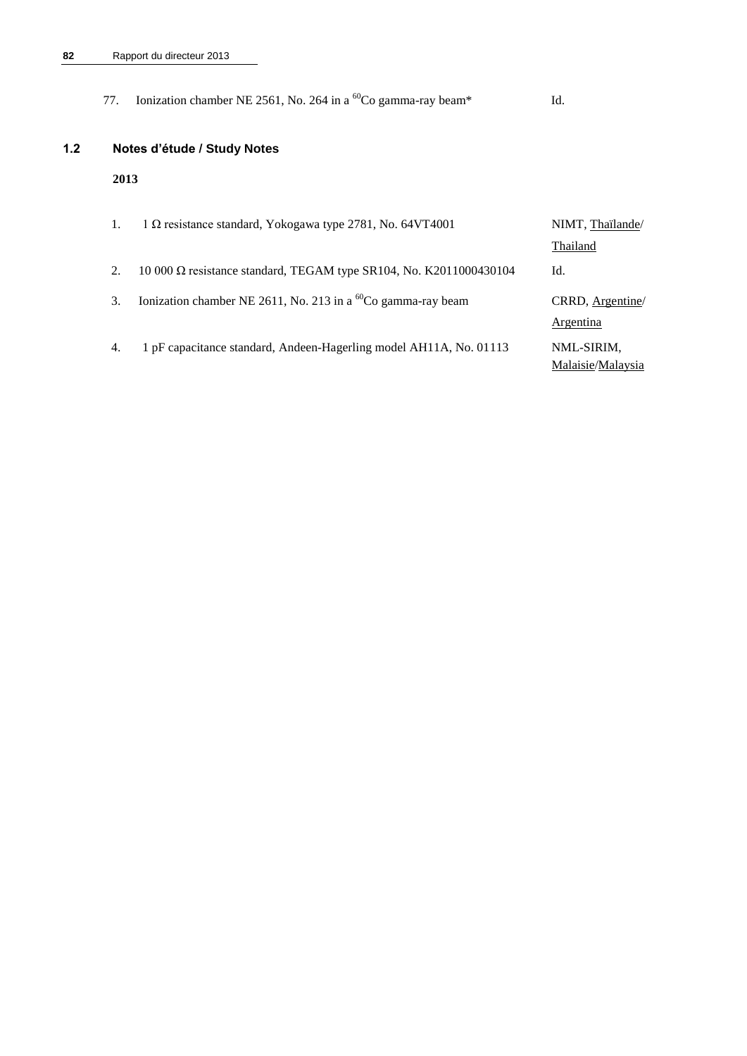| | | |
|---|---|---|
| 77. | Ionization chamber NE 2561, No. 264 in a $^{60}$Co gamma-ray beam* | Id. |

## 1.2 Notes d'étude / Study Notes

**2013**

| | | |
|---|---|---|
| 1. | 1 Ω resistance standard, Yokogawa type 2781, No. 64VT4001 | NIMT, Thaïlande/ Thailand |
| 2. | 10 000 Ω resistance standard, TEGAM type SR104, No. K2011000430104 | Id. |
| 3. | Ionization chamber NE 2611, No. 213 in a $^{60}$Co gamma-ray beam | CRRD, Argentine/ Argentina |
| 4. | 1 pF capacitance standard, Andeen-Hagerling model AH11A, No. 01113 | NML-SIRIM, Malaisie/Malaysia |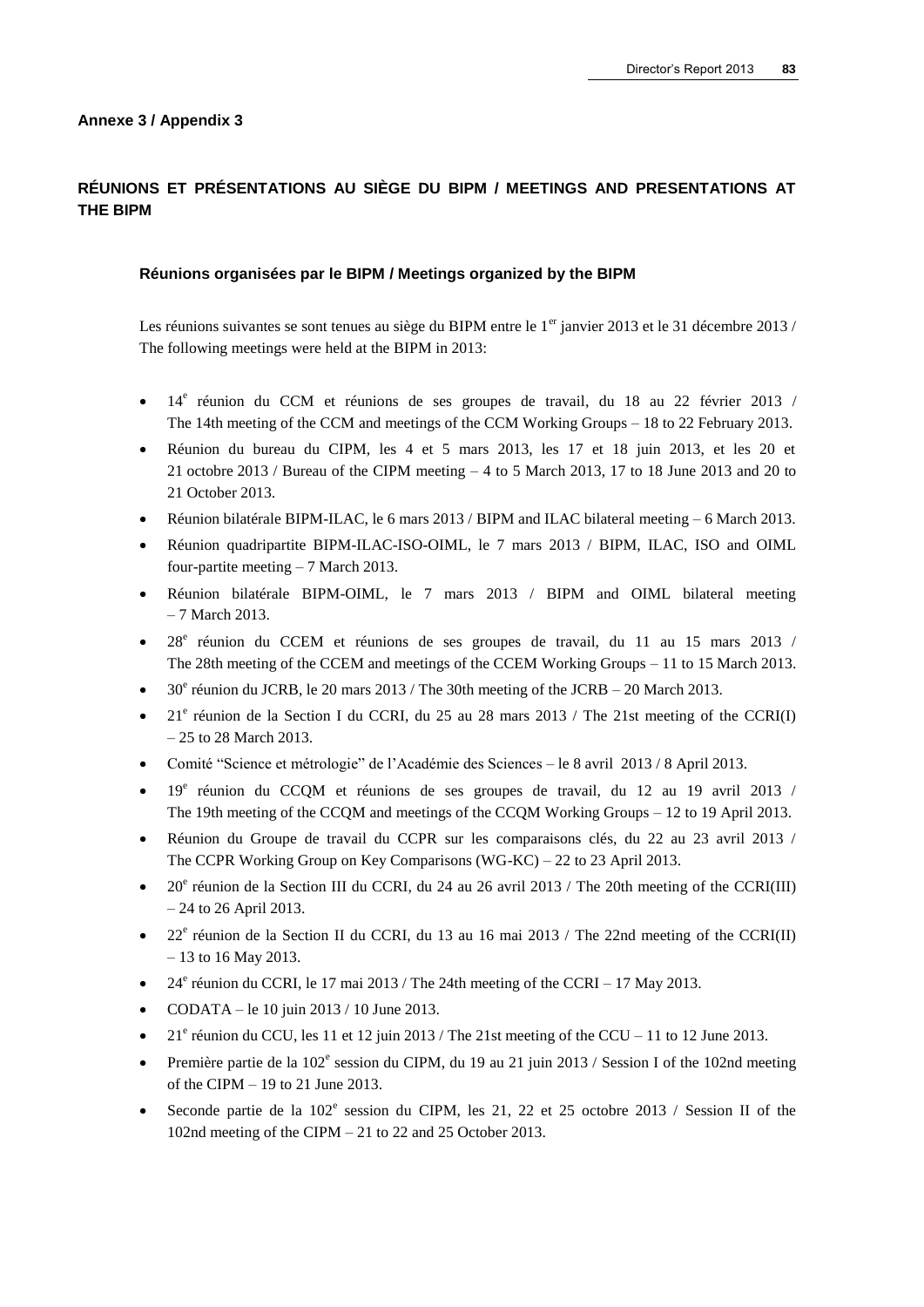**Annexe 3 / Appendix 3**

## RÉUNIONS ET PRÉSENTATIONS AU SIÈGE DU BIPM / MEETINGS AND PRESENTATIONS AT THE BIPM

### Réunions organisées par le BIPM / Meetings organized by the BIPM

Les réunions suivantes se sont tenues au siège du BIPM entre le 1er janvier 2013 et le 31 décembre 2013 / The following meetings were held at the BIPM in 2013:

- 14e réunion du CCM et réunions de ses groupes de travail, du 18 au 22 février 2013 / The 14th meeting of the CCM and meetings of the CCM Working Groups – 18 to 22 February 2013.
- Réunion du bureau du CIPM, les 4 et 5 mars 2013, les 17 et 18 juin 2013, et les 20 et 21 octobre 2013 / Bureau of the CIPM meeting – 4 to 5 March 2013, 17 to 18 June 2013 and 20 to 21 October 2013.
- Réunion bilatérale BIPM-ILAC, le 6 mars 2013 / BIPM and ILAC bilateral meeting – 6 March 2013.
- Réunion quadripartite BIPM-ILAC-ISO-OIML, le 7 mars 2013 / BIPM, ILAC, ISO and OIML four-partite meeting – 7 March 2013.
- Réunion bilatérale BIPM-OIML, le 7 mars 2013 / BIPM and OIML bilateral meeting – 7 March 2013.
- 28e réunion du CCEM et réunions de ses groupes de travail, du 11 au 15 mars 2013 / The 28th meeting of the CCEM and meetings of the CCEM Working Groups – 11 to 15 March 2013.
- 30e réunion du JCRB, le 20 mars 2013 / The 30th meeting of the JCRB – 20 March 2013.
- 21e réunion de la Section I du CCRI, du 25 au 28 mars 2013 / The 21st meeting of the CCRI(I) – 25 to 28 March 2013.
- Comité "Science et métrologie" de l'Académie des Sciences – le 8 avril 2013 / 8 April 2013.
- 19e réunion du CCQM et réunions de ses groupes de travail, du 12 au 19 avril 2013 / The 19th meeting of the CCQM and meetings of the CCQM Working Groups – 12 to 19 April 2013.
- Réunion du Groupe de travail du CCPR sur les comparaisons clés, du 22 au 23 avril 2013 / The CCPR Working Group on Key Comparisons (WG-KC) – 22 to 23 April 2013.
- 20e réunion de la Section III du CCRI, du 24 au 26 avril 2013 / The 20th meeting of the CCRI(III) – 24 to 26 April 2013.
- 22e réunion de la Section II du CCRI, du 13 au 16 mai 2013 / The 22nd meeting of the CCRI(II) – 13 to 16 May 2013.
- 24e réunion du CCRI, le 17 mai 2013 / The 24th meeting of the CCRI – 17 May 2013.
- CODATA – le 10 juin 2013 / 10 June 2013.
- 21e réunion du CCU, les 11 et 12 juin 2013 / The 21st meeting of the CCU – 11 to 12 June 2013.
- Première partie de la 102e session du CIPM, du 19 au 21 juin 2013 / Session I of the 102nd meeting of the CIPM – 19 to 21 June 2013.
- Seconde partie de la 102e session du CIPM, les 21, 22 et 25 octobre 2013 / Session II of the 102nd meeting of the CIPM – 21 to 22 and 25 October 2013.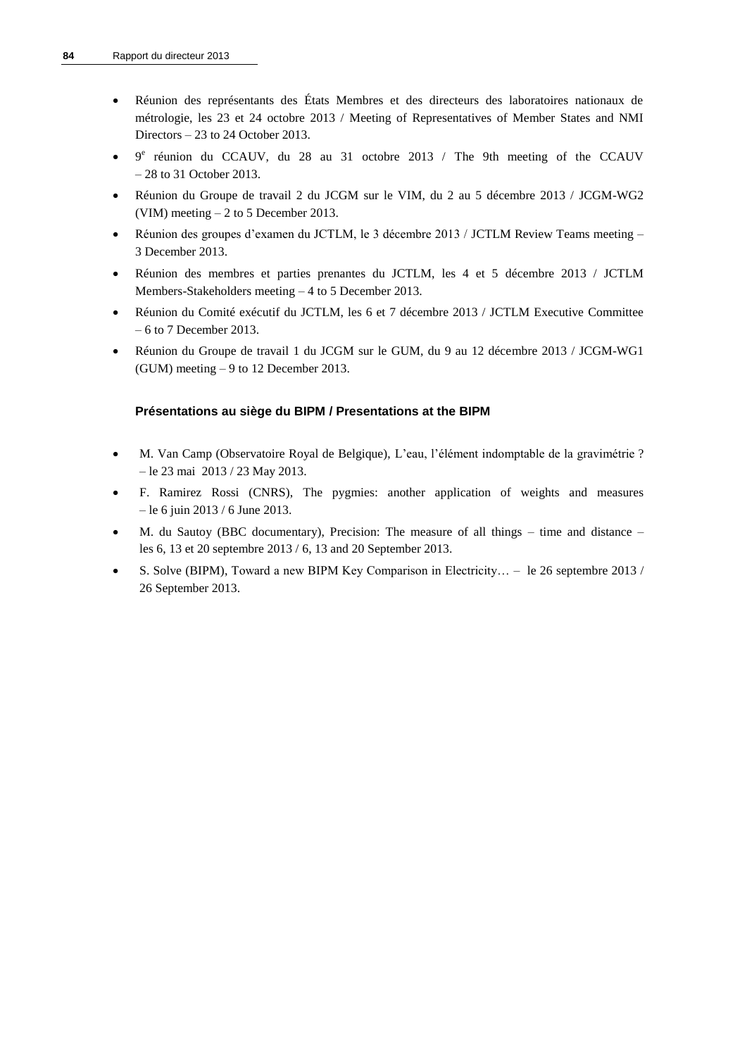- Réunion des représentants des États Membres et des directeurs des laboratoires nationaux de métrologie, les 23 et 24 octobre 2013 / Meeting of Representatives of Member States and NMI Directors – 23 to 24 October 2013.
- 9e réunion du CCAUV, du 28 au 31 octobre 2013 / The 9th meeting of the CCAUV – 28 to 31 October 2013.
- Réunion du Groupe de travail 2 du JCGM sur le VIM, du 2 au 5 décembre 2013 / JCGM-WG2 (VIM) meeting – 2 to 5 December 2013.
- Réunion des groupes d'examen du JCTLM, le 3 décembre 2013 / JCTLM Review Teams meeting – 3 December 2013.
- Réunion des membres et parties prenantes du JCTLM, les 4 et 5 décembre 2013 / JCTLM Members-Stakeholders meeting – 4 to 5 December 2013.
- Réunion du Comité exécutif du JCTLM, les 6 et 7 décembre 2013 / JCTLM Executive Committee – 6 to 7 December 2013.
- Réunion du Groupe de travail 1 du JCGM sur le GUM, du 9 au 12 décembre 2013 / JCGM-WG1 (GUM) meeting – 9 to 12 December 2013.

#### Présentations au siège du BIPM / Presentations at the BIPM

- M. Van Camp (Observatoire Royal de Belgique), L'eau, l'élément indomptable de la gravimétrie ? – le 23 mai 2013 / 23 May 2013.
- F. Ramirez Rossi (CNRS), The pygmies: another application of weights and measures – le 6 juin 2013 / 6 June 2013.
- M. du Sautoy (BBC documentary), Precision: The measure of all things – time and distance – les 6, 13 et 20 septembre 2013 / 6, 13 and 20 September 2013.
- S. Solve (BIPM), Toward a new BIPM Key Comparison in Electricity… – le 26 septembre 2013 / 26 September 2013.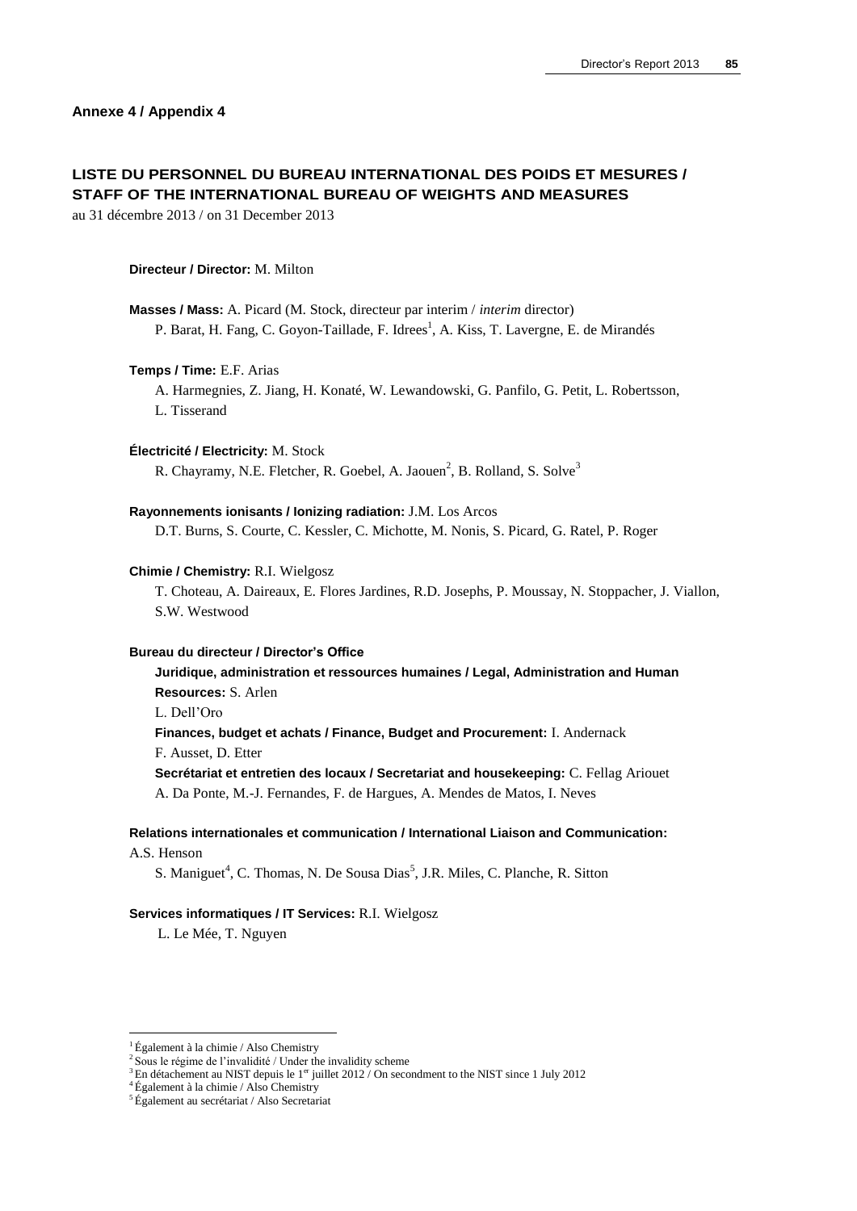**Annexe 4 / Appendix 4**

## LISTE DU PERSONNEL DU BUREAU INTERNATIONAL DES POIDS ET MESURES / STAFF OF THE INTERNATIONAL BUREAU OF WEIGHTS AND MEASURES

au 31 décembre 2013 / on 31 December 2013

**Directeur / Director:** M. Milton

**Masses / Mass:** A. Picard (M. Stock, directeur par interim / *interim* director)
P. Barat, H. Fang, C. Goyon-Taillade, F. Idrees[1], A. Kiss, T. Lavergne, E. de Mirandés

**Temps / Time:** E.F. Arias
A. Harmegnies, Z. Jiang, H. Konaté, W. Lewandowski, G. Panfilo, G. Petit, L. Robertsson, L. Tisserand

**Électricité / Electricity:** M. Stock
R. Chayramy, N.E. Fletcher, R. Goebel, A. Jaouen[2], B. Rolland, S. Solve[3]

**Rayonnements ionisants / Ionizing radiation:** J.M. Los Arcos
D.T. Burns, S. Courte, C. Kessler, C. Michotte, M. Nonis, S. Picard, G. Ratel, P. Roger

**Chimie / Chemistry:** R.I. Wielgosz
T. Choteau, A. Daireaux, E. Flores Jardines, R.D. Josephs, P. Moussay, N. Stoppacher, J. Viallon, S.W. Westwood

**Bureau du directeur / Director's Office**

**Juridique, administration et ressources humaines / Legal, Administration and Human Resources:** S. Arlen
L. Dell'Oro

**Finances, budget et achats / Finance, Budget and Procurement:** I. Andernack
F. Ausset, D. Etter

**Secrétariat et entretien des locaux / Secretariat and housekeeping:** C. Fellag Ariouet
A. Da Ponte, M.-J. Fernandes, F. de Hargues, A. Mendes de Matos, I. Neves

**Relations internationales et communication / International Liaison and Communication:** A.S. Henson
S. Maniguet[4], C. Thomas, N. De Sousa Dias[5], J.R. Miles, C. Planche, R. Sitton

**Services informatiques / IT Services:** R.I. Wielgosz
L. Le Mée, T. Nguyen

---

[1] Également à la chimie / Also Chemistry
[2] Sous le régime de l'invalidité / Under the invalidity scheme
[3] En détachement au NIST depuis le 1er juillet 2012 / On secondment to the NIST since 1 July 2012
[4] Également à la chimie / Also Chemistry
[5] Également au secrétariat / Also Secretariat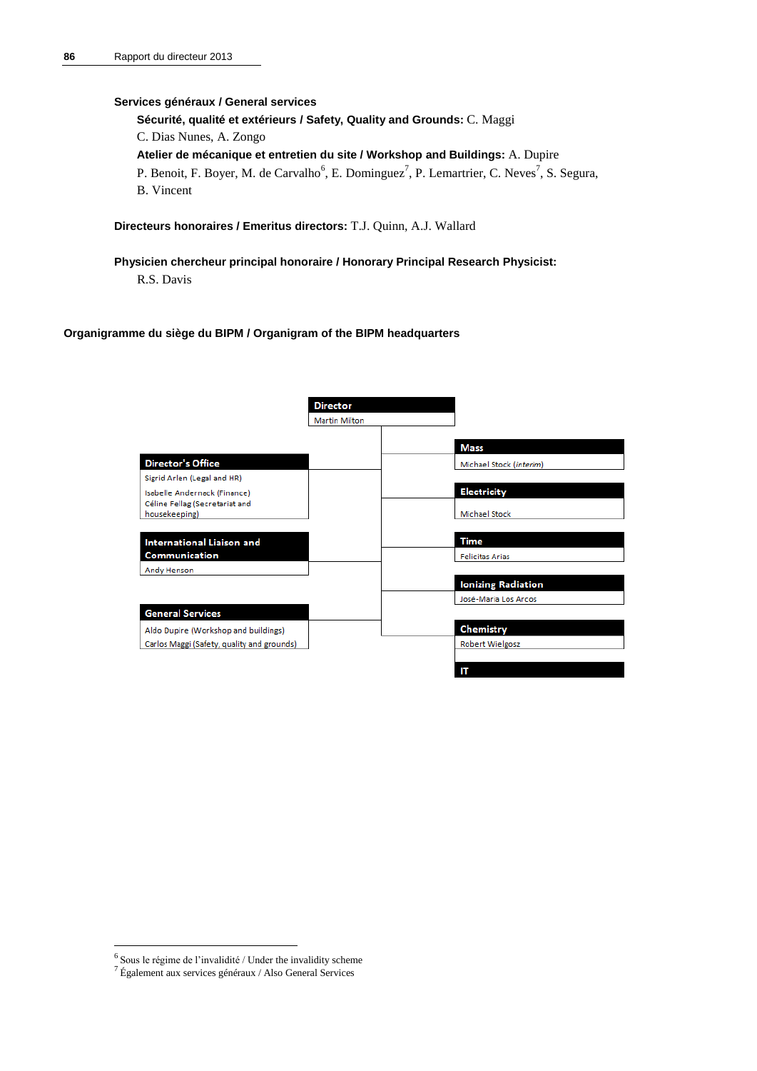**Services généraux / General services**

**Sécurité, qualité et extérieurs / Safety, Quality and Grounds:** C. Maggi
C. Dias Nunes, A. Zongo

**Atelier de mécanique et entretien du site / Workshop and Buildings:** A. Dupire
P. Benoit, F. Boyer, M. de Carvalho[6], E. Dominguez[7], P. Lemartrier, C. Neves[7], S. Segura, B. Vincent

**Directeurs honoraires / Emeritus directors:** T.J. Quinn, A.J. Wallard

**Physicien chercheur principal honoraire / Honorary Principal Research Physicist:**
R.S. Davis

**Organigramme du siège du BIPM / Organigram of the BIPM headquarters**

**Director**
Martin Milton

**Director's Office**
Sigrid Arlen (Legal and HR)
Isabelle Anderneck (Finance)
Céline Fellag (Secretariat and housekeeping)

**International Liaison and Communication**
Andy Henson

**General Services**
Aldo Dupire (Workshop and buildings)
Carlos Maggi (Safety, quality and grounds)

**Mass**
Michael Stock (*interim*)

**Electricity**
Michael Stock

**Time**
Felicitas Arias

**Ionizing Radiation**
José-Maria Los Arcos

**Chemistry**
Robert Wielgosz

**IT**

---

[6] Sous le régime de l'invalidité / Under the invalidity scheme
[7] Également aux services généraux / Also General Services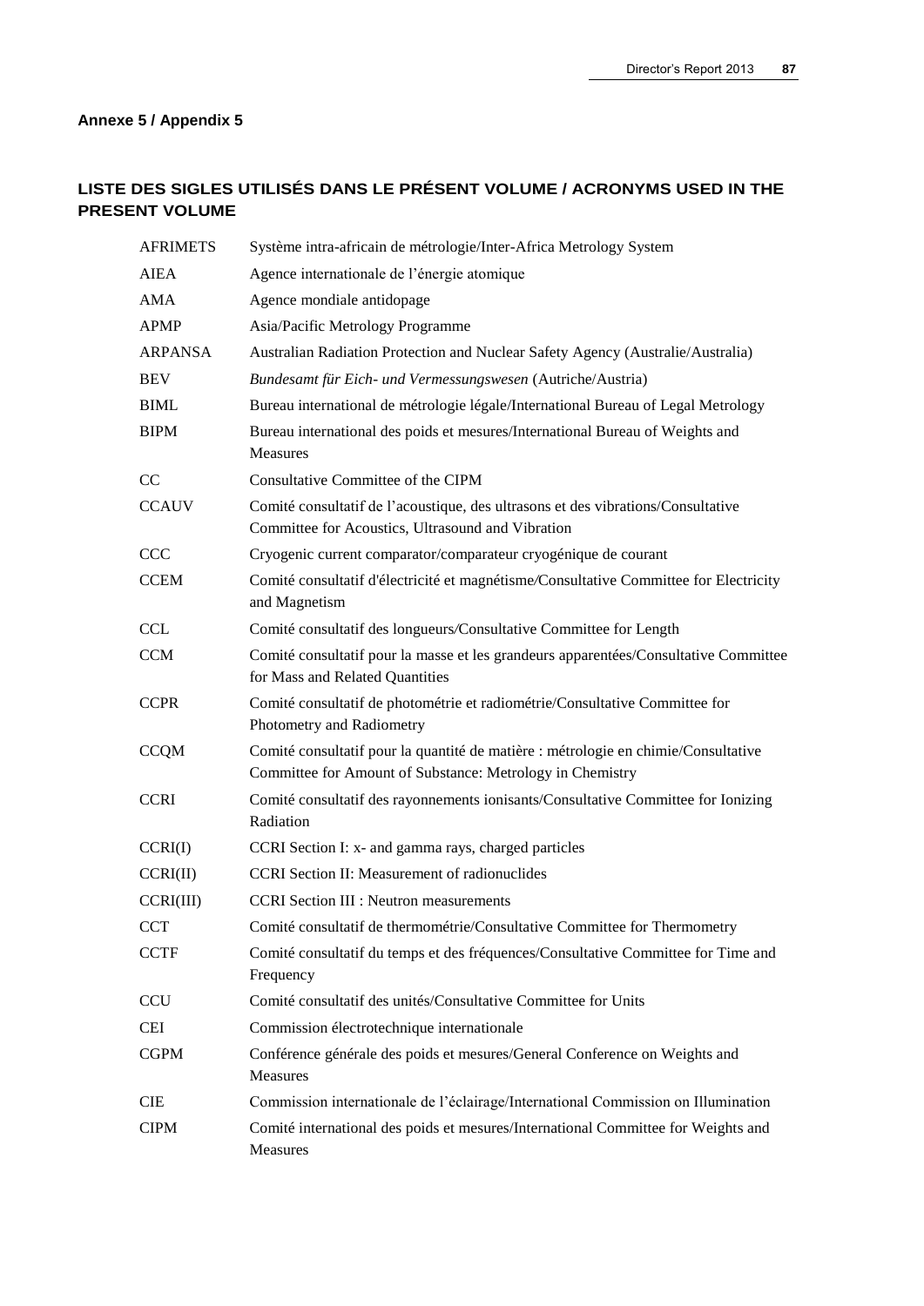**Annexe 5 / Appendix 5**

## LISTE DES SIGLES UTILISÉS DANS LE PRÉSENT VOLUME / ACRONYMS USED IN THE PRESENT VOLUME

| | |
|---|---|
| AFRIMETS | Système intra-africain de métrologie/Inter-Africa Metrology System |
| AIEA | Agence internationale de l'énergie atomique |
| AMA | Agence mondiale antidopage |
| APMP | Asia/Pacific Metrology Programme |
| ARPANSA | Australian Radiation Protection and Nuclear Safety Agency (Australie/Australia) |
| BEV | *Bundesamt für Eich- und Vermessungswesen* (Autriche/Austria) |
| BIML | Bureau international de métrologie légale/International Bureau of Legal Metrology |
| BIPM | Bureau international des poids et mesures/International Bureau of Weights and Measures |
| CC | Consultative Committee of the CIPM |
| CCAUV | Comité consultatif de l'acoustique, des ultrasons et des vibrations/Consultative Committee for Acoustics, Ultrasound and Vibration |
| CCC | Cryogenic current comparator/comparateur cryogénique de courant |
| CCEM | Comité consultatif d'électricité et magnétisme/Consultative Committee for Electricity and Magnetism |
| CCL | Comité consultatif des longueurs/Consultative Committee for Length |
| CCM | Comité consultatif pour la masse et les grandeurs apparentées/Consultative Committee for Mass and Related Quantities |
| CCPR | Comité consultatif de photométrie et radiométrie/Consultative Committee for Photometry and Radiometry |
| CCQM | Comité consultatif pour la quantité de matière : métrologie en chimie/Consultative Committee for Amount of Substance: Metrology in Chemistry |
| CCRI | Comité consultatif des rayonnements ionisants/Consultative Committee for Ionizing Radiation |
| CCRI(I) | CCRI Section I: x- and gamma rays, charged particles |
| CCRI(II) | CCRI Section II: Measurement of radionuclides |
| CCRI(III) | CCRI Section III : Neutron measurements |
| CCT | Comité consultatif de thermométrie/Consultative Committee for Thermometry |
| CCTF | Comité consultatif du temps et des fréquences/Consultative Committee for Time and Frequency |
| CCU | Comité consultatif des unités/Consultative Committee for Units |
| CEI | Commission électrotechnique internationale |
| CGPM | Conférence générale des poids et mesures/General Conference on Weights and Measures |
| CIE | Commission internationale de l'éclairage/International Commission on Illumination |
| CIPM | Comité international des poids et mesures/International Committee for Weights and Measures |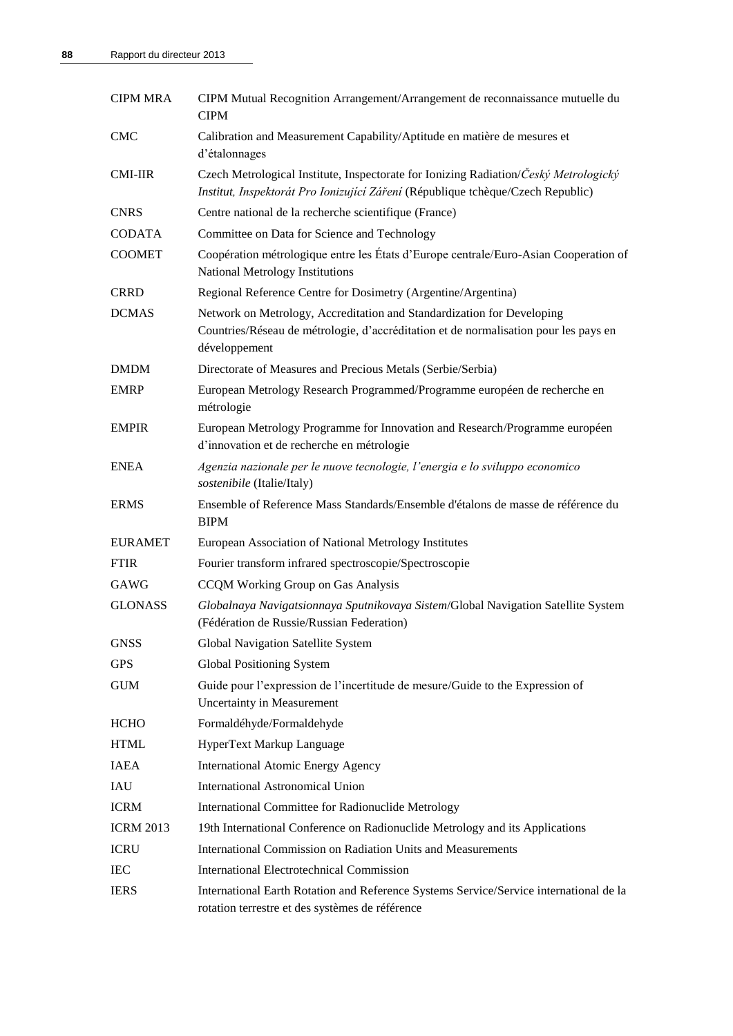| | |
|---|---|
| CIPM MRA | CIPM Mutual Recognition Arrangement/Arrangement de reconnaissance mutuelle du CIPM |
| CMC | Calibration and Measurement Capability/Aptitude en matière de mesures et d'étalonnages |
| CMI-IIR | Czech Metrological Institute, Inspectorate for Ionizing Radiation/*Český Metrologický Institut, Inspektorát Pro Ionizující Záření* (République tchèque/Czech Republic) |
| CNRS | Centre national de la recherche scientifique (France) |
| CODATA | Committee on Data for Science and Technology |
| COOMET | Coopération métrologique entre les États d'Europe centrale/Euro-Asian Cooperation of National Metrology Institutions |
| CRRD | Regional Reference Centre for Dosimetry (Argentine/Argentina) |
| DCMAS | Network on Metrology, Accreditation and Standardization for Developing Countries/Réseau de métrologie, d'accréditation et de normalisation pour les pays en développement |
| DMDM | Directorate of Measures and Precious Metals (Serbie/Serbia) |
| EMRP | European Metrology Research Programmed/Programme européen de recherche en métrologie |
| EMPIR | European Metrology Programme for Innovation and Research/Programme européen d'innovation et de recherche en métrologie |
| ENEA | *Agenzia nazionale per le nuove tecnologie, l'energia e lo sviluppo economico sostenibile* (Italie/Italy) |
| ERMS | Ensemble of Reference Mass Standards/Ensemble d'étalons de masse de référence du BIPM |
| EURAMET | European Association of National Metrology Institutes |
| FTIR | Fourier transform infrared spectroscopie/Spectroscopie |
| GAWG | CCQM Working Group on Gas Analysis |
| GLONASS | *Globalnaya Navigatsionnaya Sputnikovaya Sistem*/Global Navigation Satellite System (Fédération de Russie/Russian Federation) |
| GNSS | Global Navigation Satellite System |
| GPS | Global Positioning System |
| GUM | Guide pour l'expression de l'incertitude de mesure/Guide to the Expression of Uncertainty in Measurement |
| HCHO | Formaldéhyde/Formaldehyde |
| HTML | HyperText Markup Language |
| IAEA | International Atomic Energy Agency |
| IAU | International Astronomical Union |
| ICRM | International Committee for Radionuclide Metrology |
| ICRM 2013 | 19th International Conference on Radionuclide Metrology and its Applications |
| ICRU | International Commission on Radiation Units and Measurements |
| IEC | International Electrotechnical Commission |
| IERS | International Earth Rotation and Reference Systems Service/Service international de la rotation terrestre et des systèmes de référence |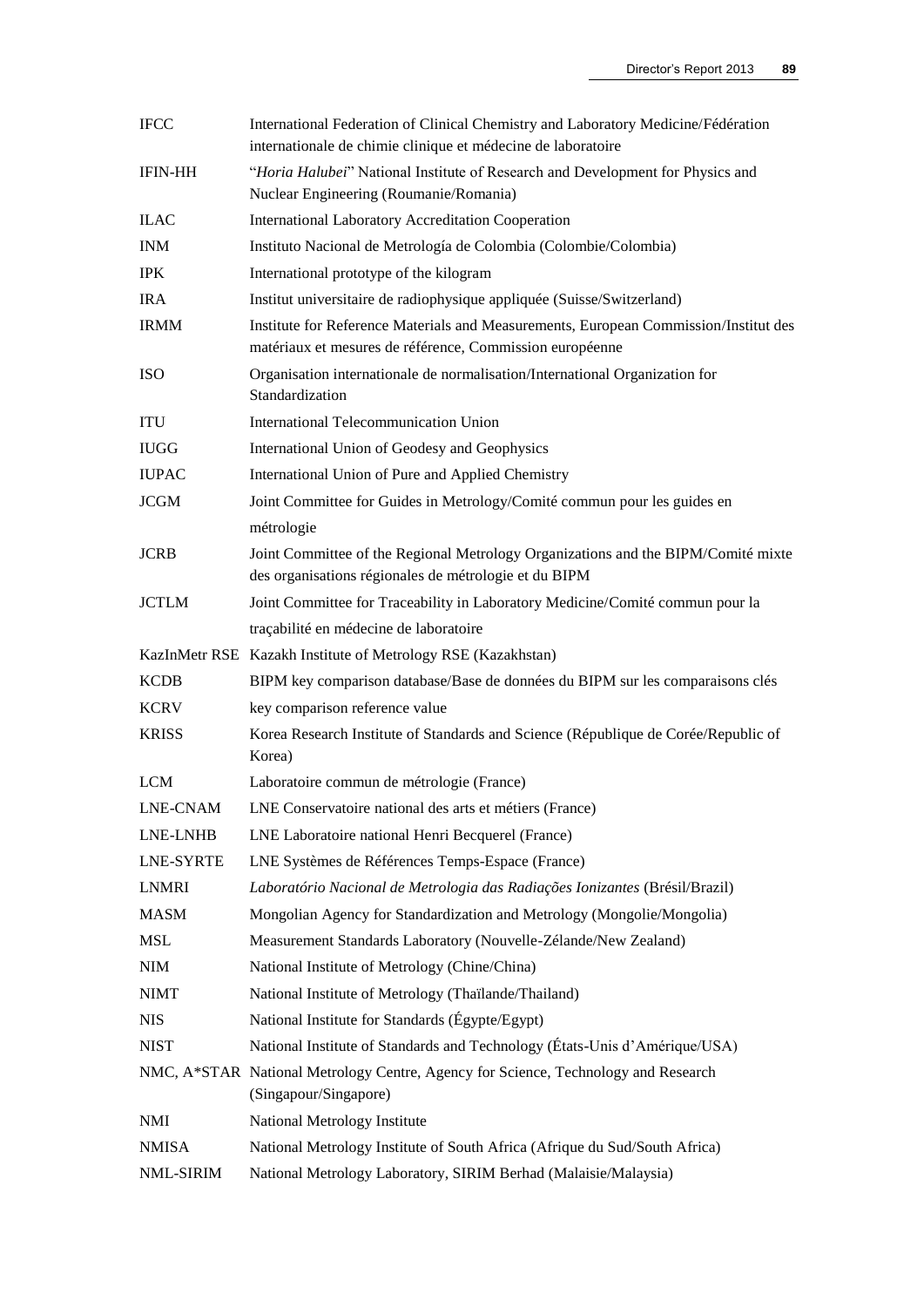| | |
|---|---|
| IFCC | International Federation of Clinical Chemistry and Laboratory Medicine/Fédération internationale de chimie clinique et médecine de laboratoire |
| IFIN-HH | "*Horia Halubei*" National Institute of Research and Development for Physics and Nuclear Engineering (Roumanie/Romania) |
| ILAC | International Laboratory Accreditation Cooperation |
| INM | Instituto Nacional de Metrología de Colombia (Colombie/Colombia) |
| IPK | International prototype of the kilogram |
| IRA | Institut universitaire de radiophysique appliquée (Suisse/Switzerland) |
| IRMM | Institute for Reference Materials and Measurements, European Commission/Institut des matériaux et mesures de référence, Commission européenne |
| ISO | Organisation internationale de normalisation/International Organization for Standardization |
| ITU | International Telecommunication Union |
| IUGG | International Union of Geodesy and Geophysics |
| IUPAC | International Union of Pure and Applied Chemistry |
| JCGM | Joint Committee for Guides in Metrology/Comité commun pour les guides en métrologie |
| JCRB | Joint Committee of the Regional Metrology Organizations and the BIPM/Comité mixte des organisations régionales de métrologie et du BIPM |
| JCTLM | Joint Committee for Traceability in Laboratory Medicine/Comité commun pour la traçabilité en médecine de laboratoire |
| KazInMetr RSE | Kazakh Institute of Metrology RSE (Kazakhstan) |
| KCDB | BIPM key comparison database/Base de données du BIPM sur les comparaisons clés |
| KCRV | key comparison reference value |
| KRISS | Korea Research Institute of Standards and Science (République de Corée/Republic of Korea) |
| LCM | Laboratoire commun de métrologie (France) |
| LNE-CNAM | LNE Conservatoire national des arts et métiers (France) |
| LNE-LNHB | LNE Laboratoire national Henri Becquerel (France) |
| LNE-SYRTE | LNE Systèmes de Références Temps-Espace (France) |
| LNMRI | *Laboratório Nacional de Metrologia das Radiações Ionizantes* (Brésil/Brazil) |
| MASM | Mongolian Agency for Standardization and Metrology (Mongolie/Mongolia) |
| MSL | Measurement Standards Laboratory (Nouvelle-Zélande/New Zealand) |
| NIM | National Institute of Metrology (Chine/China) |
| NIMT | National Institute of Metrology (Thaïlande/Thailand) |
| NIS | National Institute for Standards (Égypte/Egypt) |
| NIST | National Institute of Standards and Technology (États-Unis d'Amérique/USA) |
| NMC, A*STAR | National Metrology Centre, Agency for Science, Technology and Research (Singapour/Singapore) |
| NMI | National Metrology Institute |
| NMISA | National Metrology Institute of South Africa (Afrique du Sud/South Africa) |
| NML-SIRIM | National Metrology Laboratory, SIRIM Berhad (Malaisie/Malaysia) |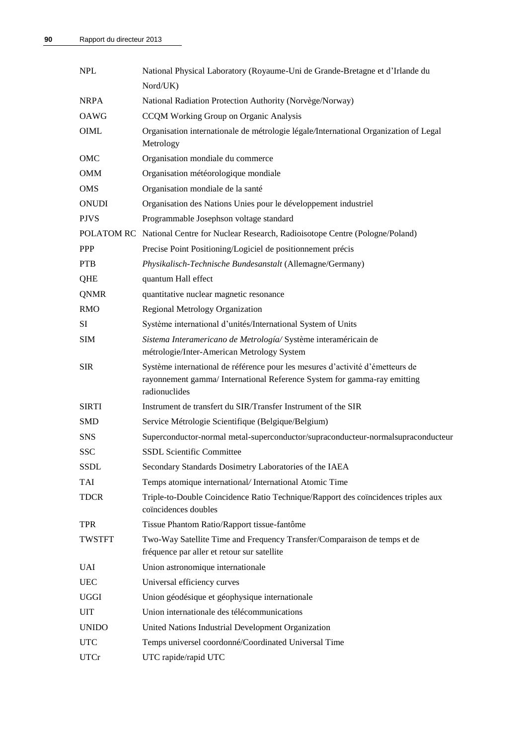| | |
|---|---|
| NPL | National Physical Laboratory (Royaume-Uni de Grande-Bretagne et d'Irlande du Nord/UK) |
| NRPA | National Radiation Protection Authority (Norvège/Norway) |
| OAWG | CCQM Working Group on Organic Analysis |
| OIML | Organisation internationale de métrologie légale/International Organization of Legal Metrology |
| OMC | Organisation mondiale du commerce |
| OMM | Organisation météorologique mondiale |
| OMS | Organisation mondiale de la santé |
| ONUDI | Organisation des Nations Unies pour le développement industriel |
| PJVS | Programmable Josephson voltage standard |
| POLATOM RC | National Centre for Nuclear Research, Radioisotope Centre (Pologne/Poland) |
| PPP | Precise Point Positioning/Logiciel de positionnement précis |
| PTB | *Physikalisch-Technische Bundesanstalt* (Allemagne/Germany) |
| QHE | quantum Hall effect |
| QNMR | quantitative nuclear magnetic resonance |
| RMO | Regional Metrology Organization |
| SI | Système international d'unités/International System of Units |
| SIM | *Sistema Interamericano de Metrología/* Système interaméricain de métrologie/Inter-American Metrology System |
| SIR | Système international de référence pour les mesures d'activité d'émetteurs de rayonnement gamma/ International Reference System for gamma-ray emitting radionuclides |
| SIRTI | Instrument de transfert du SIR/Transfer Instrument of the SIR |
| SMD | Service Métrologie Scientifique (Belgique/Belgium) |
| SNS | Superconductor-normal metal-superconductor/supraconducteur-normalsupraconducteur |
| SSC | SSDL Scientific Committee |
| SSDL | Secondary Standards Dosimetry Laboratories of the IAEA |
| TAI | Temps atomique international/ International Atomic Time |
| TDCR | Triple-to-Double Coincidence Ratio Technique/Rapport des coïncidences triples aux coïncidences doubles |
| TPR | Tissue Phantom Ratio/Rapport tissue-fantôme |
| TWSTFT | Two-Way Satellite Time and Frequency Transfer/Comparaison de temps et de fréquence par aller et retour sur satellite |
| UAI | Union astronomique internationale |
| UEC | Universal efficiency curves |
| UGGI | Union géodésique et géophysique internationale |
| UIT | Union internationale des télécommunications |
| UNIDO | United Nations Industrial Development Organization |
| UTC | Temps universel coordonné/Coordinated Universal Time |
| UTCr | UTC rapide/rapid UTC |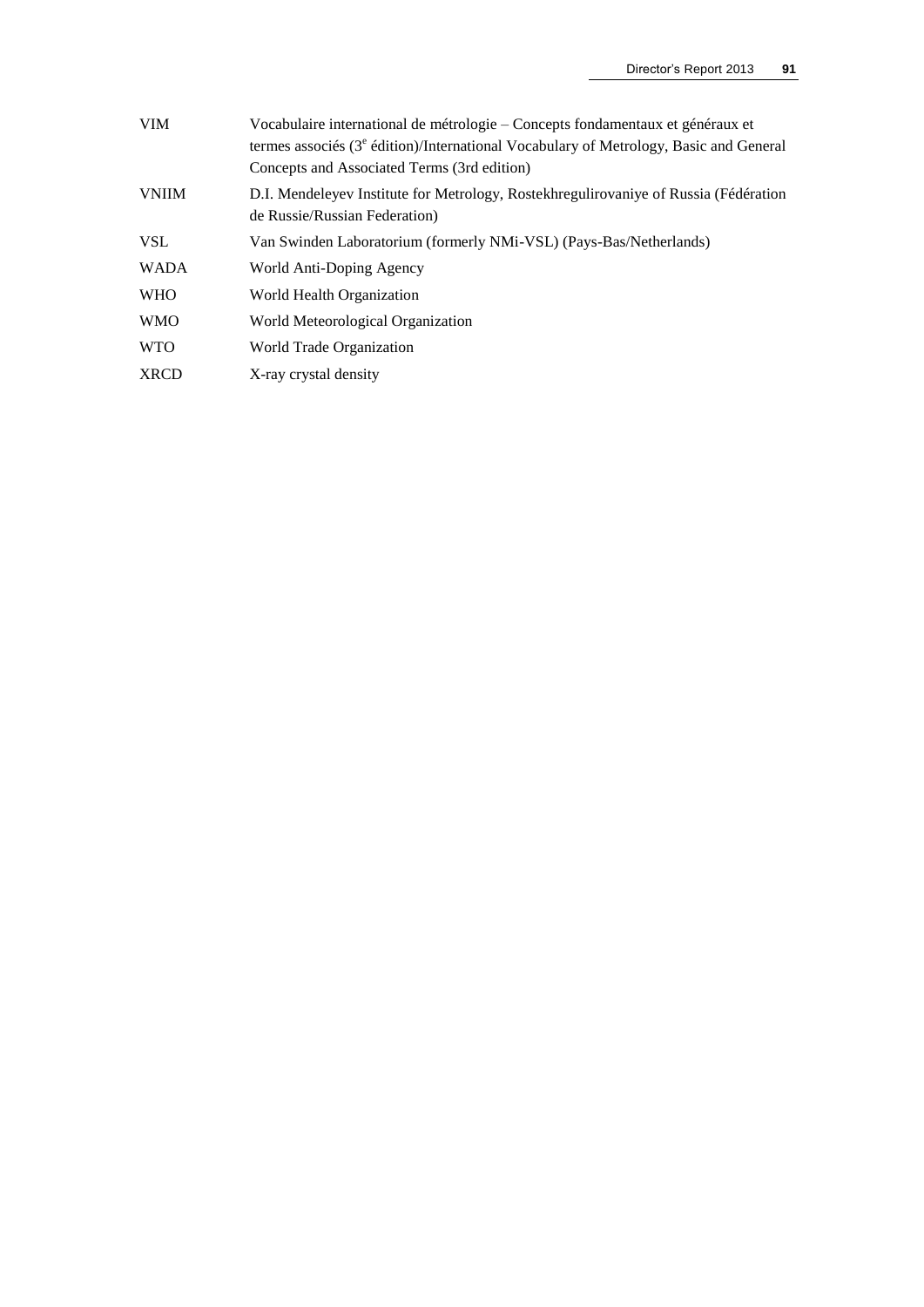| | |
|---|---|
| VIM | Vocabulaire international de métrologie – Concepts fondamentaux et généraux et termes associés (3[e] édition)/International Vocabulary of Metrology, Basic and General Concepts and Associated Terms (3rd edition) |
| VNIIM | D.I. Mendeleyev Institute for Metrology, Rostekhregulirovaniye of Russia (Fédération de Russie/Russian Federation) |
| VSL | Van Swinden Laboratorium (formerly NMi-VSL) (Pays-Bas/Netherlands) |
| WADA | World Anti-Doping Agency |
| WHO | World Health Organization |
| WMO | World Meteorological Organization |
| WTO | World Trade Organization |
| XRCD | X-ray crystal density |